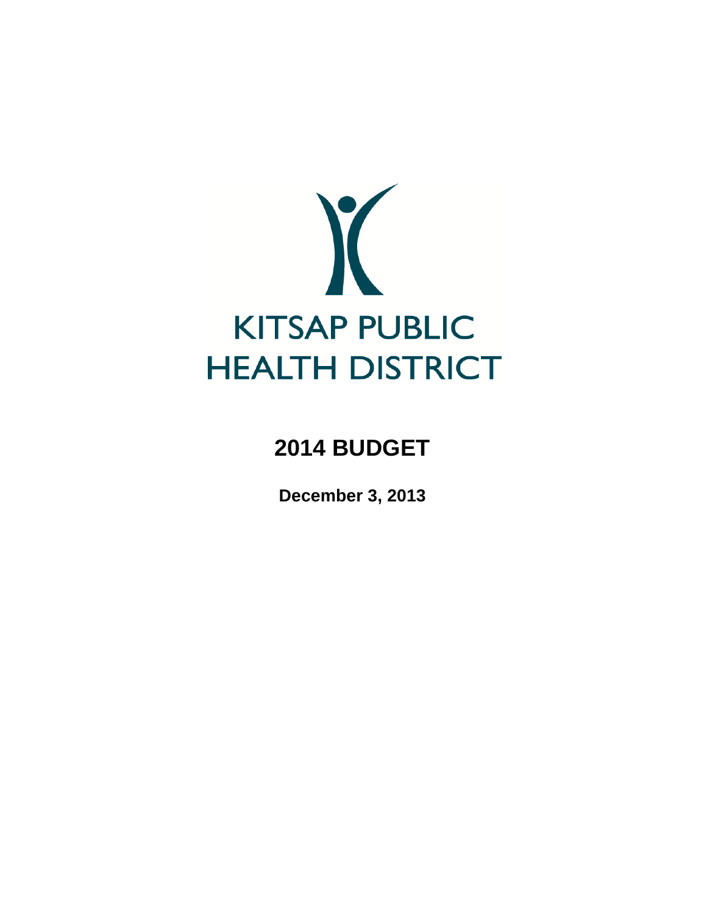# KITSAP PUBLIC HEALTH DISTRICT

## 2014 BUDGET

**December 3, 2013**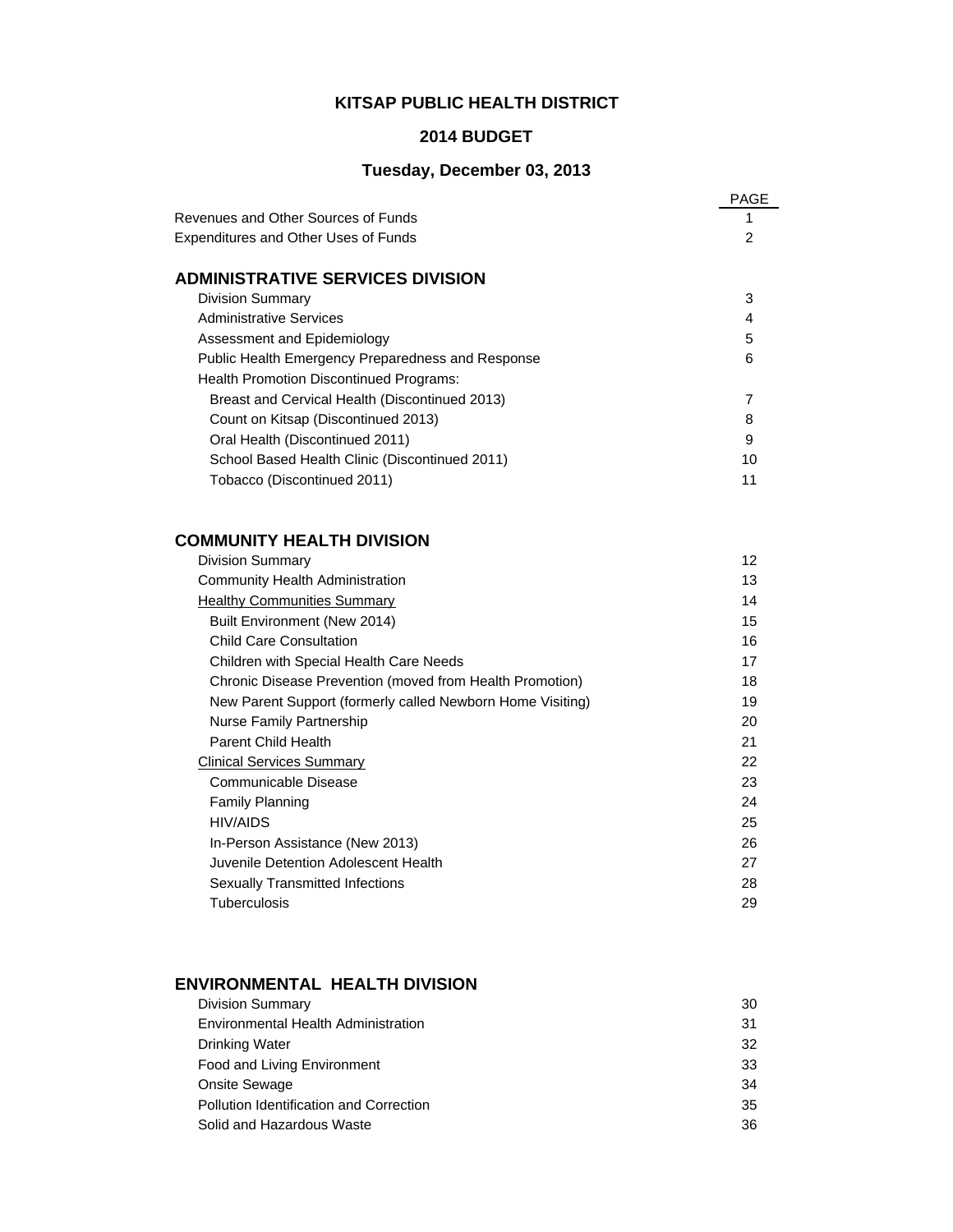# KITSAP PUBLIC HEALTH DISTRICT

## 2014 BUDGET

### Tuesday, December 03, 2013

| | PAGE |
|---|---|
| Revenues and Other Sources of Funds | 1 |
| Expenditures and Other Uses of Funds | 2 |
| **ADMINISTRATIVE SERVICES DIVISION** | |
| Division Summary | 3 |
| Administrative Services | 4 |
| Assessment and Epidemiology | 5 |
| Public Health Emergency Preparedness and Response | 6 |
| Health Promotion Discontinued Programs: | |
| Breast and Cervical Health (Discontinued 2013) | 7 |
| Count on Kitsap (Discontinued 2013) | 8 |
| Oral Health (Discontinued 2011) | 9 |
| School Based Health Clinic (Discontinued 2011) | 10 |
| Tobacco (Discontinued 2011) | 11 |
| **COMMUNITY HEALTH DIVISION** | |
| Division Summary | 12 |
| Community Health Administration | 13 |
| Healthy Communities Summary | 14 |
| Built Environment (New 2014) | 15 |
| Child Care Consultation | 16 |
| Children with Special Health Care Needs | 17 |
| Chronic Disease Prevention (moved from Health Promotion) | 18 |
| New Parent Support (formerly called Newborn Home Visiting) | 19 |
| Nurse Family Partnership | 20 |
| Parent Child Health | 21 |
| Clinical Services Summary | 22 |
| Communicable Disease | 23 |
| Family Planning | 24 |
| HIV/AIDS | 25 |
| In-Person Assistance (New 2013) | 26 |
| Juvenile Detention Adolescent Health | 27 |
| Sexually Transmitted Infections | 28 |
| Tuberculosis | 29 |
| **ENVIRONMENTAL HEALTH DIVISION** | |
| Division Summary | 30 |
| Environmental Health Administration | 31 |
| Drinking Water | 32 |
| Food and Living Environment | 33 |
| Onsite Sewage | 34 |
| Pollution Identification and Correction | 35 |
| Solid and Hazardous Waste | 36 |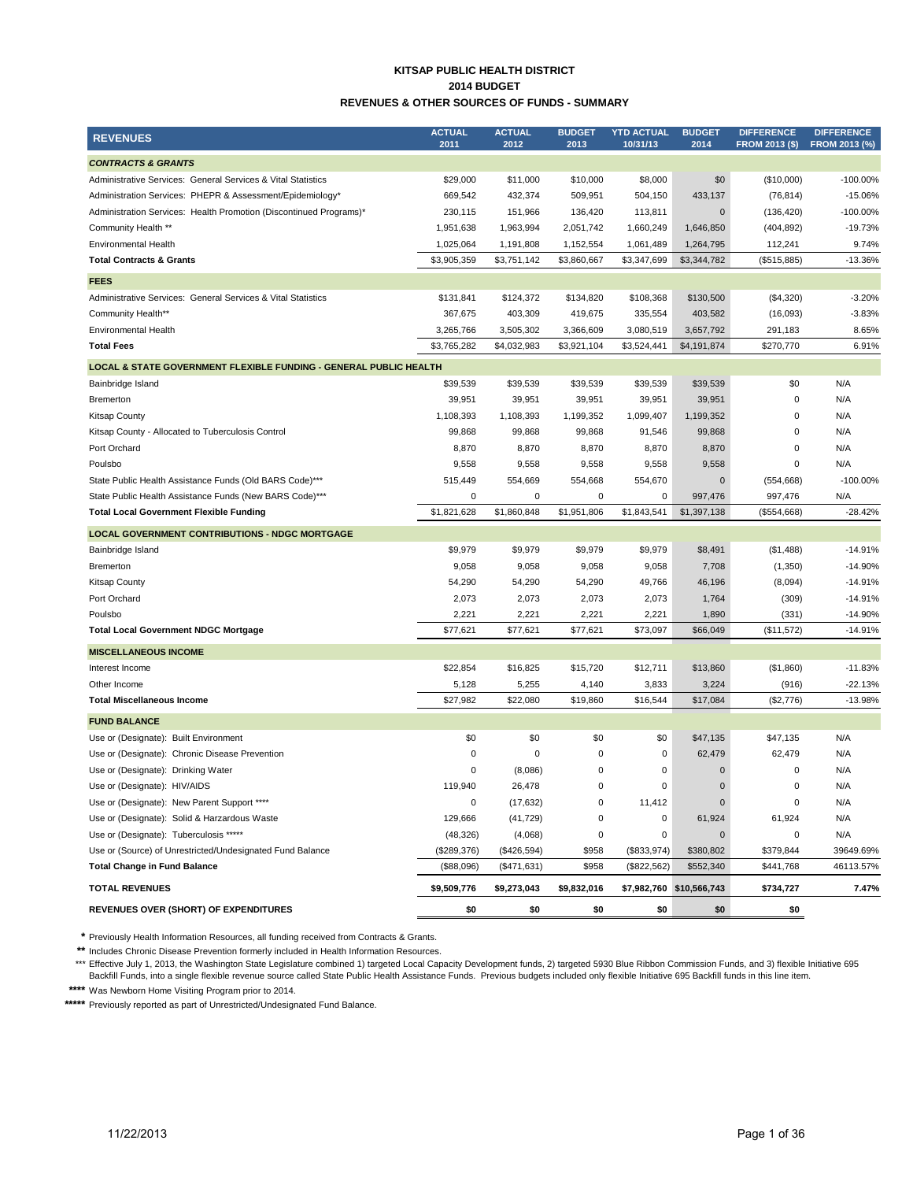# KITSAP PUBLIC HEALTH DISTRICT
## 2014 BUDGET
### REVENUES & OTHER SOURCES OF FUNDS - SUMMARY

| REVENUES | ACTUAL 2011 | ACTUAL 2012 | BUDGET 2013 | YTD ACTUAL 10/31/13 | BUDGET 2014 | DIFFERENCE FROM 2013 ($) | DIFFERENCE FROM 2013 (%) |
|---|---|---|---|---|---|---|---|
| ***CONTRACTS & GRANTS*** | | | | | | | |
| Administrative Services: General Services & Vital Statistics | $29,000 | $11,000 | $10,000 | $8,000 | $0 | ($10,000) | -100.00% |
| Administration Services: PHEPR & Assessment/Epidemiology* | 669,542 | 432,374 | 509,951 | 504,150 | 433,137 | (76,814) | -15.06% |
| Administration Services: Health Promotion (Discontinued Programs)* | 230,115 | 151,966 | 136,420 | 113,811 | 0 | (136,420) | -100.00% |
| Community Health ** | 1,951,638 | 1,963,994 | 2,051,742 | 1,660,249 | 1,646,850 | (404,892) | -19.73% |
| Environmental Health | 1,025,064 | 1,191,808 | 1,152,554 | 1,061,489 | 1,264,795 | 112,241 | 9.74% |
| **Total Contracts & Grants** | $3,905,359 | $3,751,142 | $3,860,667 | $3,347,699 | $3,344,782 | ($515,885) | -13.36% |
| **FEES** | | | | | | | |
| Administrative Services: General Services & Vital Statistics | $131,841 | $124,372 | $134,820 | $108,368 | $130,500 | ($4,320) | -3.20% |
| Community Health** | 367,675 | 403,309 | 419,675 | 335,554 | 403,582 | (16,093) | -3.83% |
| Environmental Health | 3,265,766 | 3,505,302 | 3,366,609 | 3,080,519 | 3,657,792 | 291,183 | 8.65% |
| **Total Fees** | $3,765,282 | $4,032,983 | $3,921,104 | $3,524,441 | $4,191,874 | $270,770 | 6.91% |
| **LOCAL & STATE GOVERNMENT FLEXIBLE FUNDING - GENERAL PUBLIC HEALTH** | | | | | | | |
| Bainbridge Island | $39,539 | $39,539 | $39,539 | $39,539 | $39,539 | $0 | N/A |
| Bremerton | 39,951 | 39,951 | 39,951 | 39,951 | 39,951 | 0 | N/A |
| Kitsap County | 1,108,393 | 1,108,393 | 1,199,352 | 1,099,407 | 1,199,352 | 0 | N/A |
| Kitsap County - Allocated to Tuberculosis Control | 99,868 | 99,868 | 99,868 | 91,546 | 99,868 | 0 | N/A |
| Port Orchard | 8,870 | 8,870 | 8,870 | 8,870 | 8,870 | 0 | N/A |
| Poulsbo | 9,558 | 9,558 | 9,558 | 9,558 | 9,558 | 0 | N/A |
| State Public Health Assistance Funds (Old BARS Code)*** | 515,449 | 554,669 | 554,668 | 554,670 | 0 | (554,668) | -100.00% |
| State Public Health Assistance Funds (New BARS Code)*** | 0 | 0 | 0 | 0 | 997,476 | 997,476 | N/A |
| **Total Local Government Flexible Funding** | $1,821,628 | $1,860,848 | $1,951,806 | $1,843,541 | $1,397,138 | ($554,668) | -28.42% |
| **LOCAL GOVERNMENT CONTRIBUTIONS - NDGC MORTGAGE** | | | | | | | |
| Bainbridge Island | $9,979 | $9,979 | $9,979 | $9,979 | $8,491 | ($1,488) | -14.91% |
| Bremerton | 9,058 | 9,058 | 9,058 | 9,058 | 7,708 | (1,350) | -14.90% |
| Kitsap County | 54,290 | 54,290 | 54,290 | 49,766 | 46,196 | (8,094) | -14.91% |
| Port Orchard | 2,073 | 2,073 | 2,073 | 2,073 | 1,764 | (309) | -14.91% |
| Poulsbo | 2,221 | 2,221 | 2,221 | 2,221 | 1,890 | (331) | -14.90% |
| **Total Local Government NDGC Mortgage** | $77,621 | $77,621 | $77,621 | $73,097 | $66,049 | ($11,572) | -14.91% |
| **MISCELLANEOUS INCOME** | | | | | | | |
| Interest Income | $22,854 | $16,825 | $15,720 | $12,711 | $13,860 | ($1,860) | -11.83% |
| Other Income | 5,128 | 5,255 | 4,140 | 3,833 | 3,224 | (916) | -22.13% |
| **Total Miscellaneous Income** | $27,982 | $22,080 | $19,860 | $16,544 | $17,084 | ($2,776) | -13.98% |
| **FUND BALANCE** | | | | | | | |
| Use or (Designate): Built Environment | $0 | $0 | $0 | $0 | $47,135 | $47,135 | N/A |
| Use or (Designate): Chronic Disease Prevention | 0 | 0 | 0 | 0 | 62,479 | 62,479 | N/A |
| Use or (Designate): Drinking Water | 0 | (8,086) | 0 | 0 | 0 | 0 | N/A |
| Use or (Designate): HIV/AIDS | 119,940 | 26,478 | 0 | 0 | 0 | 0 | N/A |
| Use or (Designate): New Parent Support **** | 0 | (17,632) | 0 | 11,412 | 0 | 0 | N/A |
| Use or (Designate): Solid & Harzardous Waste | 129,666 | (41,729) | 0 | 0 | 61,924 | 61,924 | N/A |
| Use or (Designate): Tuberculosis ***** | (48,326) | (4,068) | 0 | 0 | 0 | 0 | N/A |
| Use or (Source) of Unrestricted/Undesignated Fund Balance | ($289,376) | ($426,594) | $958 | ($833,974) | $380,802 | $379,844 | 39649.69% |
| **Total Change in Fund Balance** | ($88,096) | ($471,631) | $958 | ($822,562) | $552,340 | $441,768 | 46113.57% |
| **TOTAL REVENUES** | **$9,509,776** | **$9,273,043** | **$9,832,016** | **$7,982,760** | **$10,566,743** | **$734,727** | **7.47%** |
| **REVENUES OVER (SHORT) OF EXPENDITURES** | **$0** | **$0** | **$0** | **$0** | **$0** | **$0** | |

\* Previously Health Information Resources, all funding received from Contracts & Grants.

** Includes Chronic Disease Prevention formerly included in Health Information Resources.

*** Effective July 1, 2013, the Washington State Legislature combined 1) targeted Local Capacity Development funds, 2) targeted 5930 Blue Ribbon Commission Funds, and 3) flexible Initiative 695 Backfill Funds, into a single flexible revenue source called State Public Health Assistance Funds. Previous budgets included only flexible Initiative 695 Backfill funds in this line item.

**** Was Newborn Home Visiting Program prior to 2014.

***** Previously reported as part of Unrestricted/Undesignated Fund Balance.

11/22/2013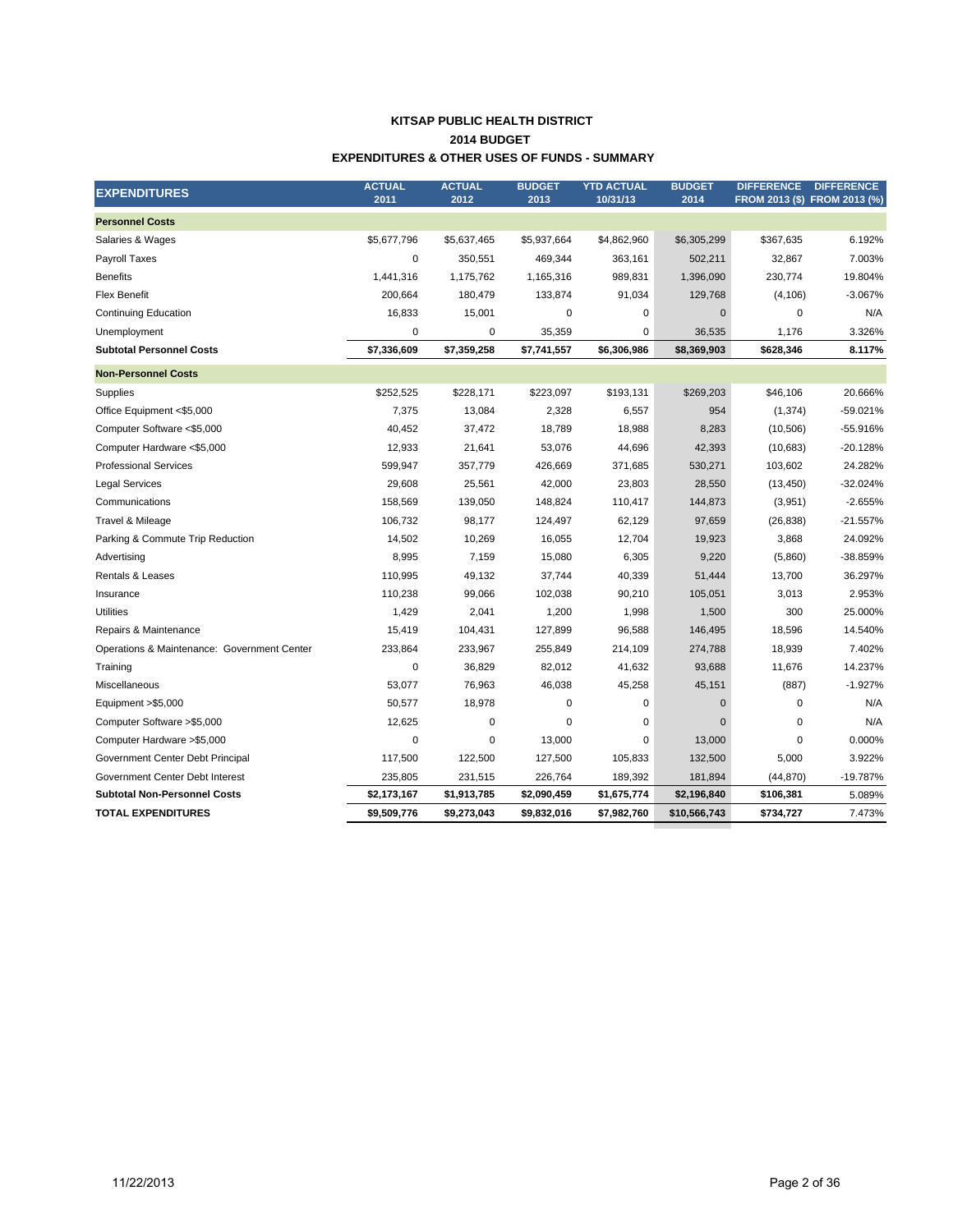# KITSAP PUBLIC HEALTH DISTRICT
## 2014 BUDGET
## EXPENDITURES & OTHER USES OF FUNDS - SUMMARY

| EXPENDITURES | ACTUAL 2011 | ACTUAL 2012 | BUDGET 2013 | YTD ACTUAL 10/31/13 | BUDGET 2014 | DIFFERENCE FROM 2013 ($) | DIFFERENCE FROM 2013 (%) |
|---|---|---|---|---|---|---|---|
| **Personnel Costs** | | | | | | | |
| Salaries & Wages | $5,677,796 | $5,637,465 | $5,937,664 | $4,862,960 | $6,305,299 | $367,635 | 6.192% |
| Payroll Taxes | 0 | 350,551 | 469,344 | 363,161 | 502,211 | 32,867 | 7.003% |
| Benefits | 1,441,316 | 1,175,762 | 1,165,316 | 989,831 | 1,396,090 | 230,774 | 19.804% |
| Flex Benefit | 200,664 | 180,479 | 133,874 | 91,034 | 129,768 | (4,106) | -3.067% |
| Continuing Education | 16,833 | 15,001 | 0 | 0 | 0 | 0 | N/A |
| Unemployment | 0 | 0 | 35,359 | 0 | 36,535 | 1,176 | 3.326% |
| **Subtotal Personnel Costs** | **$7,336,609** | **$7,359,258** | **$7,741,557** | **$6,306,986** | **$8,369,903** | **$628,346** | **8.117%** |
| **Non-Personnel Costs** | | | | | | | |
| Supplies | $252,525 | $228,171 | $223,097 | $193,131 | $269,203 | $46,106 | 20.666% |
| Office Equipment <$5,000 | 7,375 | 13,084 | 2,328 | 6,557 | 954 | (1,374) | -59.021% |
| Computer Software <$5,000 | 40,452 | 37,472 | 18,789 | 18,988 | 8,283 | (10,506) | -55.916% |
| Computer Hardware <$5,000 | 12,933 | 21,641 | 53,076 | 44,696 | 42,393 | (10,683) | -20.128% |
| Professional Services | 599,947 | 357,779 | 426,669 | 371,685 | 530,271 | 103,602 | 24.282% |
| Legal Services | 29,608 | 25,561 | 42,000 | 23,803 | 28,550 | (13,450) | -32.024% |
| Communications | 158,569 | 139,050 | 148,824 | 110,417 | 144,873 | (3,951) | -2.655% |
| Travel & Mileage | 106,732 | 98,177 | 124,497 | 62,129 | 97,659 | (26,838) | -21.557% |
| Parking & Commute Trip Reduction | 14,502 | 10,269 | 16,055 | 12,704 | 19,923 | 3,868 | 24.092% |
| Advertising | 8,995 | 7,159 | 15,080 | 6,305 | 9,220 | (5,860) | -38.859% |
| Rentals & Leases | 110,995 | 49,132 | 37,744 | 40,339 | 51,444 | 13,700 | 36.297% |
| Insurance | 110,238 | 99,066 | 102,038 | 90,210 | 105,051 | 3,013 | 2.953% |
| Utilities | 1,429 | 2,041 | 1,200 | 1,998 | 1,500 | 300 | 25.000% |
| Repairs & Maintenance | 15,419 | 104,431 | 127,899 | 96,588 | 146,495 | 18,596 | 14.540% |
| Operations & Maintenance: Government Center | 233,864 | 233,967 | 255,849 | 214,109 | 274,788 | 18,939 | 7.402% |
| Training | 0 | 36,829 | 82,012 | 41,632 | 93,688 | 11,676 | 14.237% |
| Miscellaneous | 53,077 | 76,963 | 46,038 | 45,258 | 45,151 | (887) | -1.927% |
| Equipment >$5,000 | 50,577 | 18,978 | 0 | 0 | 0 | 0 | N/A |
| Computer Software >$5,000 | 12,625 | 0 | 0 | 0 | 0 | 0 | N/A |
| Computer Hardware >$5,000 | 0 | 0 | 13,000 | 0 | 13,000 | 0 | 0.000% |
| Government Center Debt Principal | 117,500 | 122,500 | 127,500 | 105,833 | 132,500 | 5,000 | 3.922% |
| Government Center Debt Interest | 235,805 | 231,515 | 226,764 | 189,392 | 181,894 | (44,870) | -19.787% |
| **Subtotal Non-Personnel Costs** | **$2,173,167** | **$1,913,785** | **$2,090,459** | **$1,675,774** | **$2,196,840** | **$106,381** | 5.089% |
| **TOTAL EXPENDITURES** | **$9,509,776** | **$9,273,043** | **$9,832,016** | **$7,982,760** | **$10,566,743** | **$734,727** | 7.473% |

11/22/2013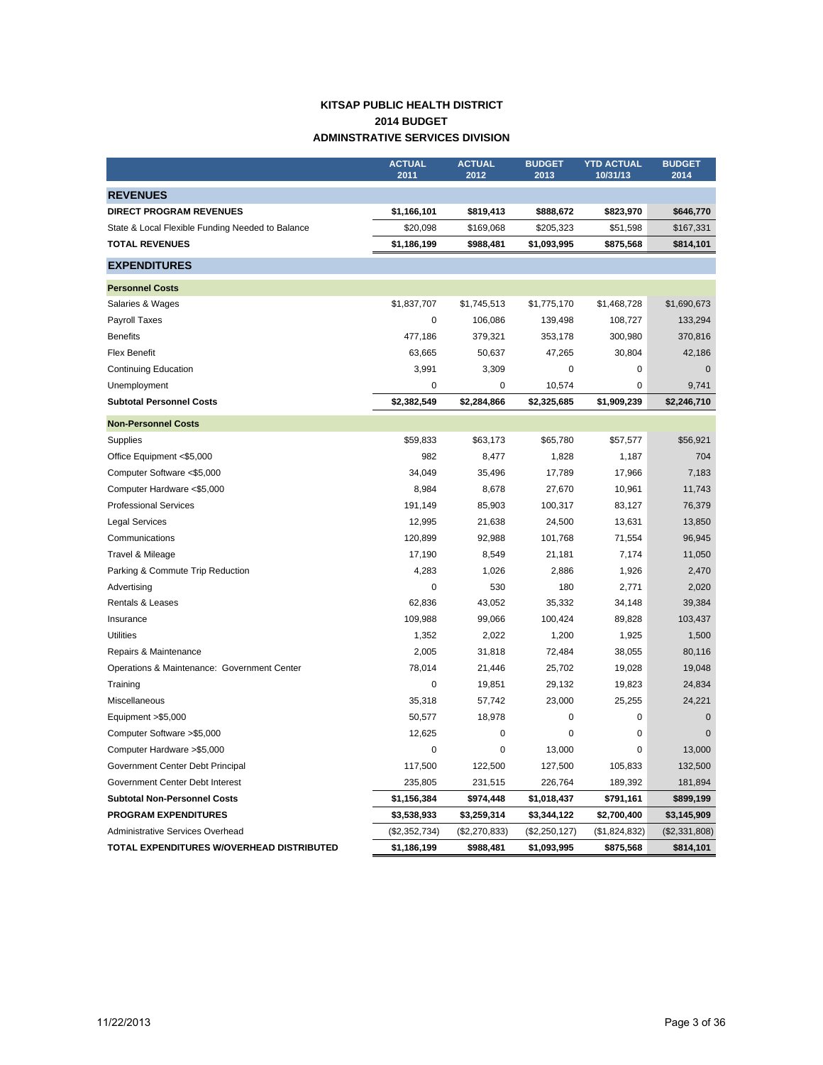# KITSAP PUBLIC HEALTH DISTRICT
## 2014 BUDGET
## ADMINSTRATIVE SERVICES DIVISION

| | ACTUAL 2011 | ACTUAL 2012 | BUDGET 2013 | YTD ACTUAL 10/31/13 | BUDGET 2014 |
|---|---|---|---|---|---|
| **REVENUES** | | | | | |
| **DIRECT PROGRAM REVENUES** | **$1,166,101** | **$819,413** | **$888,672** | **$823,970** | **$646,770** |
| State & Local Flexible Funding Needed to Balance | $20,098 | $169,068 | $205,323 | $51,598 | $167,331 |
| **TOTAL REVENUES** | **$1,186,199** | **$988,481** | **$1,093,995** | **$875,568** | **$814,101** |
| **EXPENDITURES** | | | | | |
| **Personnel Costs** | | | | | |
| Salaries & Wages | $1,837,707 | $1,745,513 | $1,775,170 | $1,468,728 | $1,690,673 |
| Payroll Taxes | 0 | 106,086 | 139,498 | 108,727 | 133,294 |
| Benefits | 477,186 | 379,321 | 353,178 | 300,980 | 370,816 |
| Flex Benefit | 63,665 | 50,637 | 47,265 | 30,804 | 42,186 |
| Continuing Education | 3,991 | 3,309 | 0 | 0 | 0 |
| Unemployment | 0 | 0 | 10,574 | 0 | 9,741 |
| **Subtotal Personnel Costs** | **$2,382,549** | **$2,284,866** | **$2,325,685** | **$1,909,239** | **$2,246,710** |
| **Non-Personnel Costs** | | | | | |
| Supplies | $59,833 | $63,173 | $65,780 | $57,577 | $56,921 |
| Office Equipment <$5,000 | 982 | 8,477 | 1,828 | 1,187 | 704 |
| Computer Software <$5,000 | 34,049 | 35,496 | 17,789 | 17,966 | 7,183 |
| Computer Hardware <$5,000 | 8,984 | 8,678 | 27,670 | 10,961 | 11,743 |
| Professional Services | 191,149 | 85,903 | 100,317 | 83,127 | 76,379 |
| Legal Services | 12,995 | 21,638 | 24,500 | 13,631 | 13,850 |
| Communications | 120,899 | 92,988 | 101,768 | 71,554 | 96,945 |
| Travel & Mileage | 17,190 | 8,549 | 21,181 | 7,174 | 11,050 |
| Parking & Commute Trip Reduction | 4,283 | 1,026 | 2,886 | 1,926 | 2,470 |
| Advertising | 0 | 530 | 180 | 2,771 | 2,020 |
| Rentals & Leases | 62,836 | 43,052 | 35,332 | 34,148 | 39,384 |
| Insurance | 109,988 | 99,066 | 100,424 | 89,828 | 103,437 |
| Utilities | 1,352 | 2,022 | 1,200 | 1,925 | 1,500 |
| Repairs & Maintenance | 2,005 | 31,818 | 72,484 | 38,055 | 80,116 |
| Operations & Maintenance: Government Center | 78,014 | 21,446 | 25,702 | 19,028 | 19,048 |
| Training | 0 | 19,851 | 29,132 | 19,823 | 24,834 |
| Miscellaneous | 35,318 | 57,742 | 23,000 | 25,255 | 24,221 |
| Equipment >$5,000 | 50,577 | 18,978 | 0 | 0 | 0 |
| Computer Software >$5,000 | 12,625 | 0 | 0 | 0 | 0 |
| Computer Hardware >$5,000 | 0 | 0 | 13,000 | 0 | 13,000 |
| Government Center Debt Principal | 117,500 | 122,500 | 127,500 | 105,833 | 132,500 |
| Government Center Debt Interest | 235,805 | 231,515 | 226,764 | 189,392 | 181,894 |
| **Subtotal Non-Personnel Costs** | **$1,156,384** | **$974,448** | **$1,018,437** | **$791,161** | **$899,199** |
| **PROGRAM EXPENDITURES** | **$3,538,933** | **$3,259,314** | **$3,344,122** | **$2,700,400** | **$3,145,909** |
| Administrative Services Overhead | ($2,352,734) | ($2,270,833) | ($2,250,127) | ($1,824,832) | ($2,331,808) |
| **TOTAL EXPENDITURES W/OVERHEAD DISTRIBUTED** | **$1,186,199** | **$988,481** | **$1,093,995** | **$875,568** | **$814,101** |

11/22/2013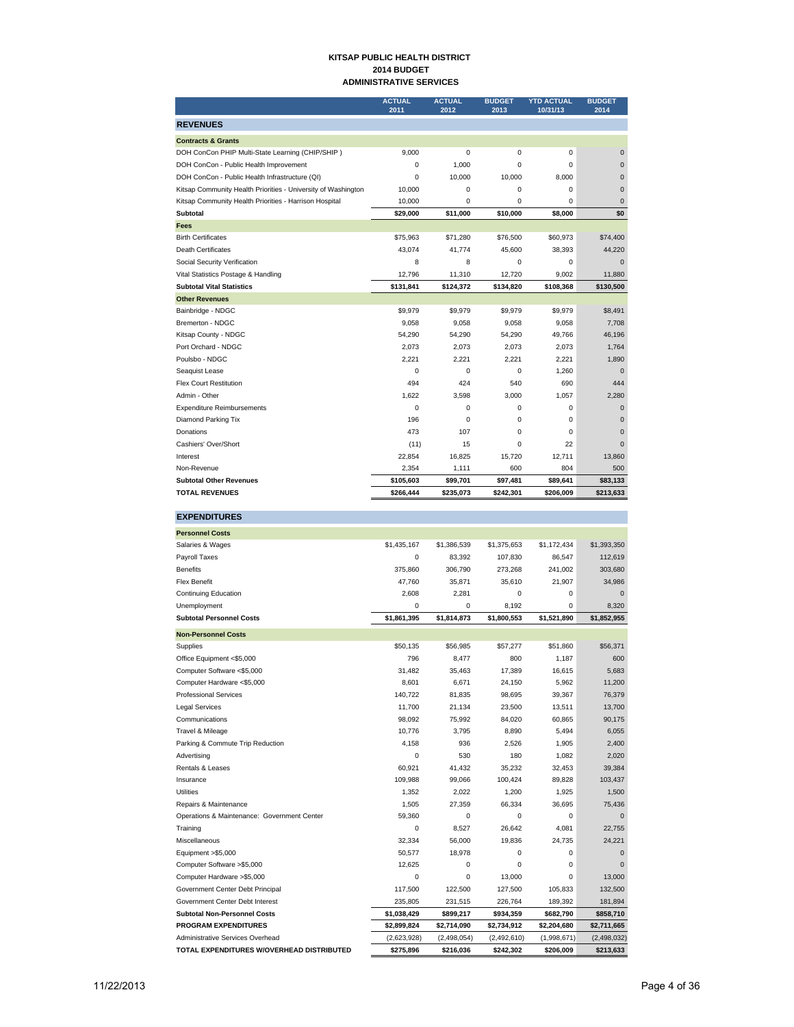# KITSAP PUBLIC HEALTH DISTRICT
## 2014 BUDGET
## ADMINISTRATIVE SERVICES

| | ACTUAL 2011 | ACTUAL 2012 | BUDGET 2013 | YTD ACTUAL 10/31/13 | BUDGET 2014 |
|---|---|---|---|---|---|
| **REVENUES** | | | | | |
| **Contracts & Grants** | | | | | |
| DOH ConCon PHIP Multi-State Learning (CHIP/SHIP ) | 9,000 | 0 | 0 | 0 | 0 |
| DOH ConCon - Public Health Improvement | 0 | 1,000 | 0 | 0 | 0 |
| DOH ConCon - Public Health Infrastructure (QI) | 0 | 10,000 | 10,000 | 8,000 | 0 |
| Kitsap Community Health Priorities - University of Washington | 10,000 | 0 | 0 | 0 | 0 |
| Kitsap Community Health Priorities - Harrison Hospital | 10,000 | 0 | 0 | 0 | 0 |
| **Subtotal** | **$29,000** | **$11,000** | **$10,000** | **$8,000** | **$0** |
| **Fees** | | | | | |
| Birth Certificates | $75,963 | $71,280 | $76,500 | $60,973 | $74,400 |
| Death Certificates | 43,074 | 41,774 | 45,600 | 38,393 | 44,220 |
| Social Security Verification | 8 | 8 | 0 | 0 | 0 |
| Vital Statistics Postage & Handling | 12,796 | 11,310 | 12,720 | 9,002 | 11,880 |
| **Subtotal Vital Statistics** | **$131,841** | **$124,372** | **$134,820** | **$108,368** | **$130,500** |
| **Other Revenues** | | | | | |
| Bainbridge - NDGC | $9,979 | $9,979 | $9,979 | $9,979 | $8,491 |
| Bremerton - NDGC | 9,058 | 9,058 | 9,058 | 9,058 | 7,708 |
| Kitsap County - NDGC | 54,290 | 54,290 | 54,290 | 49,766 | 46,196 |
| Port Orchard - NDGC | 2,073 | 2,073 | 2,073 | 2,073 | 1,764 |
| Poulsbo - NDGC | 2,221 | 2,221 | 2,221 | 2,221 | 1,890 |
| Seaquist Lease | 0 | 0 | 0 | 1,260 | 0 |
| Flex Court Restitution | 494 | 424 | 540 | 690 | 444 |
| Admin - Other | 1,622 | 3,598 | 3,000 | 1,057 | 2,280 |
| Expenditure Reimbursements | 0 | 0 | 0 | 0 | 0 |
| Diamond Parking Tix | 196 | 0 | 0 | 0 | 0 |
| Donations | 473 | 107 | 0 | 0 | 0 |
| Cashiers' Over/Short | (11) | 15 | 0 | 22 | 0 |
| Interest | 22,854 | 16,825 | 15,720 | 12,711 | 13,860 |
| Non-Revenue | 2,354 | 1,111 | 600 | 804 | 500 |
| **Subtotal Other Revenues** | **$105,603** | **$99,701** | **$97,481** | **$89,641** | **$83,133** |
| **TOTAL REVENUES** | **$266,444** | **$235,073** | **$242,301** | **$206,009** | **$213,633** |
| **EXPENDITURES** | | | | | |
| **Personnel Costs** | | | | | |
| Salaries & Wages | $1,435,167 | $1,386,539 | $1,375,653 | $1,172,434 | $1,393,350 |
| Payroll Taxes | 0 | 83,392 | 107,830 | 86,547 | 112,619 |
| Benefits | 375,860 | 306,790 | 273,268 | 241,002 | 303,680 |
| Flex Benefit | 47,760 | 35,871 | 35,610 | 21,907 | 34,986 |
| Continuing Education | 2,608 | 2,281 | 0 | 0 | 0 |
| Unemployment | 0 | 0 | 8,192 | 0 | 8,320 |
| **Subtotal Personnel Costs** | **$1,861,395** | **$1,814,873** | **$1,800,553** | **$1,521,890** | **$1,852,955** |
| **Non-Personnel Costs** | | | | | |
| Supplies | $50,135 | $56,985 | $57,277 | $51,860 | $56,371 |
| Office Equipment <$5,000 | 796 | 8,477 | 800 | 1,187 | 600 |
| Computer Software <$5,000 | 31,482 | 35,463 | 17,389 | 16,615 | 5,683 |
| Computer Hardware <$5,000 | 8,601 | 6,671 | 24,150 | 5,962 | 11,200 |
| Professional Services | 140,722 | 81,835 | 98,695 | 39,367 | 76,379 |
| Legal Services | 11,700 | 21,134 | 23,500 | 13,511 | 13,700 |
| Communications | 98,092 | 75,992 | 84,020 | 60,865 | 90,175 |
| Travel & Mileage | 10,776 | 3,795 | 8,890 | 5,494 | 6,055 |
| Parking & Commute Trip Reduction | 4,158 | 936 | 2,526 | 1,905 | 2,400 |
| Advertising | 0 | 530 | 180 | 1,082 | 2,020 |
| Rentals & Leases | 60,921 | 41,432 | 35,232 | 32,453 | 39,384 |
| Insurance | 109,988 | 99,066 | 100,424 | 89,828 | 103,437 |
| Utilities | 1,352 | 2,022 | 1,200 | 1,925 | 1,500 |
| Repairs & Maintenance | 1,505 | 27,359 | 66,334 | 36,695 | 75,436 |
| Operations & Maintenance: Government Center | 59,360 | 0 | 0 | 0 | 0 |
| Training | 0 | 8,527 | 26,642 | 4,081 | 22,755 |
| Miscellaneous | 32,334 | 56,000 | 19,836 | 24,735 | 24,221 |
| Equipment >$5,000 | 50,577 | 18,978 | 0 | 0 | 0 |
| Computer Software >$5,000 | 12,625 | 0 | 0 | 0 | 0 |
| Computer Hardware >$5,000 | 0 | 0 | 13,000 | 0 | 13,000 |
| Government Center Debt Principal | 117,500 | 122,500 | 127,500 | 105,833 | 132,500 |
| Government Center Debt Interest | 235,805 | 231,515 | 226,764 | 189,392 | 181,894 |
| **Subtotal Non-Personnel Costs** | **$1,038,429** | **$899,217** | **$934,359** | **$682,790** | **$858,710** |
| **PROGRAM EXPENDITURES** | **$2,899,824** | **$2,714,090** | **$2,734,912** | **$2,204,680** | **$2,711,665** |
| Administrative Services Overhead | (2,623,928) | (2,498,054) | (2,492,610) | (1,998,671) | (2,498,032) |
| **TOTAL EXPENDITURES W/OVERHEAD DISTRIBUTED** | **$275,896** | **$216,036** | **$242,302** | **$206,009** | **$213,633** |

11/22/2013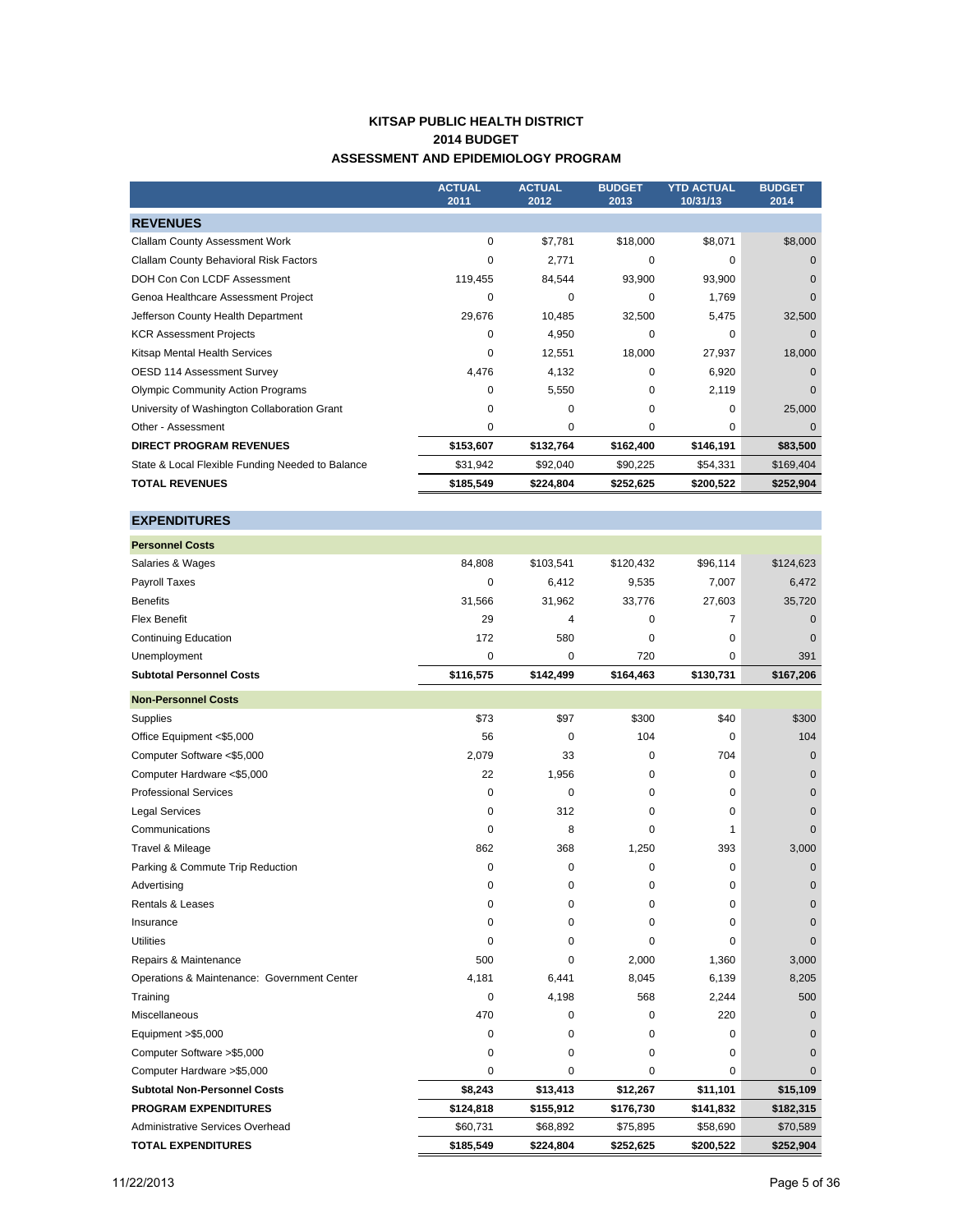# KITSAP PUBLIC HEALTH DISTRICT
## 2014 BUDGET
## ASSESSMENT AND EPIDEMIOLOGY PROGRAM

| | ACTUAL 2011 | ACTUAL 2012 | BUDGET 2013 | YTD ACTUAL 10/31/13 | BUDGET 2014 |
|---|---|---|---|---|---|
| **REVENUES** | | | | | |
| Clallam County Assessment Work | 0 | $7,781 | $18,000 | $8,071 | $8,000 |
| Clallam County Behavioral Risk Factors | 0 | 2,771 | 0 | 0 | 0 |
| DOH Con Con LCDF Assessment | 119,455 | 84,544 | 93,900 | 93,900 | 0 |
| Genoa Healthcare Assessment Project | 0 | 0 | 0 | 1,769 | 0 |
| Jefferson County Health Department | 29,676 | 10,485 | 32,500 | 5,475 | 32,500 |
| KCR Assessment Projects | 0 | 4,950 | 0 | 0 | 0 |
| Kitsap Mental Health Services | 0 | 12,551 | 18,000 | 27,937 | 18,000 |
| OESD 114 Assessment Survey | 4,476 | 4,132 | 0 | 6,920 | 0 |
| Olympic Community Action Programs | 0 | 5,550 | 0 | 2,119 | 0 |
| University of Washington Collaboration Grant | 0 | 0 | 0 | 0 | 25,000 |
| Other - Assessment | 0 | 0 | 0 | 0 | 0 |
| **DIRECT PROGRAM REVENUES** | **$153,607** | **$132,764** | **$162,400** | **$146,191** | **$83,500** |
| State & Local Flexible Funding Needed to Balance | $31,942 | $92,040 | $90,225 | $54,331 | $169,404 |
| **TOTAL REVENUES** | **$185,549** | **$224,804** | **$252,625** | **$200,522** | **$252,904** |
| | | | | | |
| **EXPENDITURES** | | | | | |
| **Personnel Costs** | | | | | |
| Salaries & Wages | 84,808 | $103,541 | $120,432 | $96,114 | $124,623 |
| Payroll Taxes | 0 | 6,412 | 9,535 | 7,007 | 6,472 |
| Benefits | 31,566 | 31,962 | 33,776 | 27,603 | 35,720 |
| Flex Benefit | 29 | 4 | 0 | 7 | 0 |
| Continuing Education | 172 | 580 | 0 | 0 | 0 |
| Unemployment | 0 | 0 | 720 | 0 | 391 |
| **Subtotal Personnel Costs** | **$116,575** | **$142,499** | **$164,463** | **$130,731** | **$167,206** |
| **Non-Personnel Costs** | | | | | |
| Supplies | $73 | $97 | $300 | $40 | $300 |
| Office Equipment <$5,000 | 56 | 0 | 104 | 0 | 104 |
| Computer Software <$5,000 | 2,079 | 33 | 0 | 704 | 0 |
| Computer Hardware <$5,000 | 22 | 1,956 | 0 | 0 | 0 |
| Professional Services | 0 | 0 | 0 | 0 | 0 |
| Legal Services | 0 | 312 | 0 | 0 | 0 |
| Communications | 0 | 8 | 0 | 1 | 0 |
| Travel & Mileage | 862 | 368 | 1,250 | 393 | 3,000 |
| Parking & Commute Trip Reduction | 0 | 0 | 0 | 0 | 0 |
| Advertising | 0 | 0 | 0 | 0 | 0 |
| Rentals & Leases | 0 | 0 | 0 | 0 | 0 |
| Insurance | 0 | 0 | 0 | 0 | 0 |
| Utilities | 0 | 0 | 0 | 0 | 0 |
| Repairs & Maintenance | 500 | 0 | 2,000 | 1,360 | 3,000 |
| Operations & Maintenance: Government Center | 4,181 | 6,441 | 8,045 | 6,139 | 8,205 |
| Training | 0 | 4,198 | 568 | 2,244 | 500 |
| Miscellaneous | 470 | 0 | 0 | 220 | 0 |
| Equipment >$5,000 | 0 | 0 | 0 | 0 | 0 |
| Computer Software >$5,000 | 0 | 0 | 0 | 0 | 0 |
| Computer Hardware >$5,000 | 0 | 0 | 0 | 0 | 0 |
| **Subtotal Non-Personnel Costs** | **$8,243** | **$13,413** | **$12,267** | **$11,101** | **$15,109** |
| **PROGRAM EXPENDITURES** | **$124,818** | **$155,912** | **$176,730** | **$141,832** | **$182,315** |
| Administrative Services Overhead | $60,731 | $68,892 | $75,895 | $58,690 | $70,589 |
| **TOTAL EXPENDITURES** | **$185,549** | **$224,804** | **$252,625** | **$200,522** | **$252,904** |

11/22/2013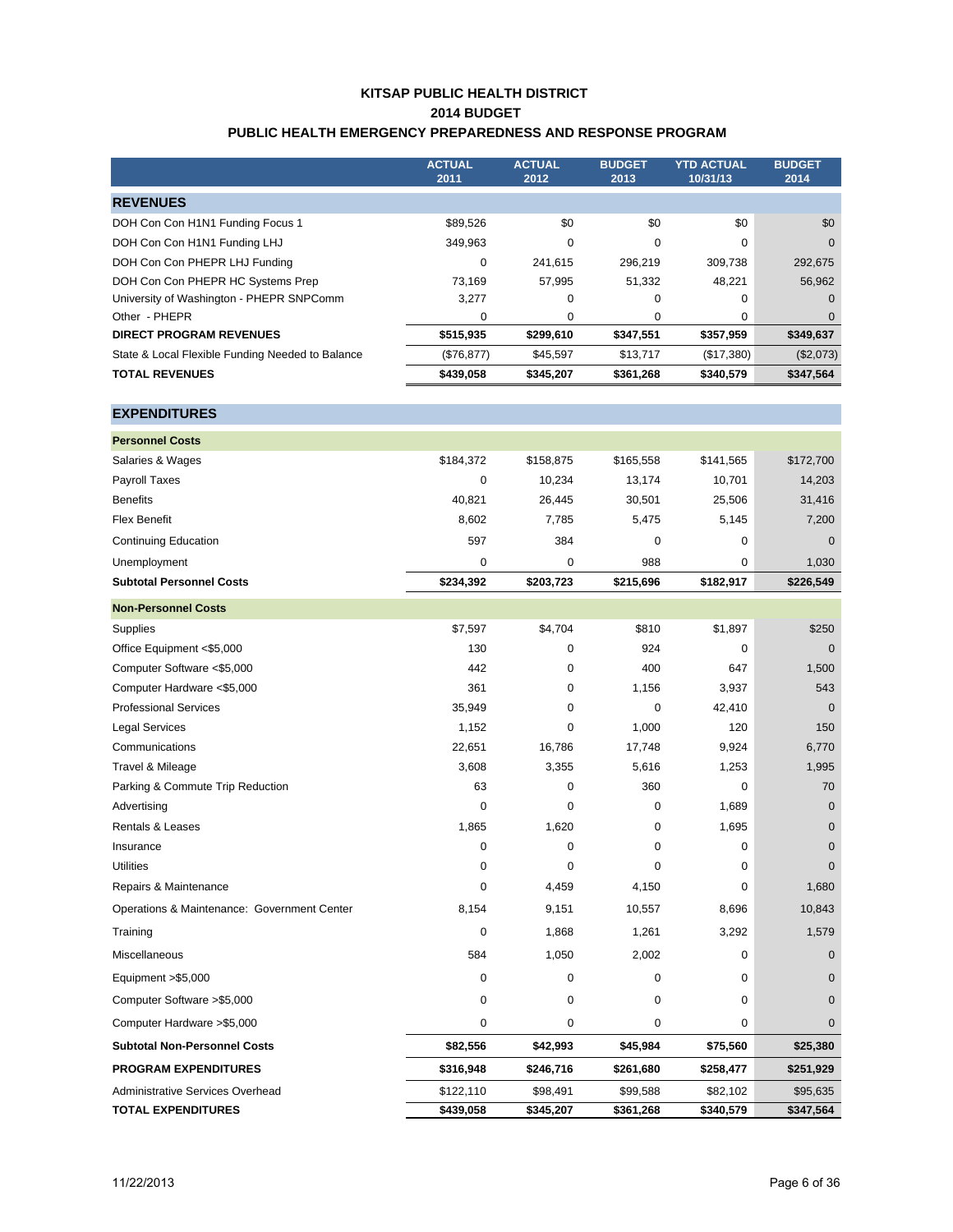# KITSAP PUBLIC HEALTH DISTRICT
## 2014 BUDGET
### PUBLIC HEALTH EMERGENCY PREPAREDNESS AND RESPONSE PROGRAM

| | ACTUAL 2011 | ACTUAL 2012 | BUDGET 2013 | YTD ACTUAL 10/31/13 | BUDGET 2014 |
|---|---|---|---|---|---|
| **REVENUES** | | | | | |
| DOH Con Con H1N1 Funding Focus 1 | $89,526 | $0 | $0 | $0 | $0 |
| DOH Con Con H1N1 Funding LHJ | 349,963 | 0 | 0 | 0 | 0 |
| DOH Con Con PHEPR LHJ Funding | 0 | 241,615 | 296,219 | 309,738 | 292,675 |
| DOH Con Con PHEPR HC Systems Prep | 73,169 | 57,995 | 51,332 | 48,221 | 56,962 |
| University of Washington - PHEPR SNPComm | 3,277 | 0 | 0 | 0 | 0 |
| Other - PHEPR | 0 | 0 | 0 | 0 | 0 |
| **DIRECT PROGRAM REVENUES** | **$515,935** | **$299,610** | **$347,551** | **$357,959** | **$349,637** |
| State & Local Flexible Funding Needed to Balance | ($76,877) | $45,597 | $13,717 | ($17,380) | ($2,073) |
| **TOTAL REVENUES** | **$439,058** | **$345,207** | **$361,268** | **$340,579** | **$347,564** |
| **EXPENDITURES** | | | | | |
| **Personnel Costs** | | | | | |
| Salaries & Wages | $184,372 | $158,875 | $165,558 | $141,565 | $172,700 |
| Payroll Taxes | 0 | 10,234 | 13,174 | 10,701 | 14,203 |
| Benefits | 40,821 | 26,445 | 30,501 | 25,506 | 31,416 |
| Flex Benefit | 8,602 | 7,785 | 5,475 | 5,145 | 7,200 |
| Continuing Education | 597 | 384 | 0 | 0 | 0 |
| Unemployment | 0 | 0 | 988 | 0 | 1,030 |
| **Subtotal Personnel Costs** | **$234,392** | **$203,723** | **$215,696** | **$182,917** | **$226,549** |
| **Non-Personnel Costs** | | | | | |
| Supplies | $7,597 | $4,704 | $810 | $1,897 | $250 |
| Office Equipment <$5,000 | 130 | 0 | 924 | 0 | 0 |
| Computer Software <$5,000 | 442 | 0 | 400 | 647 | 1,500 |
| Computer Hardware <$5,000 | 361 | 0 | 1,156 | 3,937 | 543 |
| Professional Services | 35,949 | 0 | 0 | 42,410 | 0 |
| Legal Services | 1,152 | 0 | 1,000 | 120 | 150 |
| Communications | 22,651 | 16,786 | 17,748 | 9,924 | 6,770 |
| Travel & Mileage | 3,608 | 3,355 | 5,616 | 1,253 | 1,995 |
| Parking & Commute Trip Reduction | 63 | 0 | 360 | 0 | 70 |
| Advertising | 0 | 0 | 0 | 1,689 | 0 |
| Rentals & Leases | 1,865 | 1,620 | 0 | 1,695 | 0 |
| Insurance | 0 | 0 | 0 | 0 | 0 |
| Utilities | 0 | 0 | 0 | 0 | 0 |
| Repairs & Maintenance | 0 | 4,459 | 4,150 | 0 | 1,680 |
| Operations & Maintenance: Government Center | 8,154 | 9,151 | 10,557 | 8,696 | 10,843 |
| Training | 0 | 1,868 | 1,261 | 3,292 | 1,579 |
| Miscellaneous | 584 | 1,050 | 2,002 | 0 | 0 |
| Equipment >$5,000 | 0 | 0 | 0 | 0 | 0 |
| Computer Software >$5,000 | 0 | 0 | 0 | 0 | 0 |
| Computer Hardware >$5,000 | 0 | 0 | 0 | 0 | 0 |
| **Subtotal Non-Personnel Costs** | **$82,556** | **$42,993** | **$45,984** | **$75,560** | **$25,380** |
| **PROGRAM EXPENDITURES** | **$316,948** | **$246,716** | **$261,680** | **$258,477** | **$251,929** |
| Administrative Services Overhead | $122,110 | $98,491 | $99,588 | $82,102 | $95,635 |
| **TOTAL EXPENDITURES** | **$439,058** | **$345,207** | **$361,268** | **$340,579** | **$347,564** |

11/22/2013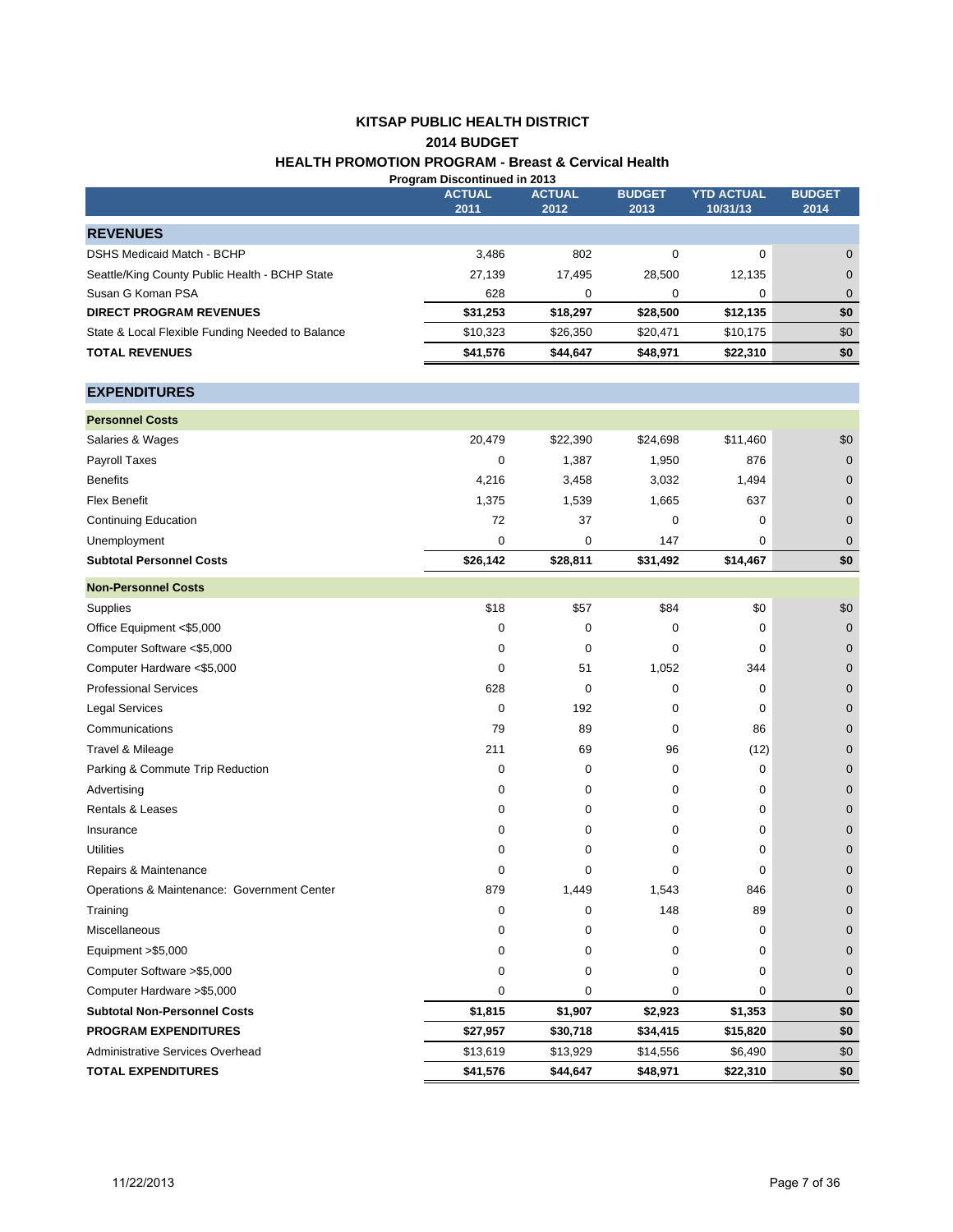# KITSAP PUBLIC HEALTH DISTRICT

## 2014 BUDGET

### HEALTH PROMOTION PROGRAM - Breast & Cervical Health

**Program Discontinued in 2013**

| | ACTUAL 2011 | ACTUAL 2012 | BUDGET 2013 | YTD ACTUAL 10/31/13 | BUDGET 2014 |
|---|---|---|---|---|---|
| **REVENUES** | | | | | |
| DSHS Medicaid Match - BCHP | 3,486 | 802 | 0 | 0 | 0 |
| Seattle/King County Public Health - BCHP State | 27,139 | 17,495 | 28,500 | 12,135 | 0 |
| Susan G Koman PSA | 628 | 0 | 0 | 0 | 0 |
| **DIRECT PROGRAM REVENUES** | **$31,253** | **$18,297** | **$28,500** | **$12,135** | **$0** |
| State & Local Flexible Funding Needed to Balance | $10,323 | $26,350 | $20,471 | $10,175 | $0 |
| **TOTAL REVENUES** | **$41,576** | **$44,647** | **$48,971** | **$22,310** | **$0** |
| **EXPENDITURES** | | | | | |
| **Personnel Costs** | | | | | |
| Salaries & Wages | 20,479 | $22,390 | $24,698 | $11,460 | $0 |
| Payroll Taxes | 0 | 1,387 | 1,950 | 876 | 0 |
| Benefits | 4,216 | 3,458 | 3,032 | 1,494 | 0 |
| Flex Benefit | 1,375 | 1,539 | 1,665 | 637 | 0 |
| Continuing Education | 72 | 37 | 0 | 0 | 0 |
| Unemployment | 0 | 0 | 147 | 0 | 0 |
| **Subtotal Personnel Costs** | **$26,142** | **$28,811** | **$31,492** | **$14,467** | **$0** |
| **Non-Personnel Costs** | | | | | |
| Supplies | $18 | $57 | $84 | $0 | $0 |
| Office Equipment <$5,000 | 0 | 0 | 0 | 0 | 0 |
| Computer Software <$5,000 | 0 | 0 | 0 | 0 | 0 |
| Computer Hardware <$5,000 | 0 | 51 | 1,052 | 344 | 0 |
| Professional Services | 628 | 0 | 0 | 0 | 0 |
| Legal Services | 0 | 192 | 0 | 0 | 0 |
| Communications | 79 | 89 | 0 | 86 | 0 |
| Travel & Mileage | 211 | 69 | 96 | (12) | 0 |
| Parking & Commute Trip Reduction | 0 | 0 | 0 | 0 | 0 |
| Advertising | 0 | 0 | 0 | 0 | 0 |
| Rentals & Leases | 0 | 0 | 0 | 0 | 0 |
| Insurance | 0 | 0 | 0 | 0 | 0 |
| Utilities | 0 | 0 | 0 | 0 | 0 |
| Repairs & Maintenance | 0 | 0 | 0 | 0 | 0 |
| Operations & Maintenance: Government Center | 879 | 1,449 | 1,543 | 846 | 0 |
| Training | 0 | 0 | 148 | 89 | 0 |
| Miscellaneous | 0 | 0 | 0 | 0 | 0 |
| Equipment >$5,000 | 0 | 0 | 0 | 0 | 0 |
| Computer Software >$5,000 | 0 | 0 | 0 | 0 | 0 |
| Computer Hardware >$5,000 | 0 | 0 | 0 | 0 | 0 |
| **Subtotal Non-Personnel Costs** | **$1,815** | **$1,907** | **$2,923** | **$1,353** | **$0** |
| **PROGRAM EXPENDITURES** | **$27,957** | **$30,718** | **$34,415** | **$15,820** | **$0** |
| Administrative Services Overhead | $13,619 | $13,929 | $14,556 | $6,490 | $0 |
| **TOTAL EXPENDITURES** | **$41,576** | **$44,647** | **$48,971** | **$22,310** | **$0** |

11/22/2013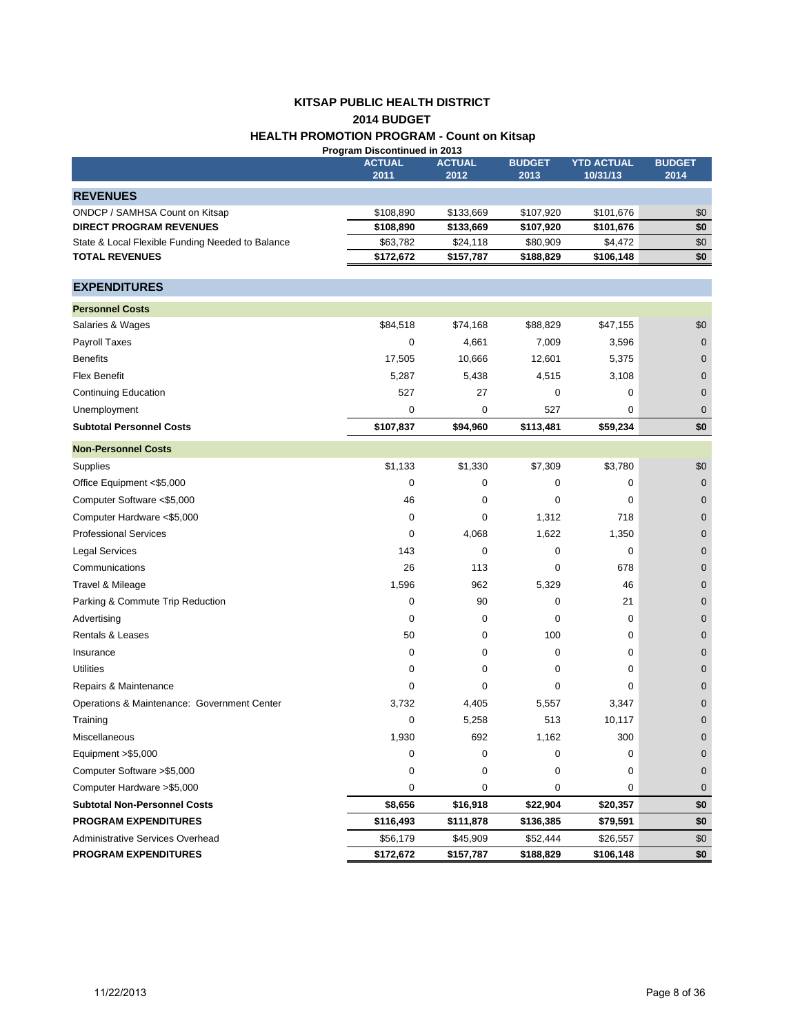# KITSAP PUBLIC HEALTH DISTRICT

## 2014 BUDGET

## HEALTH PROMOTION PROGRAM - Count on Kitsap

**Program Discontinued in 2013**

| | ACTUAL 2011 | ACTUAL 2012 | BUDGET 2013 | YTD ACTUAL 10/31/13 | BUDGET 2014 |
|---|---|---|---|---|---|
| **REVENUES** | | | | | |
| ONDCP / SAMHSA Count on Kitsap | $108,890 | $133,669 | $107,920 | $101,676 | $0 |
| **DIRECT PROGRAM REVENUES** | **$108,890** | **$133,669** | **$107,920** | **$101,676** | **$0** |
| State & Local Flexible Funding Needed to Balance | $63,782 | $24,118 | $80,909 | $4,472 | $0 |
| **TOTAL REVENUES** | **$172,672** | **$157,787** | **$188,829** | **$106,148** | **$0** |
| **EXPENDITURES** | | | | | |
| **Personnel Costs** | | | | | |
| Salaries & Wages | $84,518 | $74,168 | $88,829 | $47,155 | $0 |
| Payroll Taxes | 0 | 4,661 | 7,009 | 3,596 | 0 |
| Benefits | 17,505 | 10,666 | 12,601 | 5,375 | 0 |
| Flex Benefit | 5,287 | 5,438 | 4,515 | 3,108 | 0 |
| Continuing Education | 527 | 27 | 0 | 0 | 0 |
| Unemployment | 0 | 0 | 527 | 0 | 0 |
| **Subtotal Personnel Costs** | **$107,837** | **$94,960** | **$113,481** | **$59,234** | **$0** |
| **Non-Personnel Costs** | | | | | |
| Supplies | $1,133 | $1,330 | $7,309 | $3,780 | $0 |
| Office Equipment <$5,000 | 0 | 0 | 0 | 0 | 0 |
| Computer Software <$5,000 | 46 | 0 | 0 | 0 | 0 |
| Computer Hardware <$5,000 | 0 | 0 | 1,312 | 718 | 0 |
| Professional Services | 0 | 4,068 | 1,622 | 1,350 | 0 |
| Legal Services | 143 | 0 | 0 | 0 | 0 |
| Communications | 26 | 113 | 0 | 678 | 0 |
| Travel & Mileage | 1,596 | 962 | 5,329 | 46 | 0 |
| Parking & Commute Trip Reduction | 0 | 90 | 0 | 21 | 0 |
| Advertising | 0 | 0 | 0 | 0 | 0 |
| Rentals & Leases | 50 | 0 | 100 | 0 | 0 |
| Insurance | 0 | 0 | 0 | 0 | 0 |
| Utilities | 0 | 0 | 0 | 0 | 0 |
| Repairs & Maintenance | 0 | 0 | 0 | 0 | 0 |
| Operations & Maintenance: Government Center | 3,732 | 4,405 | 5,557 | 3,347 | 0 |
| Training | 0 | 5,258 | 513 | 10,117 | 0 |
| Miscellaneous | 1,930 | 692 | 1,162 | 300 | 0 |
| Equipment >$5,000 | 0 | 0 | 0 | 0 | 0 |
| Computer Software >$5,000 | 0 | 0 | 0 | 0 | 0 |
| Computer Hardware >$5,000 | 0 | 0 | 0 | 0 | 0 |
| **Subtotal Non-Personnel Costs** | **$8,656** | **$16,918** | **$22,904** | **$20,357** | **$0** |
| **PROGRAM EXPENDITURES** | **$116,493** | **$111,878** | **$136,385** | **$79,591** | **$0** |
| Administrative Services Overhead | $56,179 | $45,909 | $52,444 | $26,557 | $0 |
| **PROGRAM EXPENDITURES** | **$172,672** | **$157,787** | **$188,829** | **$106,148** | **$0** |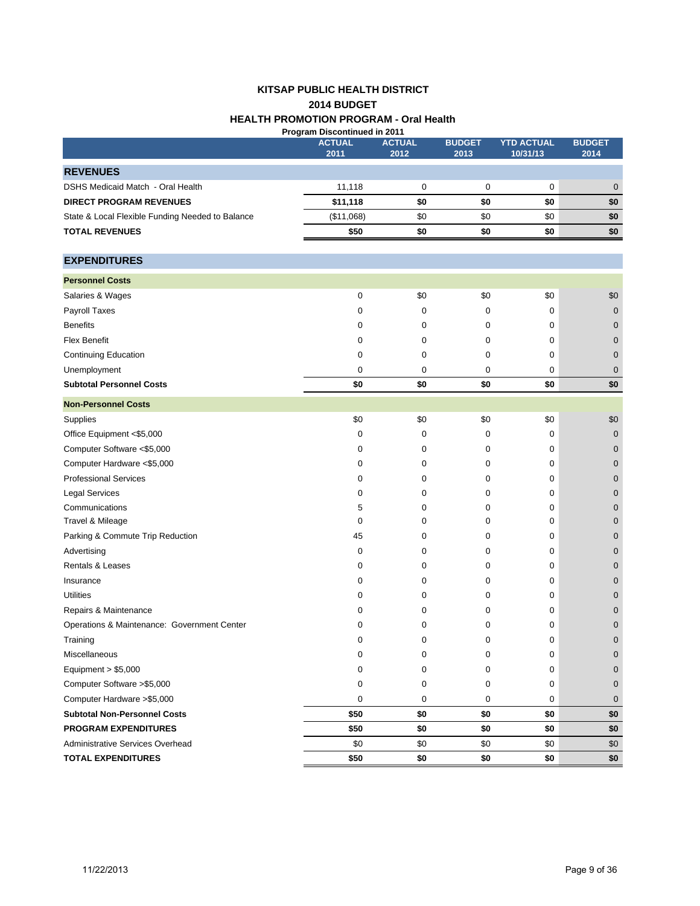# KITSAP PUBLIC HEALTH DISTRICT

## 2014 BUDGET

## HEALTH PROMOTION PROGRAM - Oral Health

**Program Discontinued in 2011**

| | ACTUAL 2011 | ACTUAL 2012 | BUDGET 2013 | YTD ACTUAL 10/31/13 | BUDGET 2014 |
|---|---|---|---|---|---|
| **REVENUES** | | | | | |
| DSHS Medicaid Match - Oral Health | 11,118 | 0 | 0 | 0 | 0 |
| **DIRECT PROGRAM REVENUES** | **$11,118** | **$0** | **$0** | **$0** | **$0** |
| State & Local Flexible Funding Needed to Balance | ($11,068) | $0 | $0 | $0 | $0 |
| **TOTAL REVENUES** | **$50** | **$0** | **$0** | **$0** | **$0** |
| **EXPENDITURES** | | | | | |
| **Personnel Costs** | | | | | |
| Salaries & Wages | 0 | $0 | $0 | $0 | $0 |
| Payroll Taxes | 0 | 0 | 0 | 0 | 0 |
| Benefits | 0 | 0 | 0 | 0 | 0 |
| Flex Benefit | 0 | 0 | 0 | 0 | 0 |
| Continuing Education | 0 | 0 | 0 | 0 | 0 |
| Unemployment | 0 | 0 | 0 | 0 | 0 |
| **Subtotal Personnel Costs** | **$0** | **$0** | **$0** | **$0** | **$0** |
| **Non-Personnel Costs** | | | | | |
| Supplies | $0 | $0 | $0 | $0 | $0 |
| Office Equipment <$5,000 | 0 | 0 | 0 | 0 | 0 |
| Computer Software <$5,000 | 0 | 0 | 0 | 0 | 0 |
| Computer Hardware <$5,000 | 0 | 0 | 0 | 0 | 0 |
| Professional Services | 0 | 0 | 0 | 0 | 0 |
| Legal Services | 0 | 0 | 0 | 0 | 0 |
| Communications | 5 | 0 | 0 | 0 | 0 |
| Travel & Mileage | 0 | 0 | 0 | 0 | 0 |
| Parking & Commute Trip Reduction | 45 | 0 | 0 | 0 | 0 |
| Advertising | 0 | 0 | 0 | 0 | 0 |
| Rentals & Leases | 0 | 0 | 0 | 0 | 0 |
| Insurance | 0 | 0 | 0 | 0 | 0 |
| Utilities | 0 | 0 | 0 | 0 | 0 |
| Repairs & Maintenance | 0 | 0 | 0 | 0 | 0 |
| Operations & Maintenance: Government Center | 0 | 0 | 0 | 0 | 0 |
| Training | 0 | 0 | 0 | 0 | 0 |
| Miscellaneous | 0 | 0 | 0 | 0 | 0 |
| Equipment > $5,000 | 0 | 0 | 0 | 0 | 0 |
| Computer Software >$5,000 | 0 | 0 | 0 | 0 | 0 |
| Computer Hardware >$5,000 | 0 | 0 | 0 | 0 | 0 |
| **Subtotal Non-Personnel Costs** | **$50** | **$0** | **$0** | **$0** | **$0** |
| **PROGRAM EXPENDITURES** | **$50** | **$0** | **$0** | **$0** | **$0** |
| Administrative Services Overhead | $0 | $0 | $0 | $0 | $0 |
| **TOTAL EXPENDITURES** | **$50** | **$0** | **$0** | **$0** | **$0** |

11/22/2013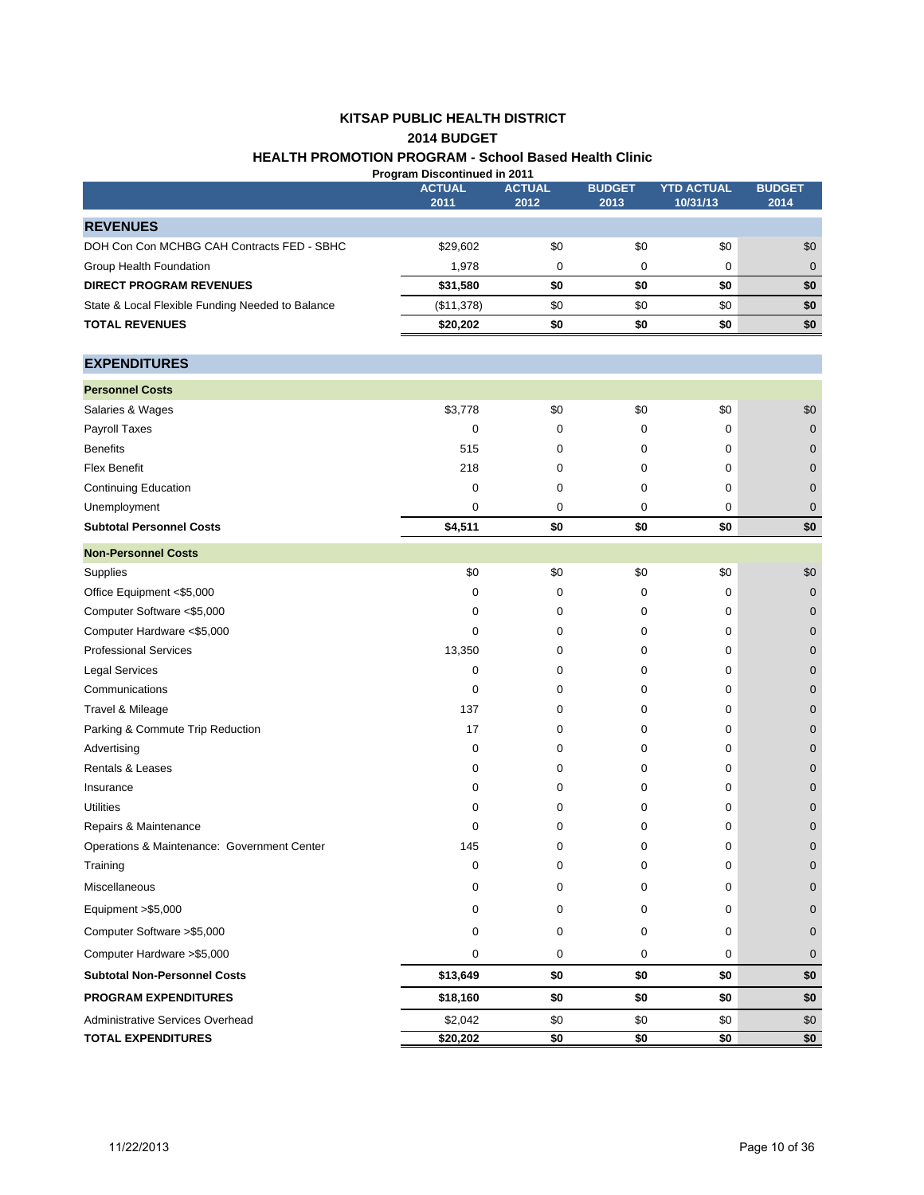# KITSAP PUBLIC HEALTH DISTRICT

## 2014 BUDGET

### HEALTH PROMOTION PROGRAM - School Based Health Clinic

**Program Discontinued in 2011**

| | ACTUAL 2011 | ACTUAL 2012 | BUDGET 2013 | YTD ACTUAL 10/31/13 | BUDGET 2014 |
|---|---|---|---|---|---|
| **REVENUES** | | | | | |
| DOH Con Con MCHBG CAH Contracts FED - SBHC | $29,602 | $0 | $0 | $0 | $0 |
| Group Health Foundation | 1,978 | 0 | 0 | 0 | 0 |
| **DIRECT PROGRAM REVENUES** | **$31,580** | **$0** | **$0** | **$0** | **$0** |
| State & Local Flexible Funding Needed to Balance | ($11,378) | $0 | $0 | $0 | **$0** |
| **TOTAL REVENUES** | **$20,202** | **$0** | **$0** | **$0** | **$0** |
| | | | | | |
| **EXPENDITURES** | | | | | |
| **Personnel Costs** | | | | | |
| Salaries & Wages | $3,778 | $0 | $0 | $0 | $0 |
| Payroll Taxes | 0 | 0 | 0 | 0 | 0 |
| Benefits | 515 | 0 | 0 | 0 | 0 |
| Flex Benefit | 218 | 0 | 0 | 0 | 0 |
| Continuing Education | 0 | 0 | 0 | 0 | 0 |
| Unemployment | 0 | 0 | 0 | 0 | 0 |
| **Subtotal Personnel Costs** | **$4,511** | **$0** | **$0** | **$0** | **$0** |
| **Non-Personnel Costs** | | | | | |
| Supplies | $0 | $0 | $0 | $0 | $0 |
| Office Equipment <$5,000 | 0 | 0 | 0 | 0 | 0 |
| Computer Software <$5,000 | 0 | 0 | 0 | 0 | 0 |
| Computer Hardware <$5,000 | 0 | 0 | 0 | 0 | 0 |
| Professional Services | 13,350 | 0 | 0 | 0 | 0 |
| Legal Services | 0 | 0 | 0 | 0 | 0 |
| Communications | 0 | 0 | 0 | 0 | 0 |
| Travel & Mileage | 137 | 0 | 0 | 0 | 0 |
| Parking & Commute Trip Reduction | 17 | 0 | 0 | 0 | 0 |
| Advertising | 0 | 0 | 0 | 0 | 0 |
| Rentals & Leases | 0 | 0 | 0 | 0 | 0 |
| Insurance | 0 | 0 | 0 | 0 | 0 |
| Utilities | 0 | 0 | 0 | 0 | 0 |
| Repairs & Maintenance | 0 | 0 | 0 | 0 | 0 |
| Operations & Maintenance: Government Center | 145 | 0 | 0 | 0 | 0 |
| Training | 0 | 0 | 0 | 0 | 0 |
| Miscellaneous | 0 | 0 | 0 | 0 | 0 |
| Equipment >$5,000 | 0 | 0 | 0 | 0 | 0 |
| Computer Software >$5,000 | 0 | 0 | 0 | 0 | 0 |
| Computer Hardware >$5,000 | 0 | 0 | 0 | 0 | 0 |
| **Subtotal Non-Personnel Costs** | **$13,649** | **$0** | **$0** | **$0** | **$0** |
| **PROGRAM EXPENDITURES** | **$18,160** | **$0** | **$0** | **$0** | **$0** |
| Administrative Services Overhead | $2,042 | $0 | $0 | $0 | $0 |
| **TOTAL EXPENDITURES** | **$20,202** | **$0** | **$0** | **$0** | **$0** |

11/22/2013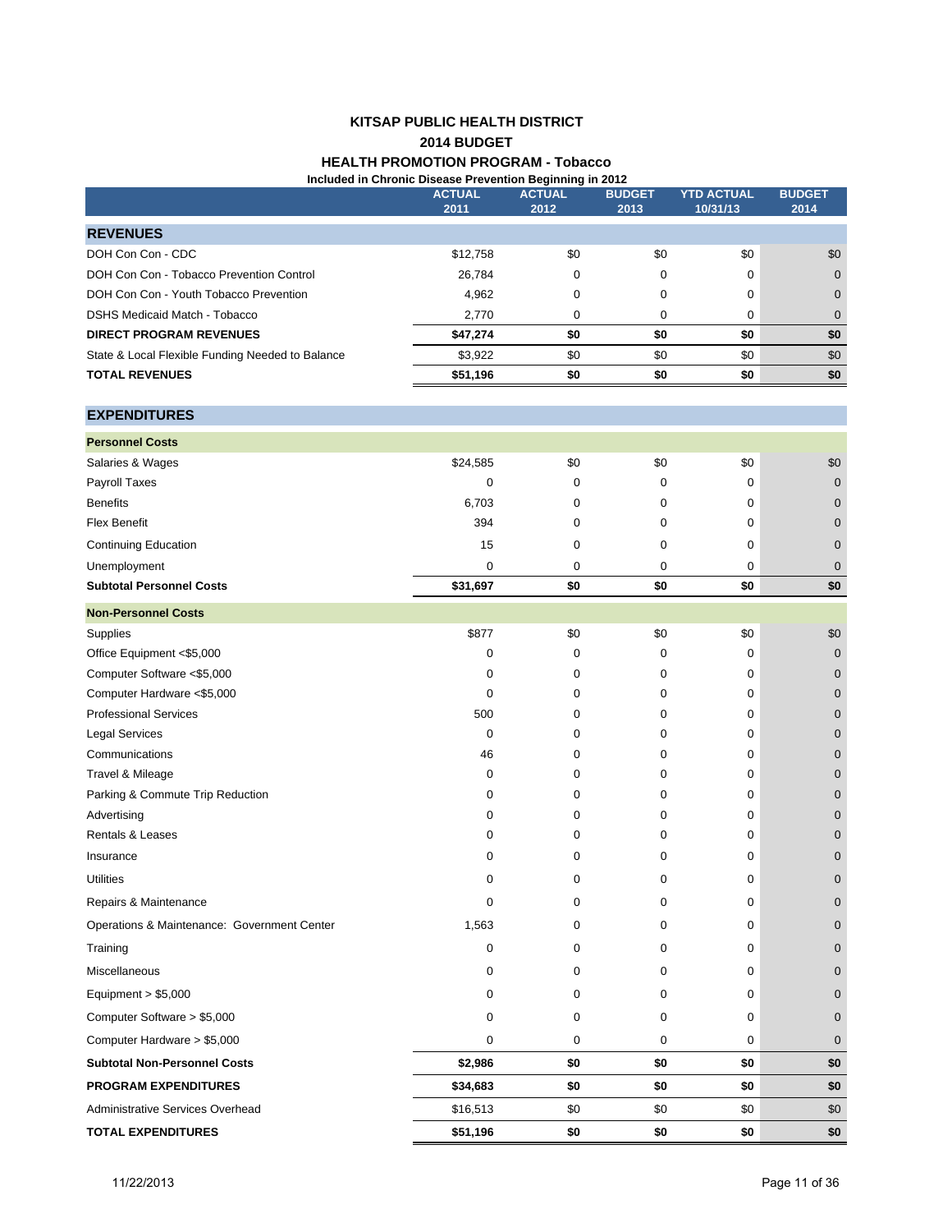# KITSAP PUBLIC HEALTH DISTRICT

## 2014 BUDGET

### HEALTH PROMOTION PROGRAM - Tobacco

**Included in Chronic Disease Prevention Beginning in 2012**

| | ACTUAL 2011 | ACTUAL 2012 | BUDGET 2013 | YTD ACTUAL 10/31/13 | BUDGET 2014 |
|---|---|---|---|---|---|
| **REVENUES** | | | | | |
| DOH Con Con - CDC | $12,758 | $0 | $0 | $0 | $0 |
| DOH Con Con - Tobacco Prevention Control | 26,784 | 0 | 0 | 0 | 0 |
| DOH Con Con - Youth Tobacco Prevention | 4,962 | 0 | 0 | 0 | 0 |
| DSHS Medicaid Match - Tobacco | 2,770 | 0 | 0 | 0 | 0 |
| **DIRECT PROGRAM REVENUES** | **$47,274** | **$0** | **$0** | **$0** | **$0** |
| State & Local Flexible Funding Needed to Balance | $3,922 | $0 | $0 | $0 | $0 |
| **TOTAL REVENUES** | **$51,196** | **$0** | **$0** | **$0** | **$0** |
| **EXPENDITURES** | | | | | |
| **Personnel Costs** | | | | | |
| Salaries & Wages | $24,585 | $0 | $0 | $0 | $0 |
| Payroll Taxes | 0 | 0 | 0 | 0 | 0 |
| Benefits | 6,703 | 0 | 0 | 0 | 0 |
| Flex Benefit | 394 | 0 | 0 | 0 | 0 |
| Continuing Education | 15 | 0 | 0 | 0 | 0 |
| Unemployment | 0 | 0 | 0 | 0 | 0 |
| **Subtotal Personnel Costs** | **$31,697** | **$0** | **$0** | **$0** | **$0** |
| **Non-Personnel Costs** | | | | | |
| Supplies | $877 | $0 | $0 | $0 | $0 |
| Office Equipment <$5,000 | 0 | 0 | 0 | 0 | 0 |
| Computer Software <$5,000 | 0 | 0 | 0 | 0 | 0 |
| Computer Hardware <$5,000 | 0 | 0 | 0 | 0 | 0 |
| Professional Services | 500 | 0 | 0 | 0 | 0 |
| Legal Services | 0 | 0 | 0 | 0 | 0 |
| Communications | 46 | 0 | 0 | 0 | 0 |
| Travel & Mileage | 0 | 0 | 0 | 0 | 0 |
| Parking & Commute Trip Reduction | 0 | 0 | 0 | 0 | 0 |
| Advertising | 0 | 0 | 0 | 0 | 0 |
| Rentals & Leases | 0 | 0 | 0 | 0 | 0 |
| Insurance | 0 | 0 | 0 | 0 | 0 |
| Utilities | 0 | 0 | 0 | 0 | 0 |
| Repairs & Maintenance | 0 | 0 | 0 | 0 | 0 |
| Operations & Maintenance: Government Center | 1,563 | 0 | 0 | 0 | 0 |
| Training | 0 | 0 | 0 | 0 | 0 |
| Miscellaneous | 0 | 0 | 0 | 0 | 0 |
| Equipment > $5,000 | 0 | 0 | 0 | 0 | 0 |
| Computer Software > $5,000 | 0 | 0 | 0 | 0 | 0 |
| Computer Hardware > $5,000 | 0 | 0 | 0 | 0 | 0 |
| **Subtotal Non-Personnel Costs** | **$2,986** | **$0** | **$0** | **$0** | **$0** |
| **PROGRAM EXPENDITURES** | **$34,683** | **$0** | **$0** | **$0** | **$0** |
| Administrative Services Overhead | $16,513 | $0 | $0 | $0 | $0 |
| **TOTAL EXPENDITURES** | **$51,196** | **$0** | **$0** | **$0** | **$0** |

11/22/2013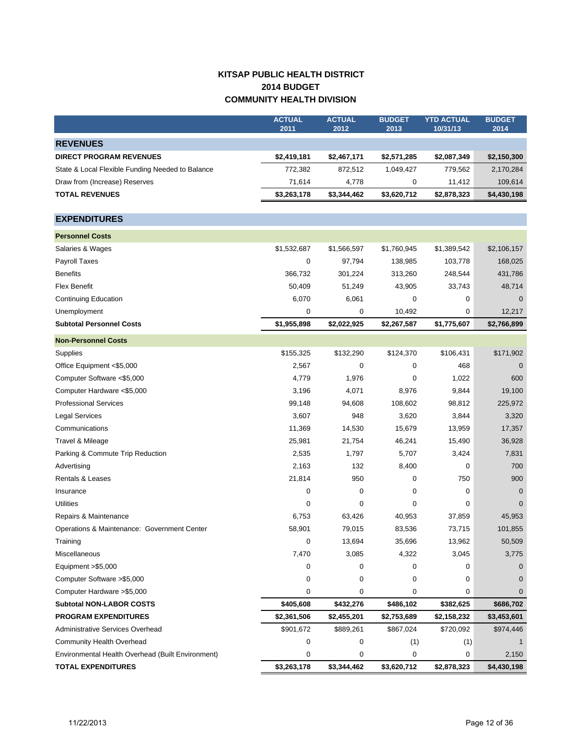# KITSAP PUBLIC HEALTH DISTRICT
## 2014 BUDGET
## COMMUNITY HEALTH DIVISION

| | ACTUAL 2011 | ACTUAL 2012 | BUDGET 2013 | YTD ACTUAL 10/31/13 | BUDGET 2014 |
|---|---|---|---|---|---|
| **REVENUES** | | | | | |
| **DIRECT PROGRAM REVENUES** | **$2,419,181** | **$2,467,171** | **$2,571,285** | **$2,087,349** | **$2,150,300** |
| State & Local Flexible Funding Needed to Balance | 772,382 | 872,512 | 1,049,427 | 779,562 | 2,170,284 |
| Draw from (Increase) Reserves | 71,614 | 4,778 | 0 | 11,412 | 109,614 |
| **TOTAL REVENUES** | **$3,263,178** | **$3,344,462** | **$3,620,712** | **$2,878,323** | **$4,430,198** |
| **EXPENDITURES** | | | | | |
| **Personnel Costs** | | | | | |
| Salaries & Wages | $1,532,687 | $1,566,597 | $1,760,945 | $1,389,542 | $2,106,157 |
| Payroll Taxes | 0 | 97,794 | 138,985 | 103,778 | 168,025 |
| Benefits | 366,732 | 301,224 | 313,260 | 248,544 | 431,786 |
| Flex Benefit | 50,409 | 51,249 | 43,905 | 33,743 | 48,714 |
| Continuing Education | 6,070 | 6,061 | 0 | 0 | 0 |
| Unemployment | 0 | 0 | 10,492 | 0 | 12,217 |
| **Subtotal Personnel Costs** | **$1,955,898** | **$2,022,925** | **$2,267,587** | **$1,775,607** | **$2,766,899** |
| **Non-Personnel Costs** | | | | | |
| Supplies | $155,325 | $132,290 | $124,370 | $106,431 | $171,902 |
| Office Equipment <$5,000 | 2,567 | 0 | 0 | 468 | 0 |
| Computer Software <$5,000 | 4,779 | 1,976 | 0 | 1,022 | 600 |
| Computer Hardware <$5,000 | 3,196 | 4,071 | 8,976 | 9,844 | 19,100 |
| Professional Services | 99,148 | 94,608 | 108,602 | 98,812 | 225,972 |
| Legal Services | 3,607 | 948 | 3,620 | 3,844 | 3,320 |
| Communications | 11,369 | 14,530 | 15,679 | 13,959 | 17,357 |
| Travel & Mileage | 25,981 | 21,754 | 46,241 | 15,490 | 36,928 |
| Parking & Commute Trip Reduction | 2,535 | 1,797 | 5,707 | 3,424 | 7,831 |
| Advertising | 2,163 | 132 | 8,400 | 0 | 700 |
| Rentals & Leases | 21,814 | 950 | 0 | 750 | 900 |
| Insurance | 0 | 0 | 0 | 0 | 0 |
| Utilities | 0 | 0 | 0 | 0 | 0 |
| Repairs & Maintenance | 6,753 | 63,426 | 40,953 | 37,859 | 45,953 |
| Operations & Maintenance: Government Center | 58,901 | 79,015 | 83,536 | 73,715 | 101,855 |
| Training | 0 | 13,694 | 35,696 | 13,962 | 50,509 |
| Miscellaneous | 7,470 | 3,085 | 4,322 | 3,045 | 3,775 |
| Equipment >$5,000 | 0 | 0 | 0 | 0 | 0 |
| Computer Software >$5,000 | 0 | 0 | 0 | 0 | 0 |
| Computer Hardware >$5,000 | 0 | 0 | 0 | 0 | 0 |
| **Subtotal NON-LABOR COSTS** | **$405,608** | **$432,276** | **$486,102** | **$382,625** | **$686,702** |
| **PROGRAM EXPENDITURES** | **$2,361,506** | **$2,455,201** | **$2,753,689** | **$2,158,232** | **$3,453,601** |
| Administrative Services Overhead | $901,672 | $889,261 | $867,024 | $720,092 | $974,446 |
| Community Health Overhead | 0 | 0 | (1) | (1) | 1 |
| Environmental Health Overhead (Built Environment) | 0 | 0 | 0 | 0 | 2,150 |
| **TOTAL EXPENDITURES** | **$3,263,178** | **$3,344,462** | **$3,620,712** | **$2,878,323** | **$4,430,198** |

11/22/2013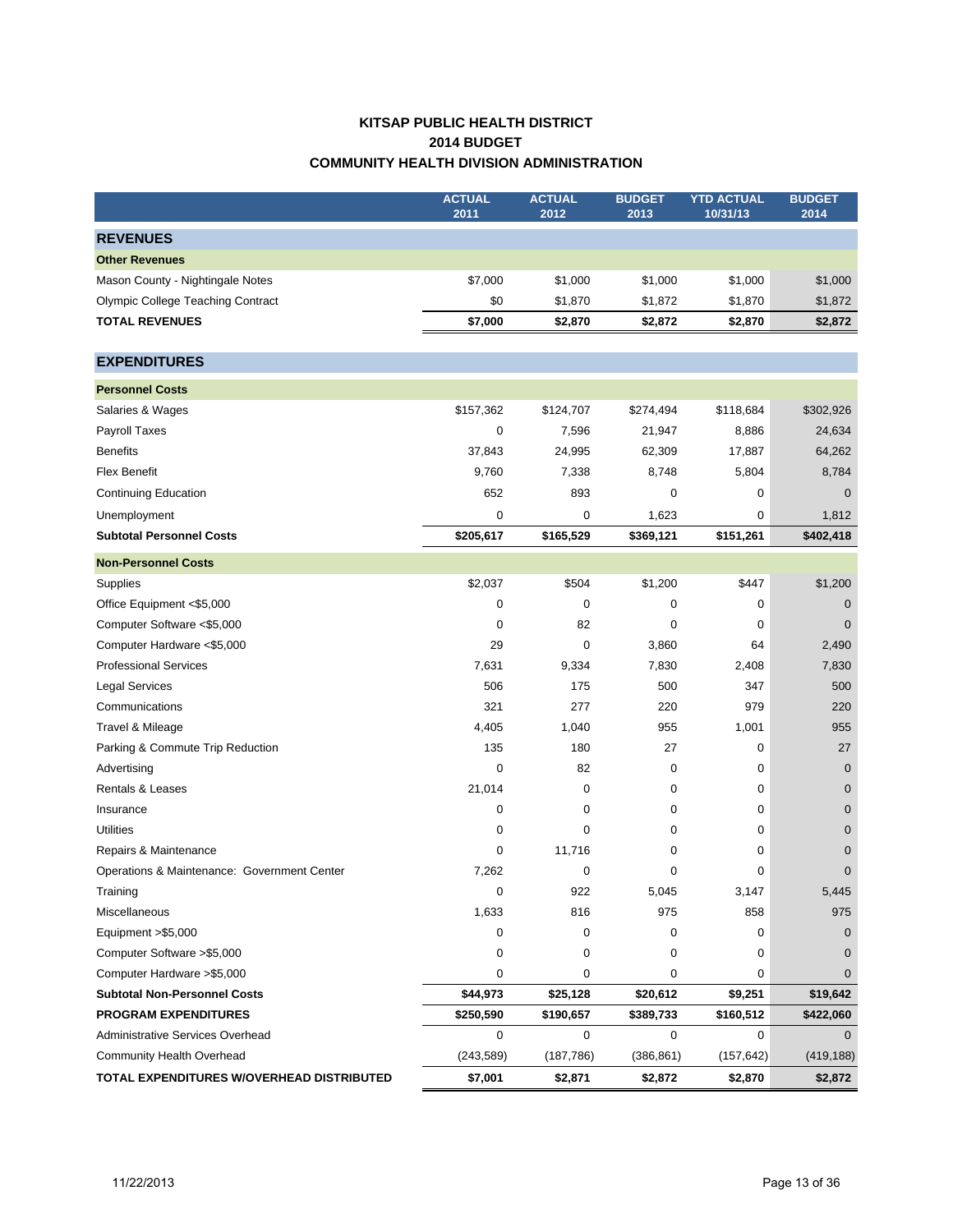# KITSAP PUBLIC HEALTH DISTRICT
## 2014 BUDGET
## COMMUNITY HEALTH DIVISION ADMINISTRATION

| | ACTUAL 2011 | ACTUAL 2012 | BUDGET 2013 | YTD ACTUAL 10/31/13 | BUDGET 2014 |
|---|---|---|---|---|---|
| **REVENUES** | | | | | |
| **Other Revenues** | | | | | |
| Mason County - Nightingale Notes | $7,000 | $1,000 | $1,000 | $1,000 | $1,000 |
| Olympic College Teaching Contract | $0 | $1,870 | $1,872 | $1,870 | $1,872 |
| **TOTAL REVENUES** | **$7,000** | **$2,870** | **$2,872** | **$2,870** | **$2,872** |
| **EXPENDITURES** | | | | | |
| **Personnel Costs** | | | | | |
| Salaries & Wages | $157,362 | $124,707 | $274,494 | $118,684 | $302,926 |
| Payroll Taxes | 0 | 7,596 | 21,947 | 8,886 | 24,634 |
| Benefits | 37,843 | 24,995 | 62,309 | 17,887 | 64,262 |
| Flex Benefit | 9,760 | 7,338 | 8,748 | 5,804 | 8,784 |
| Continuing Education | 652 | 893 | 0 | 0 | 0 |
| Unemployment | 0 | 0 | 1,623 | 0 | 1,812 |
| **Subtotal Personnel Costs** | **$205,617** | **$165,529** | **$369,121** | **$151,261** | **$402,418** |
| **Non-Personnel Costs** | | | | | |
| Supplies | $2,037 | $504 | $1,200 | $447 | $1,200 |
| Office Equipment <$5,000 | 0 | 0 | 0 | 0 | 0 |
| Computer Software <$5,000 | 0 | 82 | 0 | 0 | 0 |
| Computer Hardware <$5,000 | 29 | 0 | 3,860 | 64 | 2,490 |
| Professional Services | 7,631 | 9,334 | 7,830 | 2,408 | 7,830 |
| Legal Services | 506 | 175 | 500 | 347 | 500 |
| Communications | 321 | 277 | 220 | 979 | 220 |
| Travel & Mileage | 4,405 | 1,040 | 955 | 1,001 | 955 |
| Parking & Commute Trip Reduction | 135 | 180 | 27 | 0 | 27 |
| Advertising | 0 | 82 | 0 | 0 | 0 |
| Rentals & Leases | 21,014 | 0 | 0 | 0 | 0 |
| Insurance | 0 | 0 | 0 | 0 | 0 |
| Utilities | 0 | 0 | 0 | 0 | 0 |
| Repairs & Maintenance | 0 | 11,716 | 0 | 0 | 0 |
| Operations & Maintenance: Government Center | 7,262 | 0 | 0 | 0 | 0 |
| Training | 0 | 922 | 5,045 | 3,147 | 5,445 |
| Miscellaneous | 1,633 | 816 | 975 | 858 | 975 |
| Equipment >$5,000 | 0 | 0 | 0 | 0 | 0 |
| Computer Software >$5,000 | 0 | 0 | 0 | 0 | 0 |
| Computer Hardware >$5,000 | 0 | 0 | 0 | 0 | 0 |
| **Subtotal Non-Personnel Costs** | **$44,973** | **$25,128** | **$20,612** | **$9,251** | **$19,642** |
| **PROGRAM EXPENDITURES** | **$250,590** | **$190,657** | **$389,733** | **$160,512** | **$422,060** |
| Administrative Services Overhead | 0 | 0 | 0 | 0 | 0 |
| Community Health Overhead | (243,589) | (187,786) | (386,861) | (157,642) | (419,188) |
| **TOTAL EXPENDITURES W/OVERHEAD DISTRIBUTED** | **$7,001** | **$2,871** | **$2,872** | **$2,870** | **$2,872** |

11/22/2013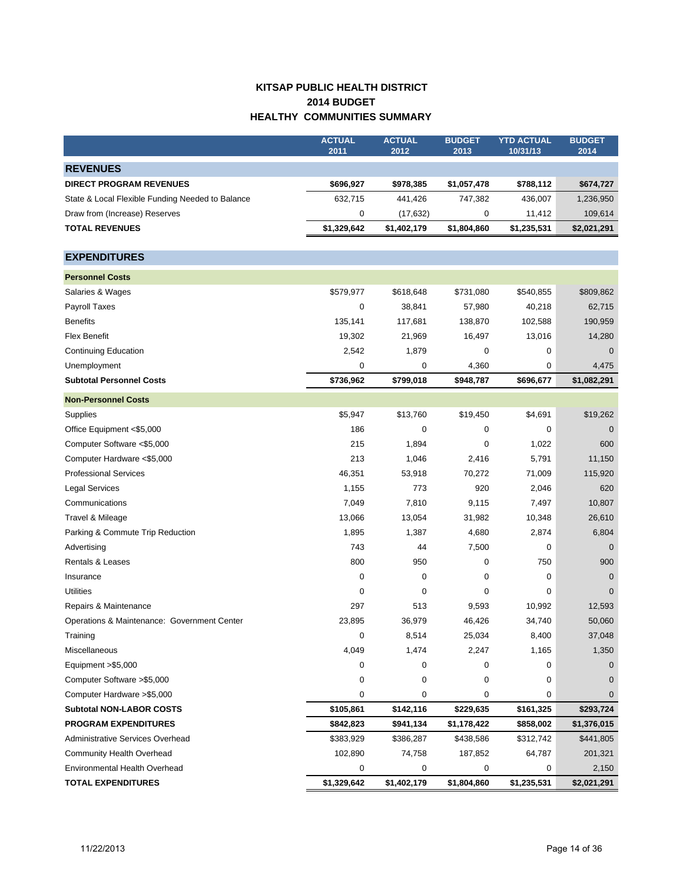# KITSAP PUBLIC HEALTH DISTRICT
## 2014 BUDGET
## HEALTHY COMMUNITIES SUMMARY

| | ACTUAL 2011 | ACTUAL 2012 | BUDGET 2013 | YTD ACTUAL 10/31/13 | BUDGET 2014 |
|---|---|---|---|---|---|
| **REVENUES** | | | | | |
| **DIRECT PROGRAM REVENUES** | **$696,927** | **$978,385** | **$1,057,478** | **$788,112** | **$674,727** |
| State & Local Flexible Funding Needed to Balance | 632,715 | 441,426 | 747,382 | 436,007 | 1,236,950 |
| Draw from (Increase) Reserves | 0 | (17,632) | 0 | 11,412 | 109,614 |
| **TOTAL REVENUES** | **$1,329,642** | **$1,402,179** | **$1,804,860** | **$1,235,531** | **$2,021,291** |
| **EXPENDITURES** | | | | | |
| **Personnel Costs** | | | | | |
| Salaries & Wages | $579,977 | $618,648 | $731,080 | $540,855 | $809,862 |
| Payroll Taxes | 0 | 38,841 | 57,980 | 40,218 | 62,715 |
| Benefits | 135,141 | 117,681 | 138,870 | 102,588 | 190,959 |
| Flex Benefit | 19,302 | 21,969 | 16,497 | 13,016 | 14,280 |
| Continuing Education | 2,542 | 1,879 | 0 | 0 | 0 |
| Unemployment | 0 | 0 | 4,360 | 0 | 4,475 |
| **Subtotal Personnel Costs** | **$736,962** | **$799,018** | **$948,787** | **$696,677** | **$1,082,291** |
| **Non-Personnel Costs** | | | | | |
| Supplies | $5,947 | $13,760 | $19,450 | $4,691 | $19,262 |
| Office Equipment <$5,000 | 186 | 0 | 0 | 0 | 0 |
| Computer Software <$5,000 | 215 | 1,894 | 0 | 1,022 | 600 |
| Computer Hardware <$5,000 | 213 | 1,046 | 2,416 | 5,791 | 11,150 |
| Professional Services | 46,351 | 53,918 | 70,272 | 71,009 | 115,920 |
| Legal Services | 1,155 | 773 | 920 | 2,046 | 620 |
| Communications | 7,049 | 7,810 | 9,115 | 7,497 | 10,807 |
| Travel & Mileage | 13,066 | 13,054 | 31,982 | 10,348 | 26,610 |
| Parking & Commute Trip Reduction | 1,895 | 1,387 | 4,680 | 2,874 | 6,804 |
| Advertising | 743 | 44 | 7,500 | 0 | 0 |
| Rentals & Leases | 800 | 950 | 0 | 750 | 900 |
| Insurance | 0 | 0 | 0 | 0 | 0 |
| Utilities | 0 | 0 | 0 | 0 | 0 |
| Repairs & Maintenance | 297 | 513 | 9,593 | 10,992 | 12,593 |
| Operations & Maintenance: Government Center | 23,895 | 36,979 | 46,426 | 34,740 | 50,060 |
| Training | 0 | 8,514 | 25,034 | 8,400 | 37,048 |
| Miscellaneous | 4,049 | 1,474 | 2,247 | 1,165 | 1,350 |
| Equipment >$5,000 | 0 | 0 | 0 | 0 | 0 |
| Computer Software >$5,000 | 0 | 0 | 0 | 0 | 0 |
| Computer Hardware >$5,000 | 0 | 0 | 0 | 0 | 0 |
| **Subtotal NON-LABOR COSTS** | **$105,861** | **$142,116** | **$229,635** | **$161,325** | **$293,724** |
| **PROGRAM EXPENDITURES** | **$842,823** | **$941,134** | **$1,178,422** | **$858,002** | **$1,376,015** |
| Administrative Services Overhead | $383,929 | $386,287 | $438,586 | $312,742 | $441,805 |
| Community Health Overhead | 102,890 | 74,758 | 187,852 | 64,787 | 201,321 |
| Environmental Health Overhead | 0 | 0 | 0 | 0 | 2,150 |
| **TOTAL EXPENDITURES** | **$1,329,642** | **$1,402,179** | **$1,804,860** | **$1,235,531** | **$2,021,291** |

11/22/2013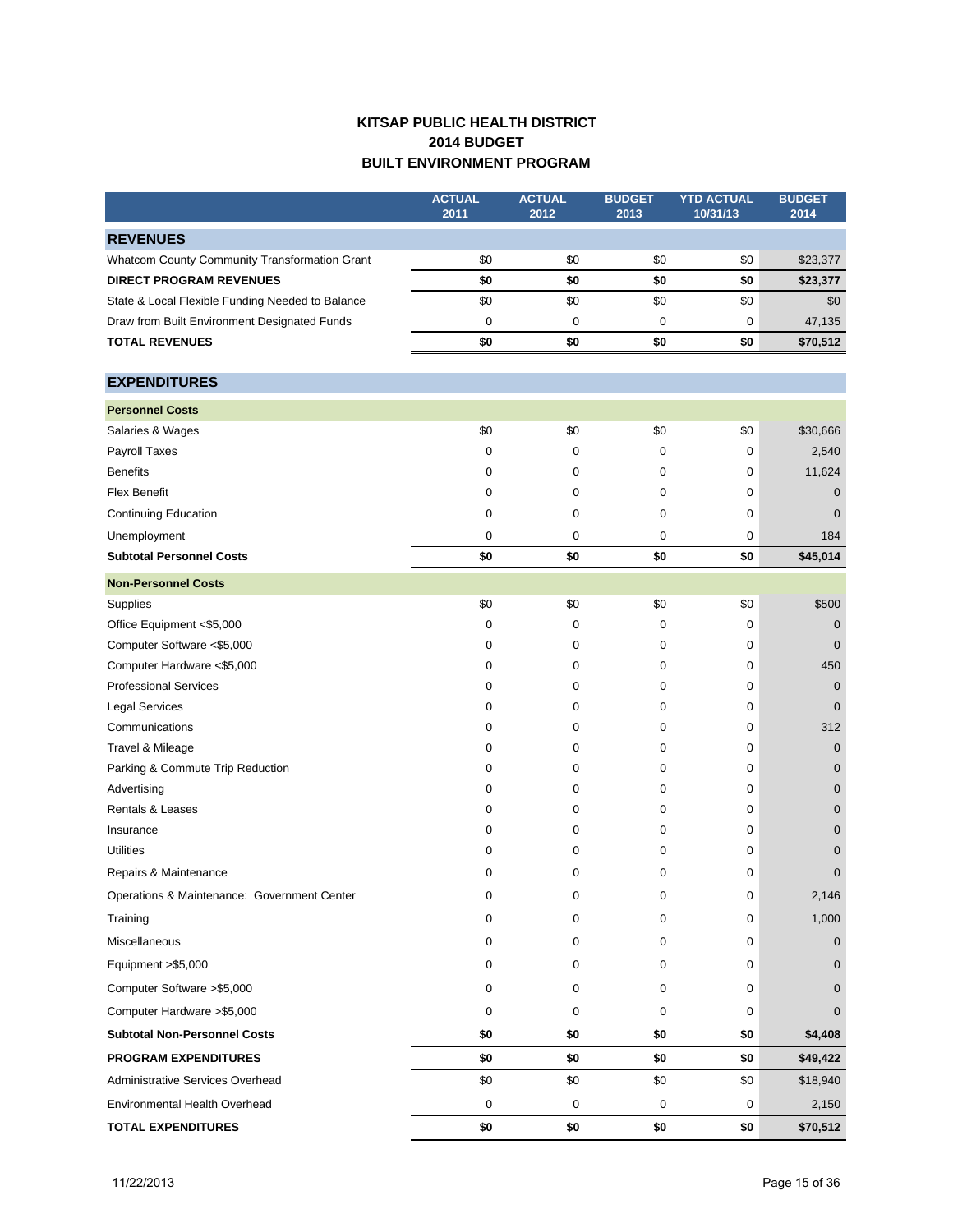# KITSAP PUBLIC HEALTH DISTRICT
## 2014 BUDGET
## BUILT ENVIRONMENT PROGRAM

| | ACTUAL 2011 | ACTUAL 2012 | BUDGET 2013 | YTD ACTUAL 10/31/13 | BUDGET 2014 |
|---|---|---|---|---|---|
| **REVENUES** | | | | | |
| Whatcom County Community Transformation Grant | $0 | $0 | $0 | $0 | $23,377 |
| **DIRECT PROGRAM REVENUES** | **$0** | **$0** | **$0** | **$0** | **$23,377** |
| State & Local Flexible Funding Needed to Balance | $0 | $0 | $0 | $0 | $0 |
| Draw from Built Environment Designated Funds | 0 | 0 | 0 | 0 | 47,135 |
| **TOTAL REVENUES** | **$0** | **$0** | **$0** | **$0** | **$70,512** |
| **EXPENDITURES** | | | | | |
| **Personnel Costs** | | | | | |
| Salaries & Wages | $0 | $0 | $0 | $0 | $30,666 |
| Payroll Taxes | 0 | 0 | 0 | 0 | 2,540 |
| Benefits | 0 | 0 | 0 | 0 | 11,624 |
| Flex Benefit | 0 | 0 | 0 | 0 | 0 |
| Continuing Education | 0 | 0 | 0 | 0 | 0 |
| Unemployment | 0 | 0 | 0 | 0 | 184 |
| **Subtotal Personnel Costs** | **$0** | **$0** | **$0** | **$0** | **$45,014** |
| **Non-Personnel Costs** | | | | | |
| Supplies | $0 | $0 | $0 | $0 | $500 |
| Office Equipment <$5,000 | 0 | 0 | 0 | 0 | 0 |
| Computer Software <$5,000 | 0 | 0 | 0 | 0 | 0 |
| Computer Hardware <$5,000 | 0 | 0 | 0 | 0 | 450 |
| Professional Services | 0 | 0 | 0 | 0 | 0 |
| Legal Services | 0 | 0 | 0 | 0 | 0 |
| Communications | 0 | 0 | 0 | 0 | 312 |
| Travel & Mileage | 0 | 0 | 0 | 0 | 0 |
| Parking & Commute Trip Reduction | 0 | 0 | 0 | 0 | 0 |
| Advertising | 0 | 0 | 0 | 0 | 0 |
| Rentals & Leases | 0 | 0 | 0 | 0 | 0 |
| Insurance | 0 | 0 | 0 | 0 | 0 |
| Utilities | 0 | 0 | 0 | 0 | 0 |
| Repairs & Maintenance | 0 | 0 | 0 | 0 | 0 |
| Operations & Maintenance: Government Center | 0 | 0 | 0 | 0 | 2,146 |
| Training | 0 | 0 | 0 | 0 | 1,000 |
| Miscellaneous | 0 | 0 | 0 | 0 | 0 |
| Equipment >$5,000 | 0 | 0 | 0 | 0 | 0 |
| Computer Software >$5,000 | 0 | 0 | 0 | 0 | 0 |
| Computer Hardware >$5,000 | 0 | 0 | 0 | 0 | 0 |
| **Subtotal Non-Personnel Costs** | **$0** | **$0** | **$0** | **$0** | **$4,408** |
| **PROGRAM EXPENDITURES** | **$0** | **$0** | **$0** | **$0** | **$49,422** |
| Administrative Services Overhead | $0 | $0 | $0 | $0 | $18,940 |
| Environmental Health Overhead | 0 | 0 | 0 | 0 | 2,150 |
| **TOTAL EXPENDITURES** | **$0** | **$0** | **$0** | **$0** | **$70,512** |

11/22/2013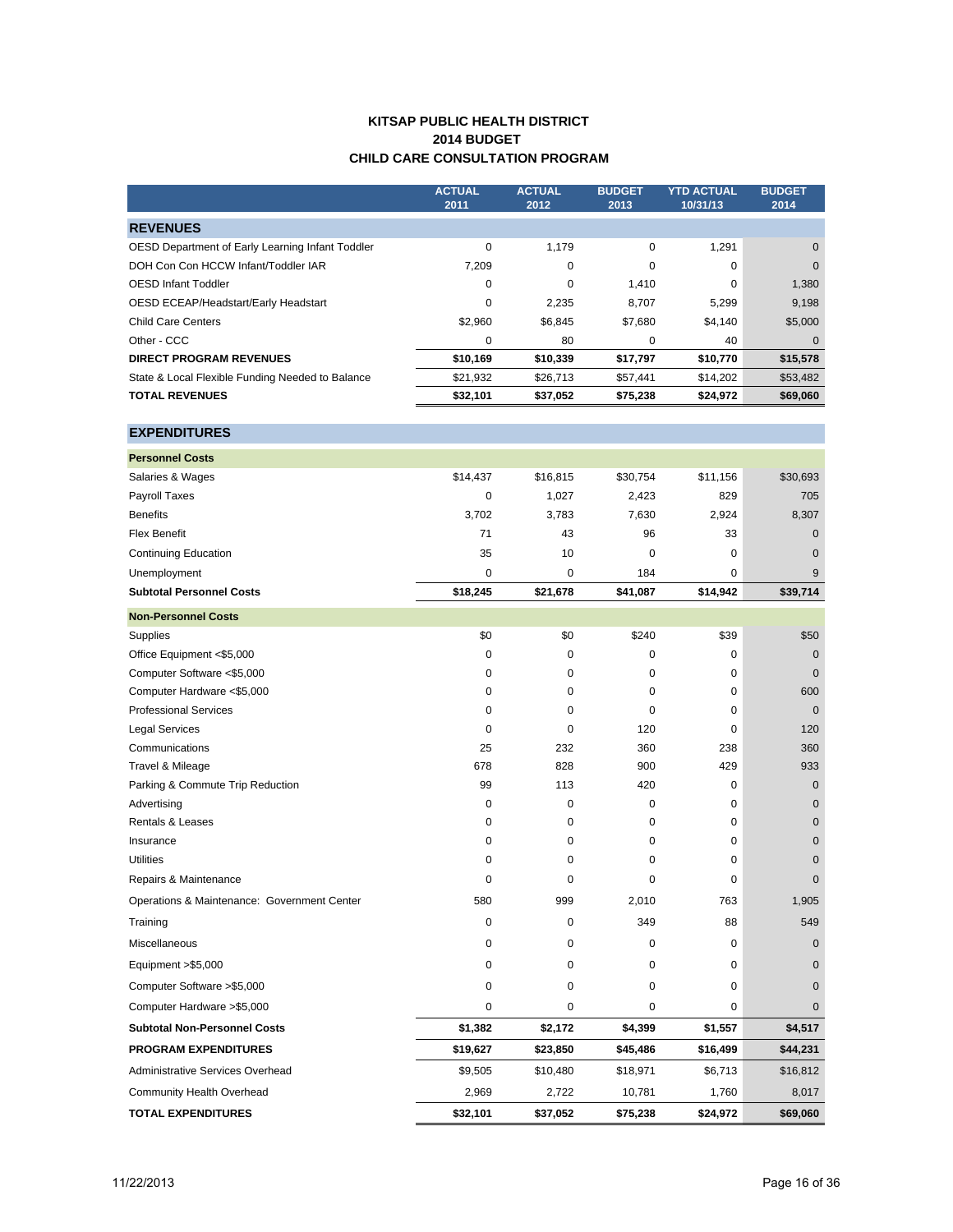# KITSAP PUBLIC HEALTH DISTRICT
## 2014 BUDGET
## CHILD CARE CONSULTATION PROGRAM

| | ACTUAL 2011 | ACTUAL 2012 | BUDGET 2013 | YTD ACTUAL 10/31/13 | BUDGET 2014 |
|---|---|---|---|---|---|
| **REVENUES** | | | | | |
| OESD Department of Early Learning Infant Toddler | 0 | 1,179 | 0 | 1,291 | 0 |
| DOH Con Con HCCW Infant/Toddler IAR | 7,209 | 0 | 0 | 0 | 0 |
| OESD Infant Toddler | 0 | 0 | 1,410 | 0 | 1,380 |
| OESD ECEAP/Headstart/Early Headstart | 0 | 2,235 | 8,707 | 5,299 | 9,198 |
| Child Care Centers | $2,960 | $6,845 | $7,680 | $4,140 | $5,000 |
| Other - CCC | 0 | 80 | 0 | 40 | 0 |
| **DIRECT PROGRAM REVENUES** | **$10,169** | **$10,339** | **$17,797** | **$10,770** | **$15,578** |
| State & Local Flexible Funding Needed to Balance | $21,932 | $26,713 | $57,441 | $14,202 | $53,482 |
| **TOTAL REVENUES** | **$32,101** | **$37,052** | **$75,238** | **$24,972** | **$69,060** |
| **EXPENDITURES** | | | | | |
| **Personnel Costs** | | | | | |
| Salaries & Wages | $14,437 | $16,815 | $30,754 | $11,156 | $30,693 |
| Payroll Taxes | 0 | 1,027 | 2,423 | 829 | 705 |
| Benefits | 3,702 | 3,783 | 7,630 | 2,924 | 8,307 |
| Flex Benefit | 71 | 43 | 96 | 33 | 0 |
| Continuing Education | 35 | 10 | 0 | 0 | 0 |
| Unemployment | 0 | 0 | 184 | 0 | 9 |
| **Subtotal Personnel Costs** | **$18,245** | **$21,678** | **$41,087** | **$14,942** | **$39,714** |
| **Non-Personnel Costs** | | | | | |
| Supplies | $0 | $0 | $240 | $39 | $50 |
| Office Equipment <$5,000 | 0 | 0 | 0 | 0 | 0 |
| Computer Software <$5,000 | 0 | 0 | 0 | 0 | 0 |
| Computer Hardware <$5,000 | 0 | 0 | 0 | 0 | 600 |
| Professional Services | 0 | 0 | 0 | 0 | 0 |
| Legal Services | 0 | 0 | 120 | 0 | 120 |
| Communications | 25 | 232 | 360 | 238 | 360 |
| Travel & Mileage | 678 | 828 | 900 | 429 | 933 |
| Parking & Commute Trip Reduction | 99 | 113 | 420 | 0 | 0 |
| Advertising | 0 | 0 | 0 | 0 | 0 |
| Rentals & Leases | 0 | 0 | 0 | 0 | 0 |
| Insurance | 0 | 0 | 0 | 0 | 0 |
| Utilities | 0 | 0 | 0 | 0 | 0 |
| Repairs & Maintenance | 0 | 0 | 0 | 0 | 0 |
| Operations & Maintenance: Government Center | 580 | 999 | 2,010 | 763 | 1,905 |
| Training | 0 | 0 | 349 | 88 | 549 |
| Miscellaneous | 0 | 0 | 0 | 0 | 0 |
| Equipment >$5,000 | 0 | 0 | 0 | 0 | 0 |
| Computer Software >$5,000 | 0 | 0 | 0 | 0 | 0 |
| Computer Hardware >$5,000 | 0 | 0 | 0 | 0 | 0 |
| **Subtotal Non-Personnel Costs** | **$1,382** | **$2,172** | **$4,399** | **$1,557** | **$4,517** |
| **PROGRAM EXPENDITURES** | **$19,627** | **$23,850** | **$45,486** | **$16,499** | **$44,231** |
| Administrative Services Overhead | $9,505 | $10,480 | $18,971 | $6,713 | $16,812 |
| Community Health Overhead | 2,969 | 2,722 | 10,781 | 1,760 | 8,017 |
| **TOTAL EXPENDITURES** | **$32,101** | **$37,052** | **$75,238** | **$24,972** | **$69,060** |

11/22/2013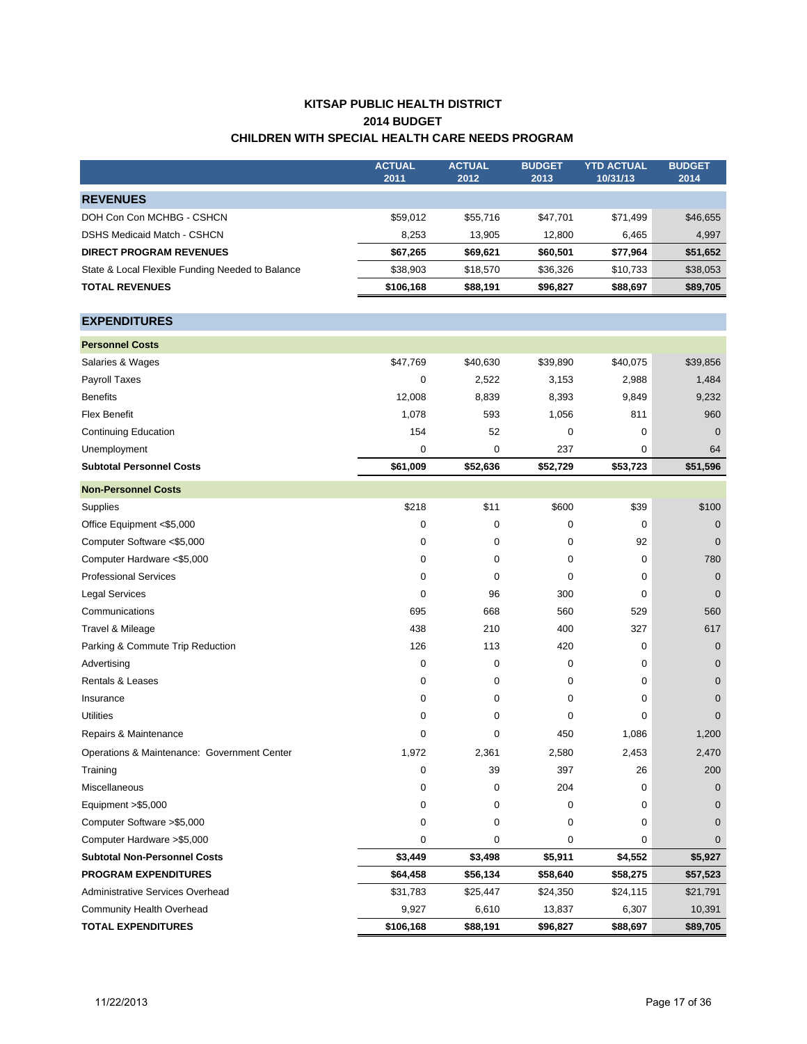# KITSAP PUBLIC HEALTH DISTRICT
## 2014 BUDGET
## CHILDREN WITH SPECIAL HEALTH CARE NEEDS PROGRAM

| | ACTUAL 2011 | ACTUAL 2012 | BUDGET 2013 | YTD ACTUAL 10/31/13 | BUDGET 2014 |
|---|---|---|---|---|---|
| **REVENUES** | | | | | |
| DOH Con Con MCHBG - CSHCN | $59,012 | $55,716 | $47,701 | $71,499 | $46,655 |
| DSHS Medicaid Match - CSHCN | 8,253 | 13,905 | 12,800 | 6,465 | 4,997 |
| **DIRECT PROGRAM REVENUES** | **$67,265** | **$69,621** | **$60,501** | **$77,964** | **$51,652** |
| State & Local Flexible Funding Needed to Balance | $38,903 | $18,570 | $36,326 | $10,733 | $38,053 |
| **TOTAL REVENUES** | **$106,168** | **$88,191** | **$96,827** | **$88,697** | **$89,705** |
| **EXPENDITURES** | | | | | |
| **Personnel Costs** | | | | | |
| Salaries & Wages | $47,769 | $40,630 | $39,890 | $40,075 | $39,856 |
| Payroll Taxes | 0 | 2,522 | 3,153 | 2,988 | 1,484 |
| Benefits | 12,008 | 8,839 | 8,393 | 9,849 | 9,232 |
| Flex Benefit | 1,078 | 593 | 1,056 | 811 | 960 |
| Continuing Education | 154 | 52 | 0 | 0 | 0 |
| Unemployment | 0 | 0 | 237 | 0 | 64 |
| **Subtotal Personnel Costs** | **$61,009** | **$52,636** | **$52,729** | **$53,723** | **$51,596** |
| **Non-Personnel Costs** | | | | | |
| Supplies | $218 | $11 | $600 | $39 | $100 |
| Office Equipment <$5,000 | 0 | 0 | 0 | 0 | 0 |
| Computer Software <$5,000 | 0 | 0 | 0 | 92 | 0 |
| Computer Hardware <$5,000 | 0 | 0 | 0 | 0 | 780 |
| Professional Services | 0 | 0 | 0 | 0 | 0 |
| Legal Services | 0 | 96 | 300 | 0 | 0 |
| Communications | 695 | 668 | 560 | 529 | 560 |
| Travel & Mileage | 438 | 210 | 400 | 327 | 617 |
| Parking & Commute Trip Reduction | 126 | 113 | 420 | 0 | 0 |
| Advertising | 0 | 0 | 0 | 0 | 0 |
| Rentals & Leases | 0 | 0 | 0 | 0 | 0 |
| Insurance | 0 | 0 | 0 | 0 | 0 |
| Utilities | 0 | 0 | 0 | 0 | 0 |
| Repairs & Maintenance | 0 | 0 | 450 | 1,086 | 1,200 |
| Operations & Maintenance: Government Center | 1,972 | 2,361 | 2,580 | 2,453 | 2,470 |
| Training | 0 | 39 | 397 | 26 | 200 |
| Miscellaneous | 0 | 0 | 204 | 0 | 0 |
| Equipment >$5,000 | 0 | 0 | 0 | 0 | 0 |
| Computer Software >$5,000 | 0 | 0 | 0 | 0 | 0 |
| Computer Hardware >$5,000 | 0 | 0 | 0 | 0 | 0 |
| **Subtotal Non-Personnel Costs** | **$3,449** | **$3,498** | **$5,911** | **$4,552** | **$5,927** |
| **PROGRAM EXPENDITURES** | **$64,458** | **$56,134** | **$58,640** | **$58,275** | **$57,523** |
| Administrative Services Overhead | $31,783 | $25,447 | $24,350 | $24,115 | $21,791 |
| Community Health Overhead | 9,927 | 6,610 | 13,837 | 6,307 | 10,391 |
| **TOTAL EXPENDITURES** | **$106,168** | **$88,191** | **$96,827** | **$88,697** | **$89,705** |

11/22/2013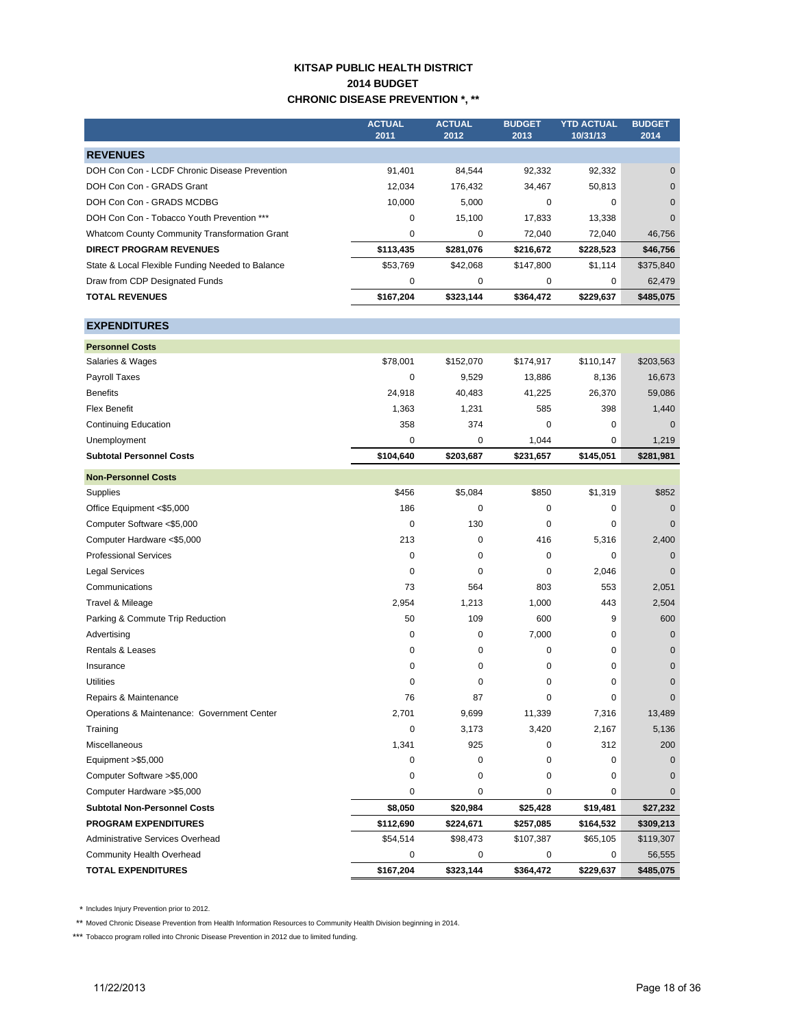# KITSAP PUBLIC HEALTH DISTRICT
## 2014 BUDGET
## CHRONIC DISEASE PREVENTION *, **

| | ACTUAL 2011 | ACTUAL 2012 | BUDGET 2013 | YTD ACTUAL 10/31/13 | BUDGET 2014 |
|---|---|---|---|---|---|
| **REVENUES** | | | | | |
| DOH Con Con - LCDF Chronic Disease Prevention | 91,401 | 84,544 | 92,332 | 92,332 | 0 |
| DOH Con Con - GRADS Grant | 12,034 | 176,432 | 34,467 | 50,813 | 0 |
| DOH Con Con - GRADS MCDBG | 10,000 | 5,000 | 0 | 0 | 0 |
| DOH Con Con - Tobacco Youth Prevention *** | 0 | 15,100 | 17,833 | 13,338 | 0 |
| Whatcom County Community Transformation Grant | 0 | 0 | 72,040 | 72,040 | 46,756 |
| **DIRECT PROGRAM REVENUES** | **$113,435** | **$281,076** | **$216,672** | **$228,523** | **$46,756** |
| State & Local Flexible Funding Needed to Balance | $53,769 | $42,068 | $147,800 | $1,114 | $375,840 |
| Draw from CDP Designated Funds | 0 | 0 | 0 | 0 | 62,479 |
| **TOTAL REVENUES** | **$167,204** | **$323,144** | **$364,472** | **$229,637** | **$485,075** |
| **EXPENDITURES** | | | | | |
| **Personnel Costs** | | | | | |
| Salaries & Wages | $78,001 | $152,070 | $174,917 | $110,147 | $203,563 |
| Payroll Taxes | 0 | 9,529 | 13,886 | 8,136 | 16,673 |
| Benefits | 24,918 | 40,483 | 41,225 | 26,370 | 59,086 |
| Flex Benefit | 1,363 | 1,231 | 585 | 398 | 1,440 |
| Continuing Education | 358 | 374 | 0 | 0 | 0 |
| Unemployment | 0 | 0 | 1,044 | 0 | 1,219 |
| **Subtotal Personnel Costs** | **$104,640** | **$203,687** | **$231,657** | **$145,051** | **$281,981** |
| **Non-Personnel Costs** | | | | | |
| Supplies | $456 | $5,084 | $850 | $1,319 | $852 |
| Office Equipment <$5,000 | 186 | 0 | 0 | 0 | 0 |
| Computer Software <$5,000 | 0 | 130 | 0 | 0 | 0 |
| Computer Hardware <$5,000 | 213 | 0 | 416 | 5,316 | 2,400 |
| Professional Services | 0 | 0 | 0 | 0 | 0 |
| Legal Services | 0 | 0 | 0 | 2,046 | 0 |
| Communications | 73 | 564 | 803 | 553 | 2,051 |
| Travel & Mileage | 2,954 | 1,213 | 1,000 | 443 | 2,504 |
| Parking & Commute Trip Reduction | 50 | 109 | 600 | 9 | 600 |
| Advertising | 0 | 0 | 7,000 | 0 | 0 |
| Rentals & Leases | 0 | 0 | 0 | 0 | 0 |
| Insurance | 0 | 0 | 0 | 0 | 0 |
| Utilities | 0 | 0 | 0 | 0 | 0 |
| Repairs & Maintenance | 76 | 87 | 0 | 0 | 0 |
| Operations & Maintenance: Government Center | 2,701 | 9,699 | 11,339 | 7,316 | 13,489 |
| Training | 0 | 3,173 | 3,420 | 2,167 | 5,136 |
| Miscellaneous | 1,341 | 925 | 0 | 312 | 200 |
| Equipment >$5,000 | 0 | 0 | 0 | 0 | 0 |
| Computer Software >$5,000 | 0 | 0 | 0 | 0 | 0 |
| Computer Hardware >$5,000 | 0 | 0 | 0 | 0 | 0 |
| **Subtotal Non-Personnel Costs** | **$8,050** | **$20,984** | **$25,428** | **$19,481** | **$27,232** |
| **PROGRAM EXPENDITURES** | **$112,690** | **$224,671** | **$257,085** | **$164,532** | **$309,213** |
| Administrative Services Overhead | $54,514 | $98,473 | $107,387 | $65,105 | $119,307 |
| Community Health Overhead | 0 | 0 | 0 | 0 | 56,555 |
| **TOTAL EXPENDITURES** | **$167,204** | **$323,144** | **$364,472** | **$229,637** | **$485,075** |

\* Includes Injury Prevention prior to 2012.

** Moved Chronic Disease Prevention from Health Information Resources to Community Health Division beginning in 2014.

*** Tobacco program rolled into Chronic Disease Prevention in 2012 due to limited funding.

11/22/2013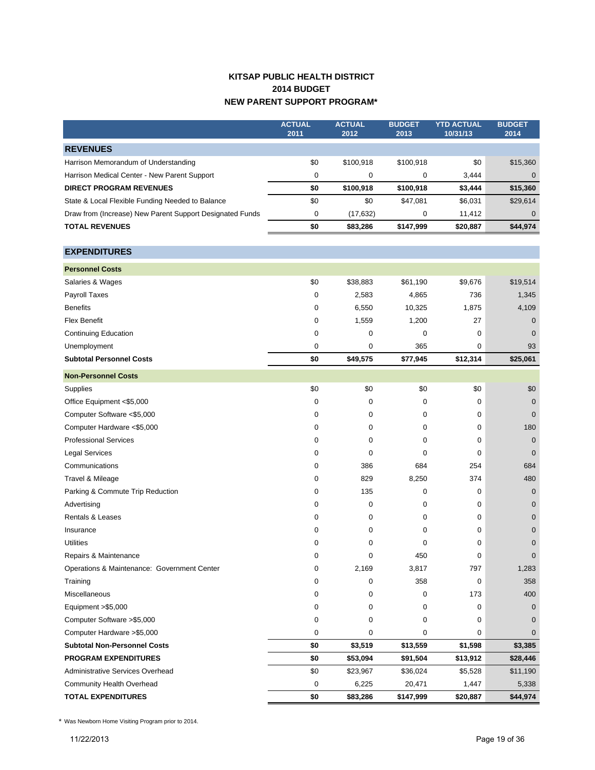# KITSAP PUBLIC HEALTH DISTRICT
## 2014 BUDGET
## NEW PARENT SUPPORT PROGRAM*

| | ACTUAL 2011 | ACTUAL 2012 | BUDGET 2013 | YTD ACTUAL 10/31/13 | BUDGET 2014 |
|---|---|---|---|---|---|
| **REVENUES** | | | | | |
| Harrison Memorandum of Understanding | $0 | $100,918 | $100,918 | $0 | $15,360 |
| Harrison Medical Center - New Parent Support | 0 | 0 | 0 | 3,444 | 0 |
| **DIRECT PROGRAM REVENUES** | **$0** | **$100,918** | **$100,918** | **$3,444** | **$15,360** |
| State & Local Flexible Funding Needed to Balance | $0 | $0 | $47,081 | $6,031 | $29,614 |
| Draw from (Increase) New Parent Support Designated Funds | 0 | (17,632) | 0 | 11,412 | 0 |
| **TOTAL REVENUES** | **$0** | **$83,286** | **$147,999** | **$20,887** | **$44,974** |
| **EXPENDITURES** | | | | | |
| **Personnel Costs** | | | | | |
| Salaries & Wages | $0 | $38,883 | $61,190 | $9,676 | $19,514 |
| Payroll Taxes | 0 | 2,583 | 4,865 | 736 | 1,345 |
| Benefits | 0 | 6,550 | 10,325 | 1,875 | 4,109 |
| Flex Benefit | 0 | 1,559 | 1,200 | 27 | 0 |
| Continuing Education | 0 | 0 | 0 | 0 | 0 |
| Unemployment | 0 | 0 | 365 | 0 | 93 |
| **Subtotal Personnel Costs** | **$0** | **$49,575** | **$77,945** | **$12,314** | **$25,061** |
| **Non-Personnel Costs** | | | | | |
| Supplies | $0 | $0 | $0 | $0 | $0 |
| Office Equipment <$5,000 | 0 | 0 | 0 | 0 | 0 |
| Computer Software <$5,000 | 0 | 0 | 0 | 0 | 0 |
| Computer Hardware <$5,000 | 0 | 0 | 0 | 0 | 180 |
| Professional Services | 0 | 0 | 0 | 0 | 0 |
| Legal Services | 0 | 0 | 0 | 0 | 0 |
| Communications | 0 | 386 | 684 | 254 | 684 |
| Travel & Mileage | 0 | 829 | 8,250 | 374 | 480 |
| Parking & Commute Trip Reduction | 0 | 135 | 0 | 0 | 0 |
| Advertising | 0 | 0 | 0 | 0 | 0 |
| Rentals & Leases | 0 | 0 | 0 | 0 | 0 |
| Insurance | 0 | 0 | 0 | 0 | 0 |
| Utilities | 0 | 0 | 0 | 0 | 0 |
| Repairs & Maintenance | 0 | 0 | 450 | 0 | 0 |
| Operations & Maintenance: Government Center | 0 | 2,169 | 3,817 | 797 | 1,283 |
| Training | 0 | 0 | 358 | 0 | 358 |
| Miscellaneous | 0 | 0 | 0 | 173 | 400 |
| Equipment >$5,000 | 0 | 0 | 0 | 0 | 0 |
| Computer Software >$5,000 | 0 | 0 | 0 | 0 | 0 |
| Computer Hardware >$5,000 | 0 | 0 | 0 | 0 | 0 |
| **Subtotal Non-Personnel Costs** | **$0** | **$3,519** | **$13,559** | **$1,598** | **$3,385** |
| **PROGRAM EXPENDITURES** | **$0** | **$53,094** | **$91,504** | **$13,912** | **$28,446** |
| Administrative Services Overhead | $0 | $23,967 | $36,024 | $5,528 | $11,190 |
| Community Health Overhead | 0 | 6,225 | 20,471 | 1,447 | 5,338 |
| **TOTAL EXPENDITURES** | **$0** | **$83,286** | **$147,999** | **$20,887** | **$44,974** |

* Was Newborn Home Visiting Program prior to 2014.

11/22/2013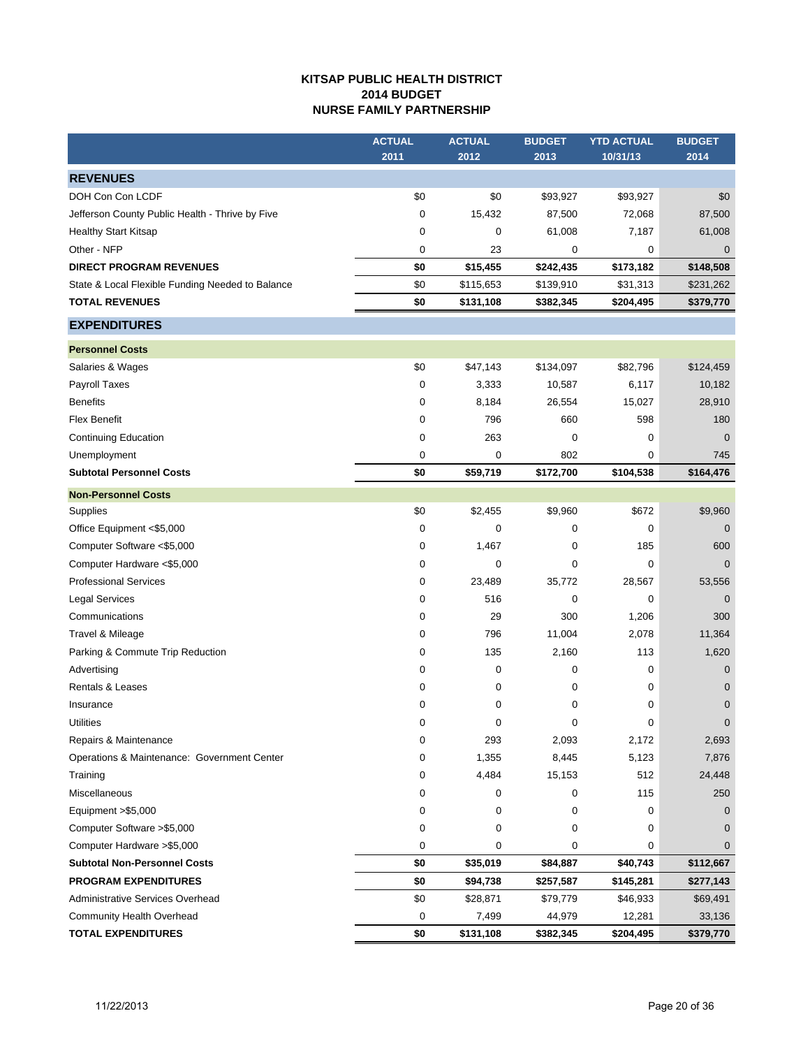# KITSAP PUBLIC HEALTH DISTRICT
## 2014 BUDGET
## NURSE FAMILY PARTNERSHIP

| | ACTUAL 2011 | ACTUAL 2012 | BUDGET 2013 | YTD ACTUAL 10/31/13 | BUDGET 2014 |
|---|---|---|---|---|---|
| **REVENUES** | | | | | |
| DOH Con Con LCDF | $0 | $0 | $93,927 | $93,927 | $0 |
| Jefferson County Public Health - Thrive by Five | 0 | 15,432 | 87,500 | 72,068 | 87,500 |
| Healthy Start Kitsap | 0 | 0 | 61,008 | 7,187 | 61,008 |
| Other - NFP | 0 | 23 | 0 | 0 | 0 |
| **DIRECT PROGRAM REVENUES** | **$0** | **$15,455** | **$242,435** | **$173,182** | **$148,508** |
| State & Local Flexible Funding Needed to Balance | $0 | $115,653 | $139,910 | $31,313 | $231,262 |
| **TOTAL REVENUES** | **$0** | **$131,108** | **$382,345** | **$204,495** | **$379,770** |
| **EXPENDITURES** | | | | | |
| **Personnel Costs** | | | | | |
| Salaries & Wages | $0 | $47,143 | $134,097 | $82,796 | $124,459 |
| Payroll Taxes | 0 | 3,333 | 10,587 | 6,117 | 10,182 |
| Benefits | 0 | 8,184 | 26,554 | 15,027 | 28,910 |
| Flex Benefit | 0 | 796 | 660 | 598 | 180 |
| Continuing Education | 0 | 263 | 0 | 0 | 0 |
| Unemployment | 0 | 0 | 802 | 0 | 745 |
| **Subtotal Personnel Costs** | **$0** | **$59,719** | **$172,700** | **$104,538** | **$164,476** |
| **Non-Personnel Costs** | | | | | |
| Supplies | $0 | $2,455 | $9,960 | $672 | $9,960 |
| Office Equipment <$5,000 | 0 | 0 | 0 | 0 | 0 |
| Computer Software <$5,000 | 0 | 1,467 | 0 | 185 | 600 |
| Computer Hardware <$5,000 | 0 | 0 | 0 | 0 | 0 |
| Professional Services | 0 | 23,489 | 35,772 | 28,567 | 53,556 |
| Legal Services | 0 | 516 | 0 | 0 | 0 |
| Communications | 0 | 29 | 300 | 1,206 | 300 |
| Travel & Mileage | 0 | 796 | 11,004 | 2,078 | 11,364 |
| Parking & Commute Trip Reduction | 0 | 135 | 2,160 | 113 | 1,620 |
| Advertising | 0 | 0 | 0 | 0 | 0 |
| Rentals & Leases | 0 | 0 | 0 | 0 | 0 |
| Insurance | 0 | 0 | 0 | 0 | 0 |
| Utilities | 0 | 0 | 0 | 0 | 0 |
| Repairs & Maintenance | 0 | 293 | 2,093 | 2,172 | 2,693 |
| Operations & Maintenance: Government Center | 0 | 1,355 | 8,445 | 5,123 | 7,876 |
| Training | 0 | 4,484 | 15,153 | 512 | 24,448 |
| Miscellaneous | 0 | 0 | 0 | 115 | 250 |
| Equipment >$5,000 | 0 | 0 | 0 | 0 | 0 |
| Computer Software >$5,000 | 0 | 0 | 0 | 0 | 0 |
| Computer Hardware >$5,000 | 0 | 0 | 0 | 0 | 0 |
| **Subtotal Non-Personnel Costs** | **$0** | **$35,019** | **$84,887** | **$40,743** | **$112,667** |
| **PROGRAM EXPENDITURES** | **$0** | **$94,738** | **$257,587** | **$145,281** | **$277,143** |
| Administrative Services Overhead | $0 | $28,871 | $79,779 | $46,933 | $69,491 |
| Community Health Overhead | 0 | 7,499 | 44,979 | 12,281 | 33,136 |
| **TOTAL EXPENDITURES** | **$0** | **$131,108** | **$382,345** | **$204,495** | **$379,770** |

11/22/2013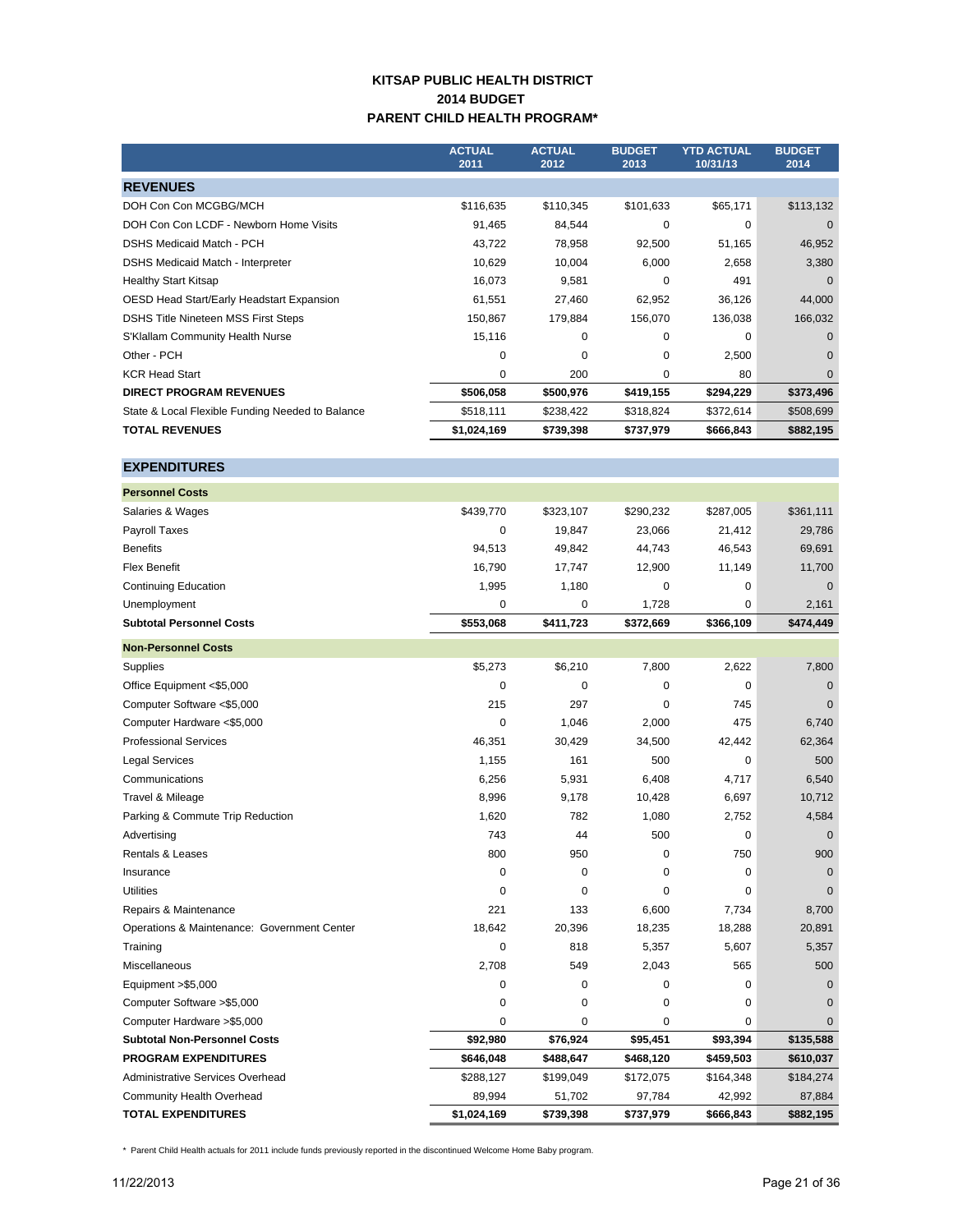# KITSAP PUBLIC HEALTH DISTRICT
## 2014 BUDGET
## PARENT CHILD HEALTH PROGRAM*

| | ACTUAL 2011 | ACTUAL 2012 | BUDGET 2013 | YTD ACTUAL 10/31/13 | BUDGET 2014 |
|---|---|---|---|---|---|
| **REVENUES** | | | | | |
| DOH Con Con MCGBG/MCH | $116,635 | $110,345 | $101,633 | $65,171 | $113,132 |
| DOH Con Con LCDF - Newborn Home Visits | 91,465 | 84,544 | 0 | 0 | 0 |
| DSHS Medicaid Match - PCH | 43,722 | 78,958 | 92,500 | 51,165 | 46,952 |
| DSHS Medicaid Match - Interpreter | 10,629 | 10,004 | 6,000 | 2,658 | 3,380 |
| Healthy Start Kitsap | 16,073 | 9,581 | 0 | 491 | 0 |
| OESD Head Start/Early Headstart Expansion | 61,551 | 27,460 | 62,952 | 36,126 | 44,000 |
| DSHS Title Nineteen MSS First Steps | 150,867 | 179,884 | 156,070 | 136,038 | 166,032 |
| S'Klallam Community Health Nurse | 15,116 | 0 | 0 | 0 | 0 |
| Other - PCH | 0 | 0 | 0 | 2,500 | 0 |
| KCR Head Start | 0 | 200 | 0 | 80 | 0 |
| **DIRECT PROGRAM REVENUES** | **$506,058** | **$500,976** | **$419,155** | **$294,229** | **$373,496** |
| State & Local Flexible Funding Needed to Balance | $518,111 | $238,422 | $318,824 | $372,614 | $508,699 |
| **TOTAL REVENUES** | **$1,024,169** | **$739,398** | **$737,979** | **$666,843** | **$882,195** |
| **EXPENDITURES** | | | | | |
| **Personnel Costs** | | | | | |
| Salaries & Wages | $439,770 | $323,107 | $290,232 | $287,005 | $361,111 |
| Payroll Taxes | 0 | 19,847 | 23,066 | 21,412 | 29,786 |
| Benefits | 94,513 | 49,842 | 44,743 | 46,543 | 69,691 |
| Flex Benefit | 16,790 | 17,747 | 12,900 | 11,149 | 11,700 |
| Continuing Education | 1,995 | 1,180 | 0 | 0 | 0 |
| Unemployment | 0 | 0 | 1,728 | 0 | 2,161 |
| **Subtotal Personnel Costs** | **$553,068** | **$411,723** | **$372,669** | **$366,109** | **$474,449** |
| **Non-Personnel Costs** | | | | | |
| Supplies | $5,273 | $6,210 | 7,800 | 2,622 | 7,800 |
| Office Equipment <$5,000 | 0 | 0 | 0 | 0 | 0 |
| Computer Software <$5,000 | 215 | 297 | 0 | 745 | 0 |
| Computer Hardware <$5,000 | 0 | 1,046 | 2,000 | 475 | 6,740 |
| Professional Services | 46,351 | 30,429 | 34,500 | 42,442 | 62,364 |
| Legal Services | 1,155 | 161 | 500 | 0 | 500 |
| Communications | 6,256 | 5,931 | 6,408 | 4,717 | 6,540 |
| Travel & Mileage | 8,996 | 9,178 | 10,428 | 6,697 | 10,712 |
| Parking & Commute Trip Reduction | 1,620 | 782 | 1,080 | 2,752 | 4,584 |
| Advertising | 743 | 44 | 500 | 0 | 0 |
| Rentals & Leases | 800 | 950 | 0 | 750 | 900 |
| Insurance | 0 | 0 | 0 | 0 | 0 |
| Utilities | 0 | 0 | 0 | 0 | 0 |
| Repairs & Maintenance | 221 | 133 | 6,600 | 7,734 | 8,700 |
| Operations & Maintenance: Government Center | 18,642 | 20,396 | 18,235 | 18,288 | 20,891 |
| Training | 0 | 818 | 5,357 | 5,607 | 5,357 |
| Miscellaneous | 2,708 | 549 | 2,043 | 565 | 500 |
| Equipment >$5,000 | 0 | 0 | 0 | 0 | 0 |
| Computer Software >$5,000 | 0 | 0 | 0 | 0 | 0 |
| Computer Hardware >$5,000 | 0 | 0 | 0 | 0 | 0 |
| **Subtotal Non-Personnel Costs** | **$92,980** | **$76,924** | **$95,451** | **$93,394** | **$135,588** |
| **PROGRAM EXPENDITURES** | **$646,048** | **$488,647** | **$468,120** | **$459,503** | **$610,037** |
| Administrative Services Overhead | $288,127 | $199,049 | $172,075 | $164,348 | $184,274 |
| Community Health Overhead | 89,994 | 51,702 | 97,784 | 42,992 | 87,884 |
| **TOTAL EXPENDITURES** | **$1,024,169** | **$739,398** | **$737,979** | **$666,843** | **$882,195** |

\* Parent Child Health actuals for 2011 include funds previously reported in the discontinued Welcome Home Baby program.

11/22/2013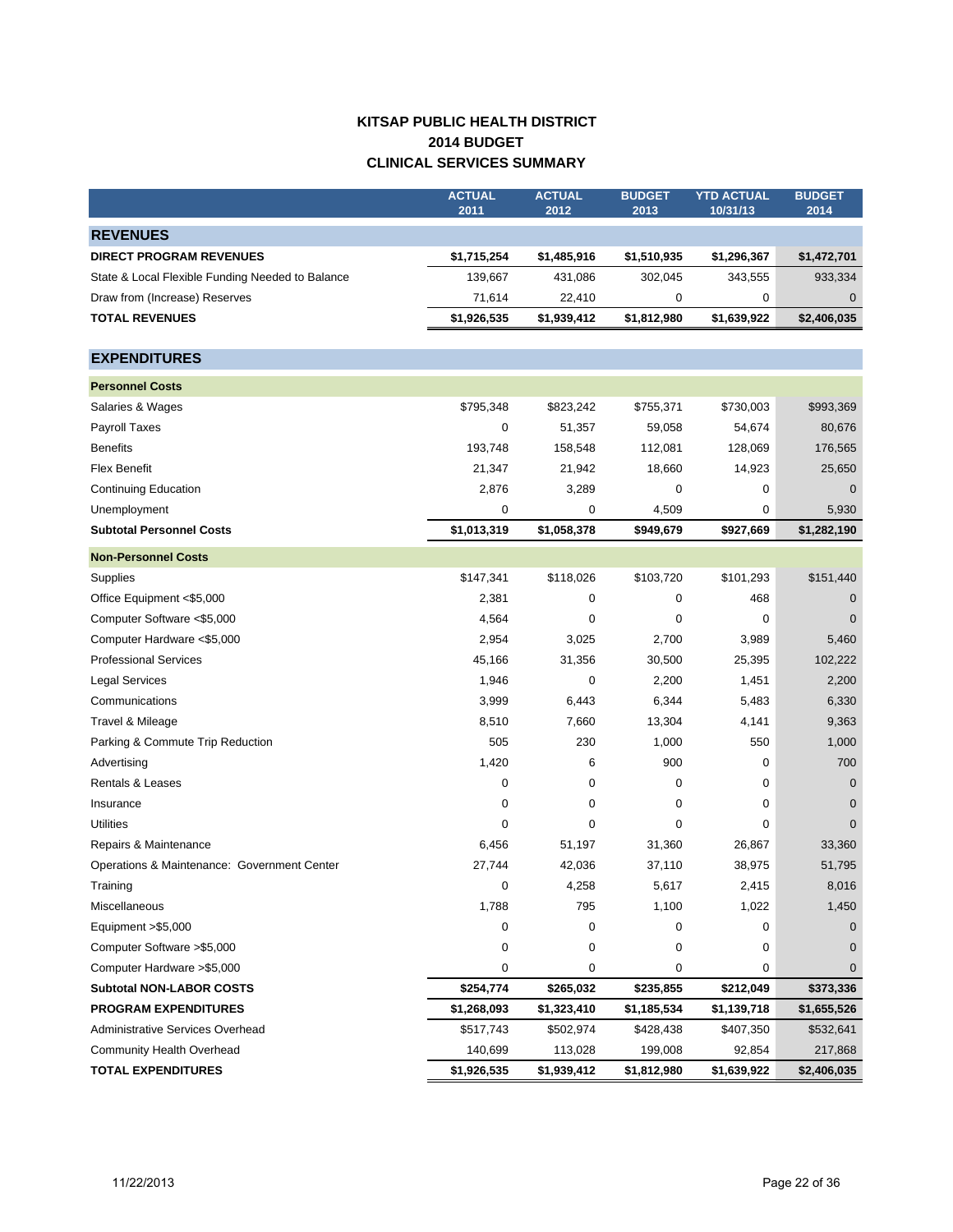# KITSAP PUBLIC HEALTH DISTRICT
## 2014 BUDGET
## CLINICAL SERVICES SUMMARY

| | ACTUAL 2011 | ACTUAL 2012 | BUDGET 2013 | YTD ACTUAL 10/31/13 | BUDGET 2014 |
|---|---|---|---|---|---|
| **REVENUES** | | | | | |
| **DIRECT PROGRAM REVENUES** | **$1,715,254** | **$1,485,916** | **$1,510,935** | **$1,296,367** | **$1,472,701** |
| State & Local Flexible Funding Needed to Balance | 139,667 | 431,086 | 302,045 | 343,555 | 933,334 |
| Draw from (Increase) Reserves | 71,614 | 22,410 | 0 | 0 | 0 |
| **TOTAL REVENUES** | **$1,926,535** | **$1,939,412** | **$1,812,980** | **$1,639,922** | **$2,406,035** |
| **EXPENDITURES** | | | | | |
| **Personnel Costs** | | | | | |
| Salaries & Wages | $795,348 | $823,242 | $755,371 | $730,003 | $993,369 |
| Payroll Taxes | 0 | 51,357 | 59,058 | 54,674 | 80,676 |
| Benefits | 193,748 | 158,548 | 112,081 | 128,069 | 176,565 |
| Flex Benefit | 21,347 | 21,942 | 18,660 | 14,923 | 25,650 |
| Continuing Education | 2,876 | 3,289 | 0 | 0 | 0 |
| Unemployment | 0 | 0 | 4,509 | 0 | 5,930 |
| **Subtotal Personnel Costs** | **$1,013,319** | **$1,058,378** | **$949,679** | **$927,669** | **$1,282,190** |
| **Non-Personnel Costs** | | | | | |
| Supplies | $147,341 | $118,026 | $103,720 | $101,293 | $151,440 |
| Office Equipment <$5,000 | 2,381 | 0 | 0 | 468 | 0 |
| Computer Software <$5,000 | 4,564 | 0 | 0 | 0 | 0 |
| Computer Hardware <$5,000 | 2,954 | 3,025 | 2,700 | 3,989 | 5,460 |
| Professional Services | 45,166 | 31,356 | 30,500 | 25,395 | 102,222 |
| Legal Services | 1,946 | 0 | 2,200 | 1,451 | 2,200 |
| Communications | 3,999 | 6,443 | 6,344 | 5,483 | 6,330 |
| Travel & Mileage | 8,510 | 7,660 | 13,304 | 4,141 | 9,363 |
| Parking & Commute Trip Reduction | 505 | 230 | 1,000 | 550 | 1,000 |
| Advertising | 1,420 | 6 | 900 | 0 | 700 |
| Rentals & Leases | 0 | 0 | 0 | 0 | 0 |
| Insurance | 0 | 0 | 0 | 0 | 0 |
| Utilities | 0 | 0 | 0 | 0 | 0 |
| Repairs & Maintenance | 6,456 | 51,197 | 31,360 | 26,867 | 33,360 |
| Operations & Maintenance: Government Center | 27,744 | 42,036 | 37,110 | 38,975 | 51,795 |
| Training | 0 | 4,258 | 5,617 | 2,415 | 8,016 |
| Miscellaneous | 1,788 | 795 | 1,100 | 1,022 | 1,450 |
| Equipment >$5,000 | 0 | 0 | 0 | 0 | 0 |
| Computer Software >$5,000 | 0 | 0 | 0 | 0 | 0 |
| Computer Hardware >$5,000 | 0 | 0 | 0 | 0 | 0 |
| **Subtotal NON-LABOR COSTS** | **$254,774** | **$265,032** | **$235,855** | **$212,049** | **$373,336** |
| **PROGRAM EXPENDITURES** | **$1,268,093** | **$1,323,410** | **$1,185,534** | **$1,139,718** | **$1,655,526** |
| Administrative Services Overhead | $517,743 | $502,974 | $428,438 | $407,350 | $532,641 |
| Community Health Overhead | 140,699 | 113,028 | 199,008 | 92,854 | 217,868 |
| **TOTAL EXPENDITURES** | **$1,926,535** | **$1,939,412** | **$1,812,980** | **$1,639,922** | **$2,406,035** |

11/22/2013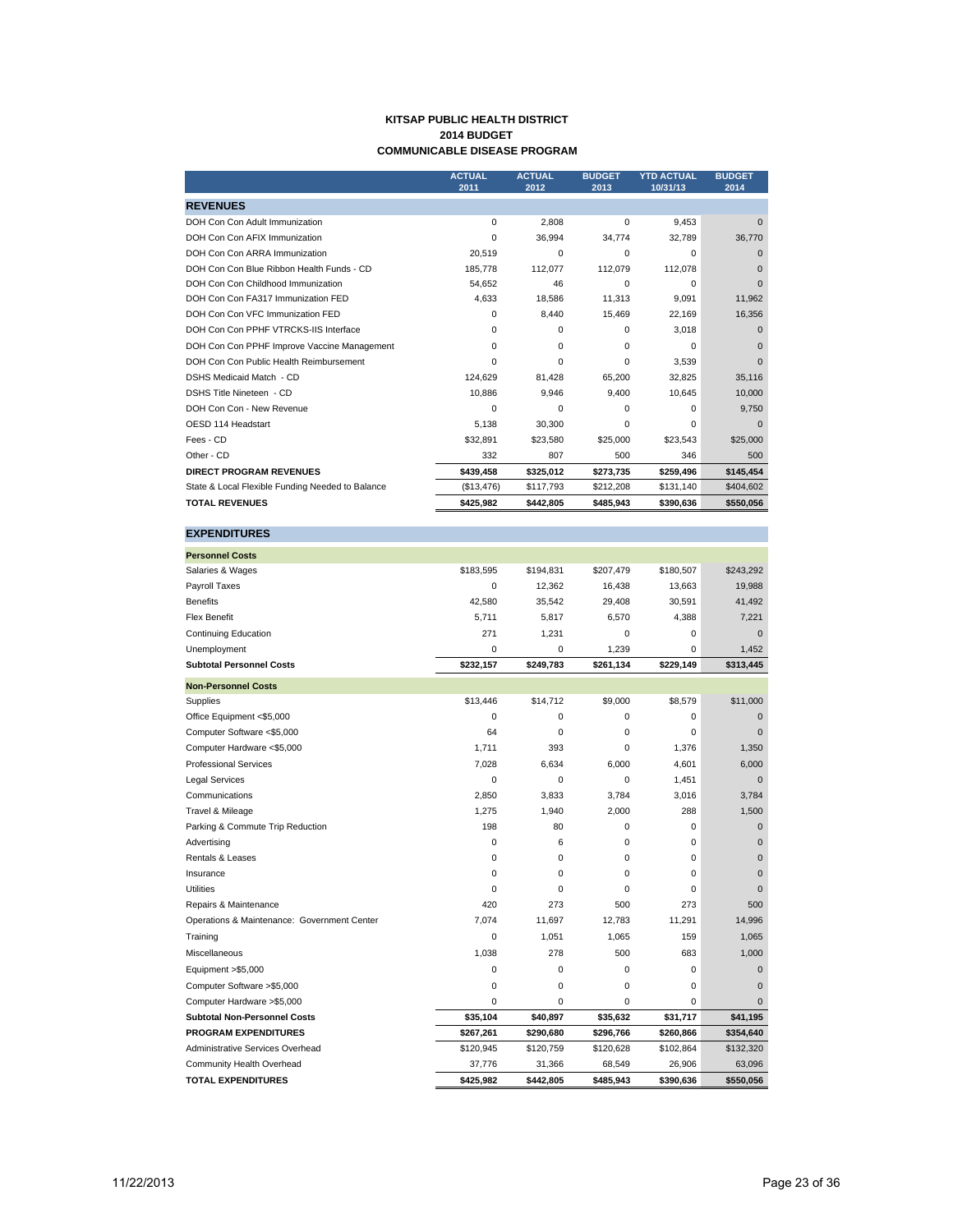# KITSAP PUBLIC HEALTH DISTRICT
## 2014 BUDGET
## COMMUNICABLE DISEASE PROGRAM

| | ACTUAL 2011 | ACTUAL 2012 | BUDGET 2013 | YTD ACTUAL 10/31/13 | BUDGET 2014 |
|---|---|---|---|---|---|
| **REVENUES** | | | | | |
| DOH Con Con Adult Immunization | 0 | 2,808 | 0 | 9,453 | 0 |
| DOH Con Con AFIX Immunization | 0 | 36,994 | 34,774 | 32,789 | 36,770 |
| DOH Con Con ARRA Immunization | 20,519 | 0 | 0 | 0 | 0 |
| DOH Con Con Blue Ribbon Health Funds - CD | 185,778 | 112,077 | 112,079 | 112,078 | 0 |
| DOH Con Con Childhood Immunization | 54,652 | 46 | 0 | 0 | 0 |
| DOH Con Con FA317 Immunization FED | 4,633 | 18,586 | 11,313 | 9,091 | 11,962 |
| DOH Con Con VFC Immunization FED | 0 | 8,440 | 15,469 | 22,169 | 16,356 |
| DOH Con Con PPHF VTRCKS-IIS Interface | 0 | 0 | 0 | 3,018 | 0 |
| DOH Con Con PPHF Improve Vaccine Management | 0 | 0 | 0 | 0 | 0 |
| DOH Con Con Public Health Reimbursement | 0 | 0 | 0 | 3,539 | 0 |
| DSHS Medicaid Match - CD | 124,629 | 81,428 | 65,200 | 32,825 | 35,116 |
| DSHS Title Nineteen - CD | 10,886 | 9,946 | 9,400 | 10,645 | 10,000 |
| DOH Con Con - New Revenue | 0 | 0 | 0 | 0 | 9,750 |
| OESD 114 Headstart | 5,138 | 30,300 | 0 | 0 | 0 |
| Fees - CD | $32,891 | $23,580 | $25,000 | $23,543 | $25,000 |
| Other - CD | 332 | 807 | 500 | 346 | 500 |
| **DIRECT PROGRAM REVENUES** | **$439,458** | **$325,012** | **$273,735** | **$259,496** | **$145,454** |
| State & Local Flexible Funding Needed to Balance | ($13,476) | $117,793 | $212,208 | $131,140 | $404,602 |
| **TOTAL REVENUES** | **$425,982** | **$442,805** | **$485,943** | **$390,636** | **$550,056** |
| **EXPENDITURES** | | | | | |
| **Personnel Costs** | | | | | |
| Salaries & Wages | $183,595 | $194,831 | $207,479 | $180,507 | $243,292 |
| Payroll Taxes | 0 | 12,362 | 16,438 | 13,663 | 19,988 |
| Benefits | 42,580 | 35,542 | 29,408 | 30,591 | 41,492 |
| Flex Benefit | 5,711 | 5,817 | 6,570 | 4,388 | 7,221 |
| Continuing Education | 271 | 1,231 | 0 | 0 | 0 |
| Unemployment | 0 | 0 | 1,239 | 0 | 1,452 |
| **Subtotal Personnel Costs** | **$232,157** | **$249,783** | **$261,134** | **$229,149** | **$313,445** |
| **Non-Personnel Costs** | | | | | |
| Supplies | $13,446 | $14,712 | $9,000 | $8,579 | $11,000 |
| Office Equipment <$5,000 | 0 | 0 | 0 | 0 | 0 |
| Computer Software <$5,000 | 64 | 0 | 0 | 0 | 0 |
| Computer Hardware <$5,000 | 1,711 | 393 | 0 | 1,376 | 1,350 |
| Professional Services | 7,028 | 6,634 | 6,000 | 4,601 | 6,000 |
| Legal Services | 0 | 0 | 0 | 1,451 | 0 |
| Communications | 2,850 | 3,833 | 3,784 | 3,016 | 3,784 |
| Travel & Mileage | 1,275 | 1,940 | 2,000 | 288 | 1,500 |
| Parking & Commute Trip Reduction | 198 | 80 | 0 | 0 | 0 |
| Advertising | 0 | 6 | 0 | 0 | 0 |
| Rentals & Leases | 0 | 0 | 0 | 0 | 0 |
| Insurance | 0 | 0 | 0 | 0 | 0 |
| Utilities | 0 | 0 | 0 | 0 | 0 |
| Repairs & Maintenance | 420 | 273 | 500 | 273 | 500 |
| Operations & Maintenance: Government Center | 7,074 | 11,697 | 12,783 | 11,291 | 14,996 |
| Training | 0 | 1,051 | 1,065 | 159 | 1,065 |
| Miscellaneous | 1,038 | 278 | 500 | 683 | 1,000 |
| Equipment >$5,000 | 0 | 0 | 0 | 0 | 0 |
| Computer Software >$5,000 | 0 | 0 | 0 | 0 | 0 |
| Computer Hardware >$5,000 | 0 | 0 | 0 | 0 | 0 |
| **Subtotal Non-Personnel Costs** | **$35,104** | **$40,897** | **$35,632** | **$31,717** | **$41,195** |
| **PROGRAM EXPENDITURES** | **$267,261** | **$290,680** | **$296,766** | **$260,866** | **$354,640** |
| Administrative Services Overhead | $120,945 | $120,759 | $120,628 | $102,864 | $132,320 |
| Community Health Overhead | 37,776 | 31,366 | 68,549 | 26,906 | 63,096 |
| **TOTAL EXPENDITURES** | **$425,982** | **$442,805** | **$485,943** | **$390,636** | **$550,056** |

11/22/2013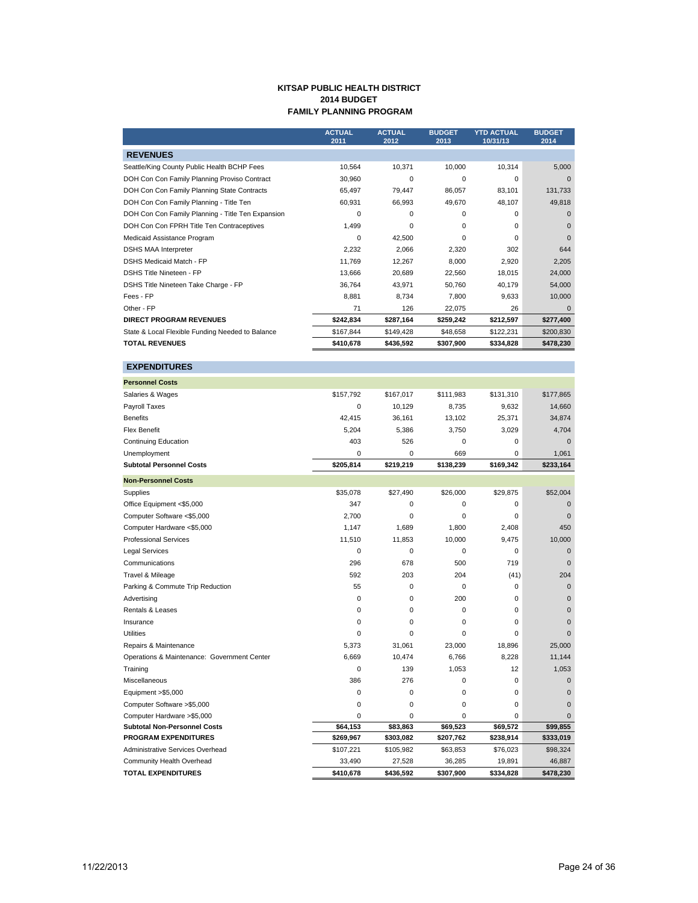# KITSAP PUBLIC HEALTH DISTRICT
## 2014 BUDGET
## FAMILY PLANNING PROGRAM

| | ACTUAL 2011 | ACTUAL 2012 | BUDGET 2013 | YTD ACTUAL 10/31/13 | BUDGET 2014 |
|---|---|---|---|---|---|
| **REVENUES** | | | | | |
| Seattle/King County Public Health BCHP Fees | 10,564 | 10,371 | 10,000 | 10,314 | 5,000 |
| DOH Con Con Family Planning Proviso Contract | 30,960 | 0 | 0 | 0 | 0 |
| DOH Con Con Family Planning State Contracts | 65,497 | 79,447 | 86,057 | 83,101 | 131,733 |
| DOH Con Con Family Planning - Title Ten | 60,931 | 66,993 | 49,670 | 48,107 | 49,818 |
| DOH Con Con Family Planning - Title Ten Expansion | 0 | 0 | 0 | 0 | 0 |
| DOH Con Con FPRH Title Ten Contraceptives | 1,499 | 0 | 0 | 0 | 0 |
| Medicaid Assistance Program | 0 | 42,500 | 0 | 0 | 0 |
| DSHS MAA Interpreter | 2,232 | 2,066 | 2,320 | 302 | 644 |
| DSHS Medicaid Match - FP | 11,769 | 12,267 | 8,000 | 2,920 | 2,205 |
| DSHS Title Nineteen - FP | 13,666 | 20,689 | 22,560 | 18,015 | 24,000 |
| DSHS Title Nineteen Take Charge - FP | 36,764 | 43,971 | 50,760 | 40,179 | 54,000 |
| Fees - FP | 8,881 | 8,734 | 7,800 | 9,633 | 10,000 |
| Other - FP | 71 | 126 | 22,075 | 26 | 0 |
| **DIRECT PROGRAM REVENUES** | **$242,834** | **$287,164** | **$259,242** | **$212,597** | **$277,400** |
| State & Local Flexible Funding Needed to Balance | $167,844 | $149,428 | $48,658 | $122,231 | $200,830 |
| **TOTAL REVENUES** | **$410,678** | **$436,592** | **$307,900** | **$334,828** | **$478,230** |
| **EXPENDITURES** | | | | | |
| **Personnel Costs** | | | | | |
| Salaries & Wages | $157,792 | $167,017 | $111,983 | $131,310 | $177,865 |
| Payroll Taxes | 0 | 10,129 | 8,735 | 9,632 | 14,660 |
| Benefits | 42,415 | 36,161 | 13,102 | 25,371 | 34,874 |
| Flex Benefit | 5,204 | 5,386 | 3,750 | 3,029 | 4,704 |
| Continuing Education | 403 | 526 | 0 | 0 | 0 |
| Unemployment | 0 | 0 | 669 | 0 | 1,061 |
| **Subtotal Personnel Costs** | **$205,814** | **$219,219** | **$138,239** | **$169,342** | **$233,164** |
| **Non-Personnel Costs** | | | | | |
| Supplies | $35,078 | $27,490 | $26,000 | $29,875 | $52,004 |
| Office Equipment <$5,000 | 347 | 0 | 0 | 0 | 0 |
| Computer Software <$5,000 | 2,700 | 0 | 0 | 0 | 0 |
| Computer Hardware <$5,000 | 1,147 | 1,689 | 1,800 | 2,408 | 450 |
| Professional Services | 11,510 | 11,853 | 10,000 | 9,475 | 10,000 |
| Legal Services | 0 | 0 | 0 | 0 | 0 |
| Communications | 296 | 678 | 500 | 719 | 0 |
| Travel & Mileage | 592 | 203 | 204 | (41) | 204 |
| Parking & Commute Trip Reduction | 55 | 0 | 0 | 0 | 0 |
| Advertising | 0 | 0 | 200 | 0 | 0 |
| Rentals & Leases | 0 | 0 | 0 | 0 | 0 |
| Insurance | 0 | 0 | 0 | 0 | 0 |
| Utilities | 0 | 0 | 0 | 0 | 0 |
| Repairs & Maintenance | 5,373 | 31,061 | 23,000 | 18,896 | 25,000 |
| Operations & Maintenance: Government Center | 6,669 | 10,474 | 6,766 | 8,228 | 11,144 |
| Training | 0 | 139 | 1,053 | 12 | 1,053 |
| Miscellaneous | 386 | 276 | 0 | 0 | 0 |
| Equipment >$5,000 | 0 | 0 | 0 | 0 | 0 |
| Computer Software >$5,000 | 0 | 0 | 0 | 0 | 0 |
| Computer Hardware >$5,000 | 0 | 0 | 0 | 0 | 0 |
| **Subtotal Non-Personnel Costs** | **$64,153** | **$83,863** | **$69,523** | **$69,572** | **$99,855** |
| **PROGRAM EXPENDITURES** | **$269,967** | **$303,082** | **$207,762** | **$238,914** | **$333,019** |
| Administrative Services Overhead | $107,221 | $105,982 | $63,853 | $76,023 | $98,324 |
| Community Health Overhead | 33,490 | 27,528 | 36,285 | 19,891 | 46,887 |
| **TOTAL EXPENDITURES** | **$410,678** | **$436,592** | **$307,900** | **$334,828** | **$478,230** |

11/22/2013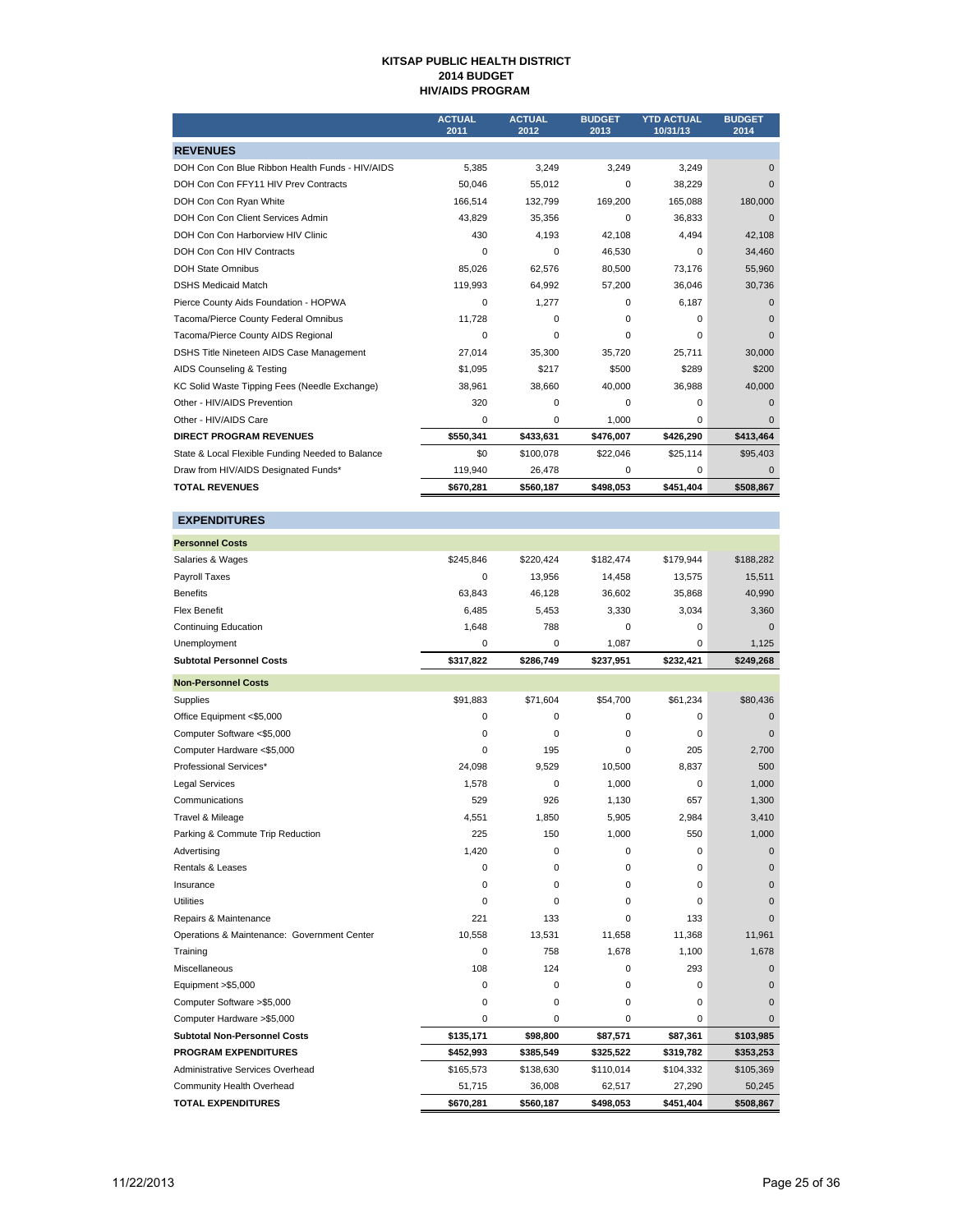**KITSAP PUBLIC HEALTH DISTRICT**
**2014 BUDGET**
**HIV/AIDS PROGRAM**

| | ACTUAL 2011 | ACTUAL 2012 | BUDGET 2013 | YTD ACTUAL 10/31/13 | BUDGET 2014 |
|---|---|---|---|---|---|
| **REVENUES** | | | | | |
| DOH Con Con Blue Ribbon Health Funds - HIV/AIDS | 5,385 | 3,249 | 3,249 | 3,249 | 0 |
| DOH Con Con FFY11 HIV Prev Contracts | 50,046 | 55,012 | 0 | 38,229 | 0 |
| DOH Con Con Ryan White | 166,514 | 132,799 | 169,200 | 165,088 | 180,000 |
| DOH Con Con Client Services Admin | 43,829 | 35,356 | 0 | 36,833 | 0 |
| DOH Con Con Harborview HIV Clinic | 430 | 4,193 | 42,108 | 4,494 | 42,108 |
| DOH Con Con HIV Contracts | 0 | 0 | 46,530 | 0 | 34,460 |
| DOH State Omnibus | 85,026 | 62,576 | 80,500 | 73,176 | 55,960 |
| DSHS Medicaid Match | 119,993 | 64,992 | 57,200 | 36,046 | 30,736 |
| Pierce County Aids Foundation - HOPWA | 0 | 1,277 | 0 | 6,187 | 0 |
| Tacoma/Pierce County Federal Omnibus | 11,728 | 0 | 0 | 0 | 0 |
| Tacoma/Pierce County AIDS Regional | 0 | 0 | 0 | 0 | 0 |
| DSHS Title Nineteen AIDS Case Management | 27,014 | 35,300 | 35,720 | 25,711 | 30,000 |
| AIDS Counseling & Testing | $1,095 | $217 | $500 | $289 | $200 |
| KC Solid Waste Tipping Fees (Needle Exchange) | 38,961 | 38,660 | 40,000 | 36,988 | 40,000 |
| Other - HIV/AIDS Prevention | 320 | 0 | 0 | 0 | 0 |
| Other - HIV/AIDS Care | 0 | 0 | 1,000 | 0 | 0 |
| **DIRECT PROGRAM REVENUES** | **$550,341** | **$433,631** | **$476,007** | **$426,290** | **$413,464** |
| State & Local Flexible Funding Needed to Balance | $0 | $100,078 | $22,046 | $25,114 | $95,403 |
| Draw from HIV/AIDS Designated Funds* | 119,940 | 26,478 | 0 | 0 | 0 |
| **TOTAL REVENUES** | **$670,281** | **$560,187** | **$498,053** | **$451,404** | **$508,867** |

| | ACTUAL 2011 | ACTUAL 2012 | BUDGET 2013 | YTD ACTUAL 10/31/13 | BUDGET 2014 |
|---|---|---|---|---|---|
| **EXPENDITURES** | | | | | |
| **Personnel Costs** | | | | | |
| Salaries & Wages | $245,846 | $220,424 | $182,474 | $179,944 | $188,282 |
| Payroll Taxes | 0 | 13,956 | 14,458 | 13,575 | 15,511 |
| Benefits | 63,843 | 46,128 | 36,602 | 35,868 | 40,990 |
| Flex Benefit | 6,485 | 5,453 | 3,330 | 3,034 | 3,360 |
| Continuing Education | 1,648 | 788 | 0 | 0 | 0 |
| Unemployment | 0 | 0 | 1,087 | 0 | 1,125 |
| **Subtotal Personnel Costs** | **$317,822** | **$286,749** | **$237,951** | **$232,421** | **$249,268** |
| **Non-Personnel Costs** | | | | | |
| Supplies | $91,883 | $71,604 | $54,700 | $61,234 | $80,436 |
| Office Equipment <$5,000 | 0 | 0 | 0 | 0 | 0 |
| Computer Software <$5,000 | 0 | 0 | 0 | 0 | 0 |
| Computer Hardware <$5,000 | 0 | 195 | 0 | 205 | 2,700 |
| Professional Services* | 24,098 | 9,529 | 10,500 | 8,837 | 500 |
| Legal Services | 1,578 | 0 | 1,000 | 0 | 1,000 |
| Communications | 529 | 926 | 1,130 | 657 | 1,300 |
| Travel & Mileage | 4,551 | 1,850 | 5,905 | 2,984 | 3,410 |
| Parking & Commute Trip Reduction | 225 | 150 | 1,000 | 550 | 1,000 |
| Advertising | 1,420 | 0 | 0 | 0 | 0 |
| Rentals & Leases | 0 | 0 | 0 | 0 | 0 |
| Insurance | 0 | 0 | 0 | 0 | 0 |
| Utilities | 0 | 0 | 0 | 0 | 0 |
| Repairs & Maintenance | 221 | 133 | 0 | 133 | 0 |
| Operations & Maintenance: Government Center | 10,558 | 13,531 | 11,658 | 11,368 | 11,961 |
| Training | 0 | 758 | 1,678 | 1,100 | 1,678 |
| Miscellaneous | 108 | 124 | 0 | 293 | 0 |
| Equipment >$5,000 | 0 | 0 | 0 | 0 | 0 |
| Computer Software >$5,000 | 0 | 0 | 0 | 0 | 0 |
| Computer Hardware >$5,000 | 0 | 0 | 0 | 0 | 0 |
| **Subtotal Non-Personnel Costs** | **$135,171** | **$98,800** | **$87,571** | **$87,361** | **$103,985** |
| **PROGRAM EXPENDITURES** | **$452,993** | **$385,549** | **$325,522** | **$319,782** | **$353,253** |
| Administrative Services Overhead | $165,573 | $138,630 | $110,014 | $104,332 | $105,369 |
| Community Health Overhead | 51,715 | 36,008 | 62,517 | 27,290 | 50,245 |
| **TOTAL EXPENDITURES** | **$670,281** | **$560,187** | **$498,053** | **$451,404** | **$508,867** |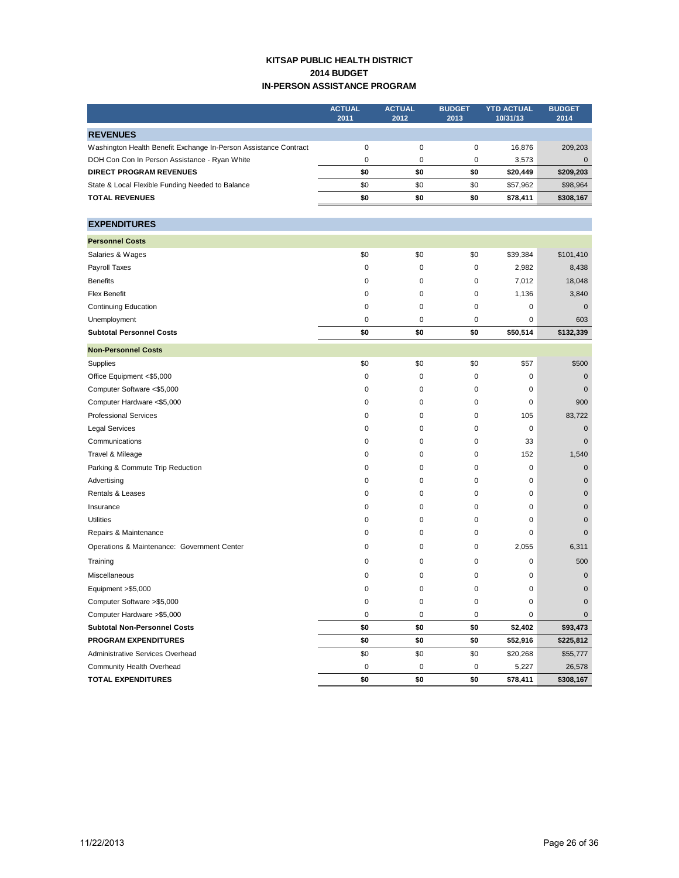**KITSAP PUBLIC HEALTH DISTRICT**
**2014 BUDGET**
**IN-PERSON ASSISTANCE PROGRAM**

| | ACTUAL 2011 | ACTUAL 2012 | BUDGET 2013 | YTD ACTUAL 10/31/13 | BUDGET 2014 |
|---|---|---|---|---|---|
| **REVENUES** | | | | | |
| Washington Health Benefit Exchange In-Person Assistance Contract | 0 | 0 | 0 | 16,876 | 209,203 |
| DOH Con Con In Person Assistance - Ryan White | 0 | 0 | 0 | 3,573 | 0 |
| **DIRECT PROGRAM REVENUES** | **$0** | **$0** | **$0** | **$20,449** | **$209,203** |
| State & Local Flexible Funding Needed to Balance | $0 | $0 | $0 | $57,962 | $98,964 |
| **TOTAL REVENUES** | **$0** | **$0** | **$0** | **$78,411** | **$308,167** |
| **EXPENDITURES** | | | | | |
| **Personnel Costs** | | | | | |
| Salaries & Wages | $0 | $0 | $0 | $39,384 | $101,410 |
| Payroll Taxes | 0 | 0 | 0 | 2,982 | 8,438 |
| Benefits | 0 | 0 | 0 | 7,012 | 18,048 |
| Flex Benefit | 0 | 0 | 0 | 1,136 | 3,840 |
| Continuing Education | 0 | 0 | 0 | 0 | 0 |
| Unemployment | 0 | 0 | 0 | 0 | 603 |
| **Subtotal Personnel Costs** | **$0** | **$0** | **$0** | **$50,514** | **$132,339** |
| **Non-Personnel Costs** | | | | | |
| Supplies | $0 | $0 | $0 | $57 | $500 |
| Office Equipment <$5,000 | 0 | 0 | 0 | 0 | 0 |
| Computer Software <$5,000 | 0 | 0 | 0 | 0 | 0 |
| Computer Hardware <$5,000 | 0 | 0 | 0 | 0 | 900 |
| Professional Services | 0 | 0 | 0 | 105 | 83,722 |
| Legal Services | 0 | 0 | 0 | 0 | 0 |
| Communications | 0 | 0 | 0 | 33 | 0 |
| Travel & Mileage | 0 | 0 | 0 | 152 | 1,540 |
| Parking & Commute Trip Reduction | 0 | 0 | 0 | 0 | 0 |
| Advertising | 0 | 0 | 0 | 0 | 0 |
| Rentals & Leases | 0 | 0 | 0 | 0 | 0 |
| Insurance | 0 | 0 | 0 | 0 | 0 |
| Utilities | 0 | 0 | 0 | 0 | 0 |
| Repairs & Maintenance | 0 | 0 | 0 | 0 | 0 |
| Operations & Maintenance: Government Center | 0 | 0 | 0 | 2,055 | 6,311 |
| Training | 0 | 0 | 0 | 0 | 500 |
| Miscellaneous | 0 | 0 | 0 | 0 | 0 |
| Equipment >$5,000 | 0 | 0 | 0 | 0 | 0 |
| Computer Software >$5,000 | 0 | 0 | 0 | 0 | 0 |
| Computer Hardware >$5,000 | 0 | 0 | 0 | 0 | 0 |
| **Subtotal Non-Personnel Costs** | **$0** | **$0** | **$0** | **$2,402** | **$93,473** |
| **PROGRAM EXPENDITURES** | **$0** | **$0** | **$0** | **$52,916** | **$225,812** |
| Administrative Services Overhead | $0 | $0 | $0 | $20,268 | $55,777 |
| Community Health Overhead | 0 | 0 | 0 | 5,227 | 26,578 |
| **TOTAL EXPENDITURES** | **$0** | **$0** | **$0** | **$78,411** | **$308,167** |

11/22/2013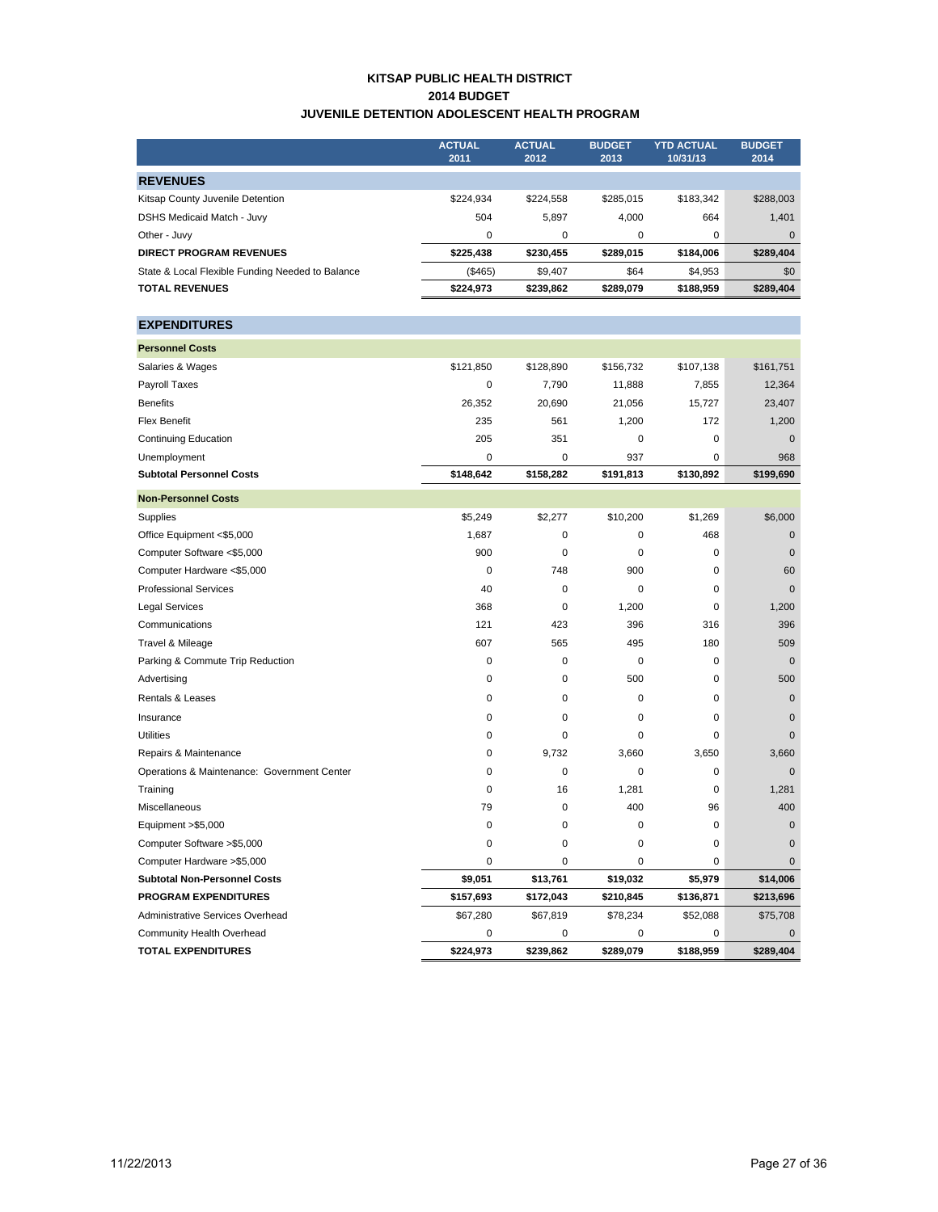# KITSAP PUBLIC HEALTH DISTRICT
## 2014 BUDGET
## JUVENILE DETENTION ADOLESCENT HEALTH PROGRAM

| | ACTUAL 2011 | ACTUAL 2012 | BUDGET 2013 | YTD ACTUAL 10/31/13 | BUDGET 2014 |
|---|---|---|---|---|---|
| **REVENUES** | | | | | |
| Kitsap County Juvenile Detention | $224,934 | $224,558 | $285,015 | $183,342 | $288,003 |
| DSHS Medicaid Match - Juvy | 504 | 5,897 | 4,000 | 664 | 1,401 |
| Other - Juvy | 0 | 0 | 0 | 0 | 0 |
| **DIRECT PROGRAM REVENUES** | **$225,438** | **$230,455** | **$289,015** | **$184,006** | **$289,404** |
| State & Local Flexible Funding Needed to Balance | ($465) | $9,407 | $64 | $4,953 | $0 |
| **TOTAL REVENUES** | **$224,973** | **$239,862** | **$289,079** | **$188,959** | **$289,404** |
| **EXPENDITURES** | | | | | |
| **Personnel Costs** | | | | | |
| Salaries & Wages | $121,850 | $128,890 | $156,732 | $107,138 | $161,751 |
| Payroll Taxes | 0 | 7,790 | 11,888 | 7,855 | 12,364 |
| Benefits | 26,352 | 20,690 | 21,056 | 15,727 | 23,407 |
| Flex Benefit | 235 | 561 | 1,200 | 172 | 1,200 |
| Continuing Education | 205 | 351 | 0 | 0 | 0 |
| Unemployment | 0 | 0 | 937 | 0 | 968 |
| **Subtotal Personnel Costs** | **$148,642** | **$158,282** | **$191,813** | **$130,892** | **$199,690** |
| **Non-Personnel Costs** | | | | | |
| Supplies | $5,249 | $2,277 | $10,200 | $1,269 | $6,000 |
| Office Equipment <$5,000 | 1,687 | 0 | 0 | 468 | 0 |
| Computer Software <$5,000 | 900 | 0 | 0 | 0 | 0 |
| Computer Hardware <$5,000 | 0 | 748 | 900 | 0 | 60 |
| Professional Services | 40 | 0 | 0 | 0 | 0 |
| Legal Services | 368 | 0 | 1,200 | 0 | 1,200 |
| Communications | 121 | 423 | 396 | 316 | 396 |
| Travel & Mileage | 607 | 565 | 495 | 180 | 509 |
| Parking & Commute Trip Reduction | 0 | 0 | 0 | 0 | 0 |
| Advertising | 0 | 0 | 500 | 0 | 500 |
| Rentals & Leases | 0 | 0 | 0 | 0 | 0 |
| Insurance | 0 | 0 | 0 | 0 | 0 |
| Utilities | 0 | 0 | 0 | 0 | 0 |
| Repairs & Maintenance | 0 | 9,732 | 3,660 | 3,650 | 3,660 |
| Operations & Maintenance: Government Center | 0 | 0 | 0 | 0 | 0 |
| Training | 0 | 16 | 1,281 | 0 | 1,281 |
| Miscellaneous | 79 | 0 | 400 | 96 | 400 |
| Equipment >$5,000 | 0 | 0 | 0 | 0 | 0 |
| Computer Software >$5,000 | 0 | 0 | 0 | 0 | 0 |
| Computer Hardware >$5,000 | 0 | 0 | 0 | 0 | 0 |
| **Subtotal Non-Personnel Costs** | **$9,051** | **$13,761** | **$19,032** | **$5,979** | **$14,006** |
| **PROGRAM EXPENDITURES** | **$157,693** | **$172,043** | **$210,845** | **$136,871** | **$213,696** |
| Administrative Services Overhead | $67,280 | $67,819 | $78,234 | $52,088 | $75,708 |
| Community Health Overhead | 0 | 0 | 0 | 0 | 0 |
| **TOTAL EXPENDITURES** | **$224,973** | **$239,862** | **$289,079** | **$188,959** | **$289,404** |

11/22/2013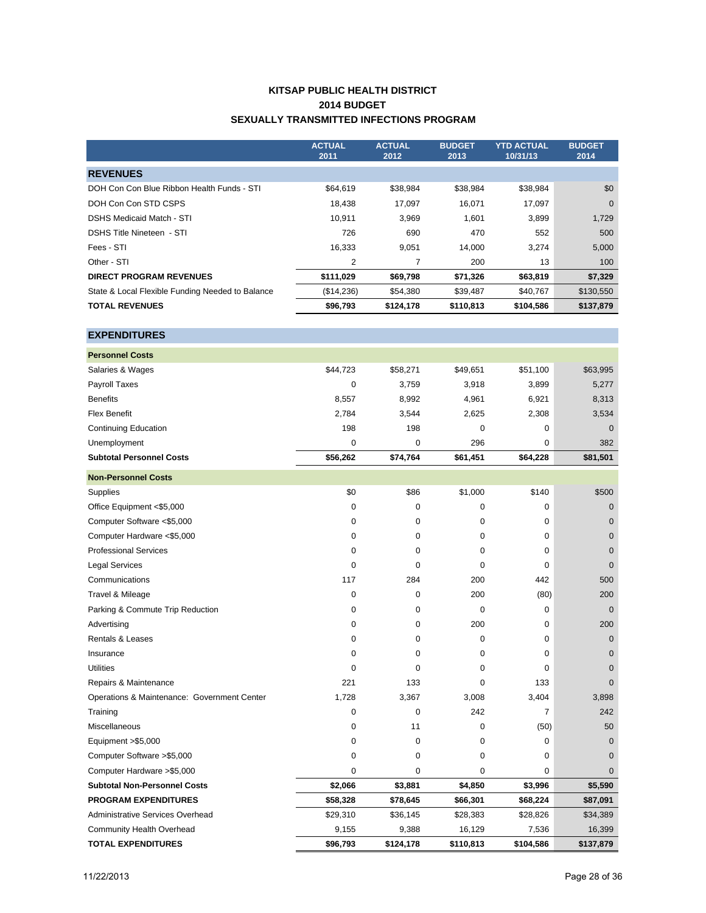# KITSAP PUBLIC HEALTH DISTRICT
## 2014 BUDGET
## SEXUALLY TRANSMITTED INFECTIONS PROGRAM

| | ACTUAL 2011 | ACTUAL 2012 | BUDGET 2013 | YTD ACTUAL 10/31/13 | BUDGET 2014 |
|---|---|---|---|---|---|
| **REVENUES** | | | | | |
| DOH Con Con Blue Ribbon Health Funds - STI | $64,619 | $38,984 | $38,984 | $38,984 | $0 |
| DOH Con Con STD CSPS | 18,438 | 17,097 | 16,071 | 17,097 | 0 |
| DSHS Medicaid Match - STI | 10,911 | 3,969 | 1,601 | 3,899 | 1,729 |
| DSHS Title Nineteen - STI | 726 | 690 | 470 | 552 | 500 |
| Fees - STI | 16,333 | 9,051 | 14,000 | 3,274 | 5,000 |
| Other - STI | 2 | 7 | 200 | 13 | 100 |
| **DIRECT PROGRAM REVENUES** | **$111,029** | **$69,798** | **$71,326** | **$63,819** | **$7,329** |
| State & Local Flexible Funding Needed to Balance | ($14,236) | $54,380 | $39,487 | $40,767 | $130,550 |
| **TOTAL REVENUES** | **$96,793** | **$124,178** | **$110,813** | **$104,586** | **$137,879** |
| **EXPENDITURES** | | | | | |
| **Personnel Costs** | | | | | |
| Salaries & Wages | $44,723 | $58,271 | $49,651 | $51,100 | $63,995 |
| Payroll Taxes | 0 | 3,759 | 3,918 | 3,899 | 5,277 |
| Benefits | 8,557 | 8,992 | 4,961 | 6,921 | 8,313 |
| Flex Benefit | 2,784 | 3,544 | 2,625 | 2,308 | 3,534 |
| Continuing Education | 198 | 198 | 0 | 0 | 0 |
| Unemployment | 0 | 0 | 296 | 0 | 382 |
| **Subtotal Personnel Costs** | **$56,262** | **$74,764** | **$61,451** | **$64,228** | **$81,501** |
| **Non-Personnel Costs** | | | | | |
| Supplies | $0 | $86 | $1,000 | $140 | $500 |
| Office Equipment <$5,000 | 0 | 0 | 0 | 0 | 0 |
| Computer Software <$5,000 | 0 | 0 | 0 | 0 | 0 |
| Computer Hardware <$5,000 | 0 | 0 | 0 | 0 | 0 |
| Professional Services | 0 | 0 | 0 | 0 | 0 |
| Legal Services | 0 | 0 | 0 | 0 | 0 |
| Communications | 117 | 284 | 200 | 442 | 500 |
| Travel & Mileage | 0 | 0 | 200 | (80) | 200 |
| Parking & Commute Trip Reduction | 0 | 0 | 0 | 0 | 0 |
| Advertising | 0 | 0 | 200 | 0 | 200 |
| Rentals & Leases | 0 | 0 | 0 | 0 | 0 |
| Insurance | 0 | 0 | 0 | 0 | 0 |
| Utilities | 0 | 0 | 0 | 0 | 0 |
| Repairs & Maintenance | 221 | 133 | 0 | 133 | 0 |
| Operations & Maintenance: Government Center | 1,728 | 3,367 | 3,008 | 3,404 | 3,898 |
| Training | 0 | 0 | 242 | 7 | 242 |
| Miscellaneous | 0 | 11 | 0 | (50) | 50 |
| Equipment >$5,000 | 0 | 0 | 0 | 0 | 0 |
| Computer Software >$5,000 | 0 | 0 | 0 | 0 | 0 |
| Computer Hardware >$5,000 | 0 | 0 | 0 | 0 | 0 |
| **Subtotal Non-Personnel Costs** | **$2,066** | **$3,881** | **$4,850** | **$3,996** | **$5,590** |
| **PROGRAM EXPENDITURES** | **$58,328** | **$78,645** | **$66,301** | **$68,224** | **$87,091** |
| Administrative Services Overhead | $29,310 | $36,145 | $28,383 | $28,826 | $34,389 |
| Community Health Overhead | 9,155 | 9,388 | 16,129 | 7,536 | 16,399 |
| **TOTAL EXPENDITURES** | **$96,793** | **$124,178** | **$110,813** | **$104,586** | **$137,879** |

11/22/2013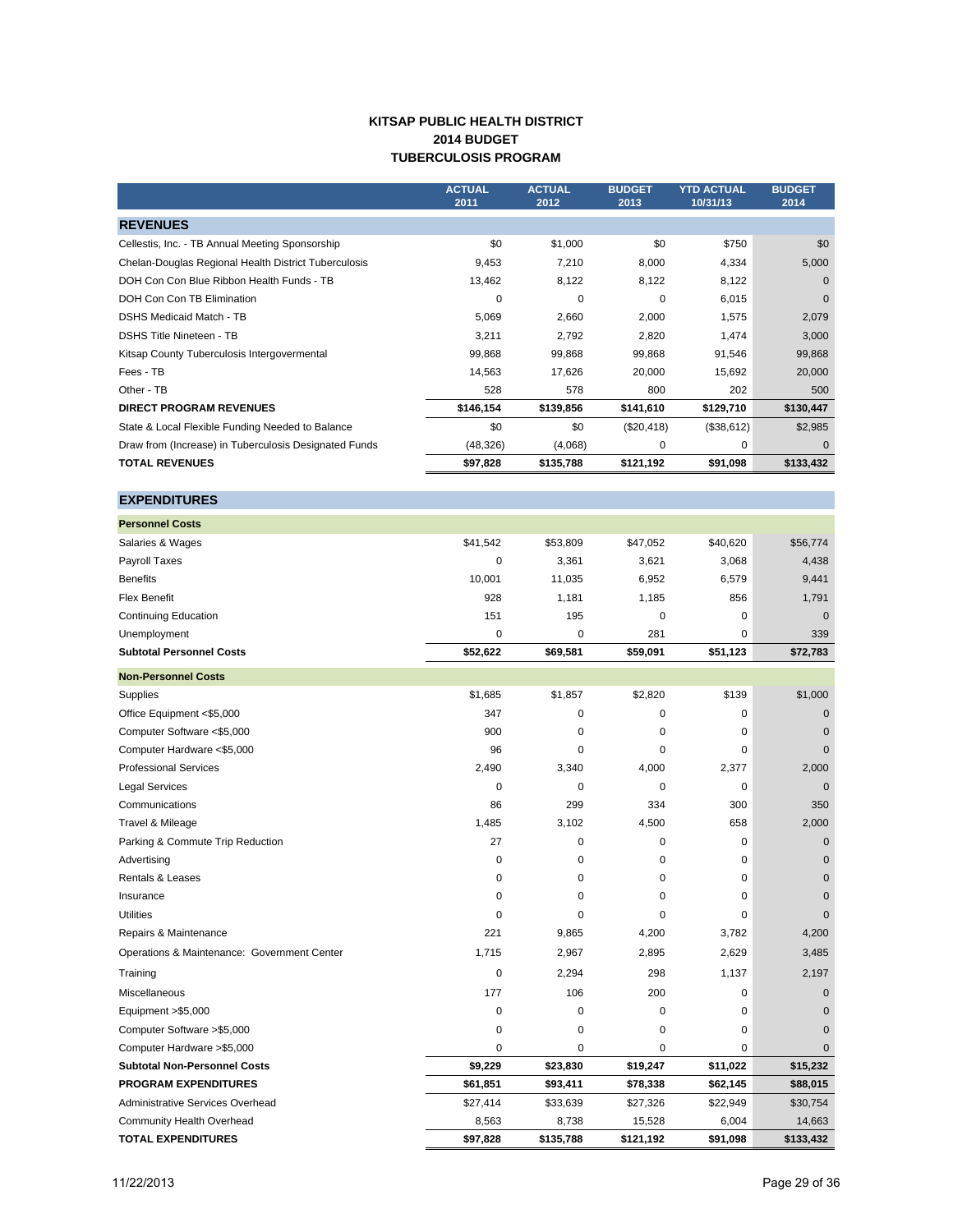# KITSAP PUBLIC HEALTH DISTRICT
## 2014 BUDGET
## TUBERCULOSIS PROGRAM

| | ACTUAL 2011 | ACTUAL 2012 | BUDGET 2013 | YTD ACTUAL 10/31/13 | BUDGET 2014 |
|---|---|---|---|---|---|
| **REVENUES** | | | | | |
| Cellestis, Inc. - TB Annual Meeting Sponsorship | $0 | $1,000 | $0 | $750 | $0 |
| Chelan-Douglas Regional Health District Tuberculosis | 9,453 | 7,210 | 8,000 | 4,334 | 5,000 |
| DOH Con Con Blue Ribbon Health Funds - TB | 13,462 | 8,122 | 8,122 | 8,122 | 0 |
| DOH Con Con TB Elimination | 0 | 0 | 0 | 6,015 | 0 |
| DSHS Medicaid Match - TB | 5,069 | 2,660 | 2,000 | 1,575 | 2,079 |
| DSHS Title Nineteen - TB | 3,211 | 2,792 | 2,820 | 1,474 | 3,000 |
| Kitsap County Tuberculosis Intergovermental | 99,868 | 99,868 | 99,868 | 91,546 | 99,868 |
| Fees - TB | 14,563 | 17,626 | 20,000 | 15,692 | 20,000 |
| Other - TB | 528 | 578 | 800 | 202 | 500 |
| **DIRECT PROGRAM REVENUES** | **$146,154** | **$139,856** | **$141,610** | **$129,710** | **$130,447** |
| State & Local Flexible Funding Needed to Balance | $0 | $0 | ($20,418) | ($38,612) | $2,985 |
| Draw from (Increase) in Tuberculosis Designated Funds | (48,326) | (4,068) | 0 | 0 | 0 |
| **TOTAL REVENUES** | **$97,828** | **$135,788** | **$121,192** | **$91,098** | **$133,432** |
| **EXPENDITURES** | | | | | |
| **Personnel Costs** | | | | | |
| Salaries & Wages | $41,542 | $53,809 | $47,052 | $40,620 | $56,774 |
| Payroll Taxes | 0 | 3,361 | 3,621 | 3,068 | 4,438 |
| Benefits | 10,001 | 11,035 | 6,952 | 6,579 | 9,441 |
| Flex Benefit | 928 | 1,181 | 1,185 | 856 | 1,791 |
| Continuing Education | 151 | 195 | 0 | 0 | 0 |
| Unemployment | 0 | 0 | 281 | 0 | 339 |
| **Subtotal Personnel Costs** | **$52,622** | **$69,581** | **$59,091** | **$51,123** | **$72,783** |
| **Non-Personnel Costs** | | | | | |
| Supplies | $1,685 | $1,857 | $2,820 | $139 | $1,000 |
| Office Equipment <$5,000 | 347 | 0 | 0 | 0 | 0 |
| Computer Software <$5,000 | 900 | 0 | 0 | 0 | 0 |
| Computer Hardware <$5,000 | 96 | 0 | 0 | 0 | 0 |
| Professional Services | 2,490 | 3,340 | 4,000 | 2,377 | 2,000 |
| Legal Services | 0 | 0 | 0 | 0 | 0 |
| Communications | 86 | 299 | 334 | 300 | 350 |
| Travel & Mileage | 1,485 | 3,102 | 4,500 | 658 | 2,000 |
| Parking & Commute Trip Reduction | 27 | 0 | 0 | 0 | 0 |
| Advertising | 0 | 0 | 0 | 0 | 0 |
| Rentals & Leases | 0 | 0 | 0 | 0 | 0 |
| Insurance | 0 | 0 | 0 | 0 | 0 |
| Utilities | 0 | 0 | 0 | 0 | 0 |
| Repairs & Maintenance | 221 | 9,865 | 4,200 | 3,782 | 4,200 |
| Operations & Maintenance: Government Center | 1,715 | 2,967 | 2,895 | 2,629 | 3,485 |
| Training | 0 | 2,294 | 298 | 1,137 | 2,197 |
| Miscellaneous | 177 | 106 | 200 | 0 | 0 |
| Equipment >$5,000 | 0 | 0 | 0 | 0 | 0 |
| Computer Software >$5,000 | 0 | 0 | 0 | 0 | 0 |
| Computer Hardware >$5,000 | 0 | 0 | 0 | 0 | 0 |
| **Subtotal Non-Personnel Costs** | **$9,229** | **$23,830** | **$19,247** | **$11,022** | **$15,232** |
| **PROGRAM EXPENDITURES** | **$61,851** | **$93,411** | **$78,338** | **$62,145** | **$88,015** |
| Administrative Services Overhead | $27,414 | $33,639 | $27,326 | $22,949 | $30,754 |
| Community Health Overhead | 8,563 | 8,738 | 15,528 | 6,004 | 14,663 |
| **TOTAL EXPENDITURES** | **$97,828** | **$135,788** | **$121,192** | **$91,098** | **$133,432** |

11/22/2013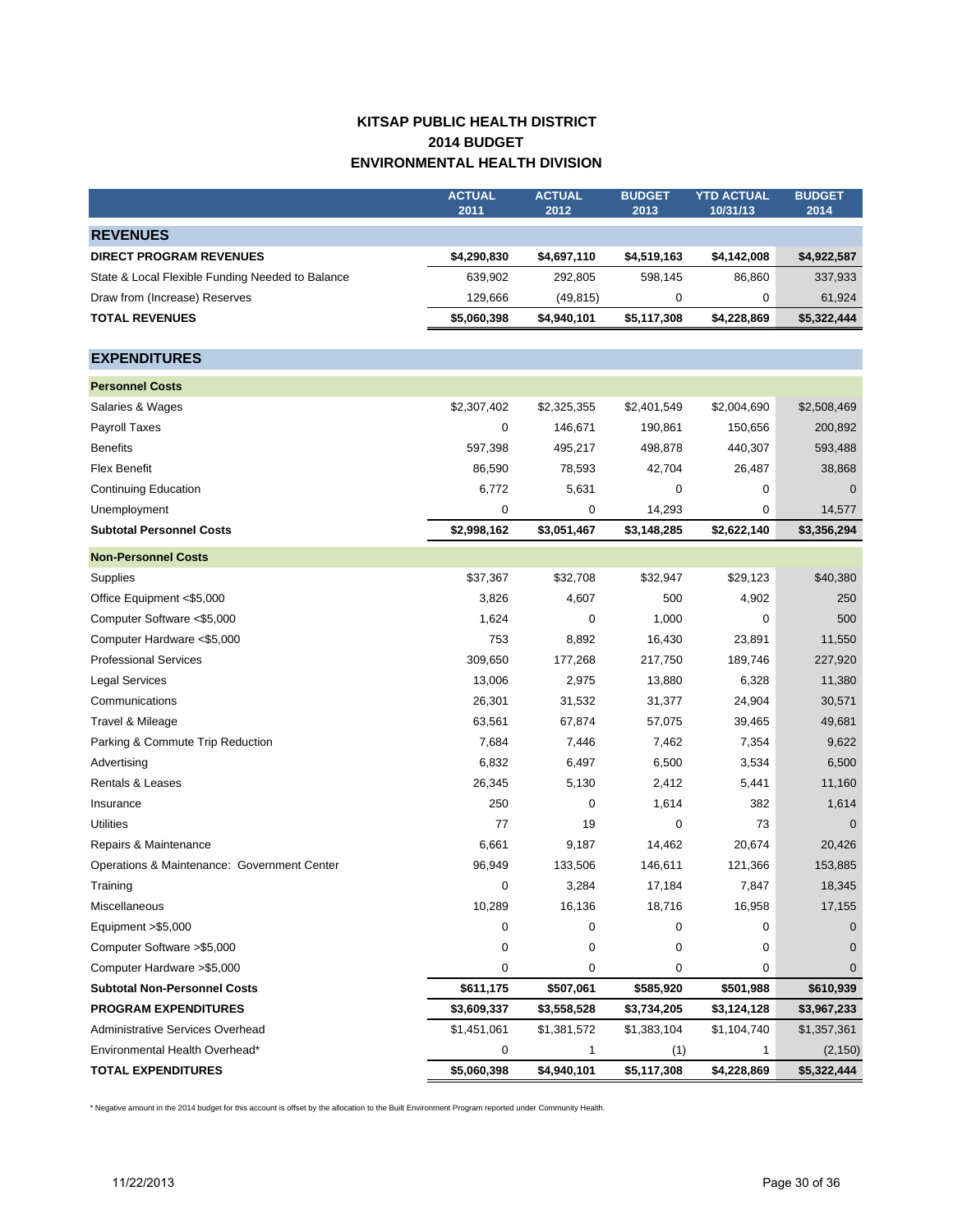# KITSAP PUBLIC HEALTH DISTRICT
## 2014 BUDGET
## ENVIRONMENTAL HEALTH DIVISION

| | ACTUAL 2011 | ACTUAL 2012 | BUDGET 2013 | YTD ACTUAL 10/31/13 | BUDGET 2014 |
|---|---|---|---|---|---|
| **REVENUES** | | | | | |
| **DIRECT PROGRAM REVENUES** | **$4,290,830** | **$4,697,110** | **$4,519,163** | **$4,142,008** | **$4,922,587** |
| State & Local Flexible Funding Needed to Balance | 639,902 | 292,805 | 598,145 | 86,860 | 337,933 |
| Draw from (Increase) Reserves | 129,666 | (49,815) | 0 | 0 | 61,924 |
| **TOTAL REVENUES** | **$5,060,398** | **$4,940,101** | **$5,117,308** | **$4,228,869** | **$5,322,444** |
| **EXPENDITURES** | | | | | |
| **Personnel Costs** | | | | | |
| Salaries & Wages | $2,307,402 | $2,325,355 | $2,401,549 | $2,004,690 | $2,508,469 |
| Payroll Taxes | 0 | 146,671 | 190,861 | 150,656 | 200,892 |
| Benefits | 597,398 | 495,217 | 498,878 | 440,307 | 593,488 |
| Flex Benefit | 86,590 | 78,593 | 42,704 | 26,487 | 38,868 |
| Continuing Education | 6,772 | 5,631 | 0 | 0 | 0 |
| Unemployment | 0 | 0 | 14,293 | 0 | 14,577 |
| **Subtotal Personnel Costs** | **$2,998,162** | **$3,051,467** | **$3,148,285** | **$2,622,140** | **$3,356,294** |
| **Non-Personnel Costs** | | | | | |
| Supplies | $37,367 | $32,708 | $32,947 | $29,123 | $40,380 |
| Office Equipment <$5,000 | 3,826 | 4,607 | 500 | 4,902 | 250 |
| Computer Software <$5,000 | 1,624 | 0 | 1,000 | 0 | 500 |
| Computer Hardware <$5,000 | 753 | 8,892 | 16,430 | 23,891 | 11,550 |
| Professional Services | 309,650 | 177,268 | 217,750 | 189,746 | 227,920 |
| Legal Services | 13,006 | 2,975 | 13,880 | 6,328 | 11,380 |
| Communications | 26,301 | 31,532 | 31,377 | 24,904 | 30,571 |
| Travel & Mileage | 63,561 | 67,874 | 57,075 | 39,465 | 49,681 |
| Parking & Commute Trip Reduction | 7,684 | 7,446 | 7,462 | 7,354 | 9,622 |
| Advertising | 6,832 | 6,497 | 6,500 | 3,534 | 6,500 |
| Rentals & Leases | 26,345 | 5,130 | 2,412 | 5,441 | 11,160 |
| Insurance | 250 | 0 | 1,614 | 382 | 1,614 |
| Utilities | 77 | 19 | 0 | 73 | 0 |
| Repairs & Maintenance | 6,661 | 9,187 | 14,462 | 20,674 | 20,426 |
| Operations & Maintenance: Government Center | 96,949 | 133,506 | 146,611 | 121,366 | 153,885 |
| Training | 0 | 3,284 | 17,184 | 7,847 | 18,345 |
| Miscellaneous | 10,289 | 16,136 | 18,716 | 16,958 | 17,155 |
| Equipment >$5,000 | 0 | 0 | 0 | 0 | 0 |
| Computer Software >$5,000 | 0 | 0 | 0 | 0 | 0 |
| Computer Hardware >$5,000 | 0 | 0 | 0 | 0 | 0 |
| **Subtotal Non-Personnel Costs** | **$611,175** | **$507,061** | **$585,920** | **$501,988** | **$610,939** |
| **PROGRAM EXPENDITURES** | **$3,609,337** | **$3,558,528** | **$3,734,205** | **$3,124,128** | **$3,967,233** |
| Administrative Services Overhead | $1,451,061 | $1,381,572 | $1,383,104 | $1,104,740 | $1,357,361 |
| Environmental Health Overhead* | 0 | 1 | (1) | 1 | (2,150) |
| **TOTAL EXPENDITURES** | **$5,060,398** | **$4,940,101** | **$5,117,308** | **$4,228,869** | **$5,322,444** |

\* Negative amount in the 2014 budget for this account is offset by the allocation to the Built Environment Program reported under Community Health.

11/22/2013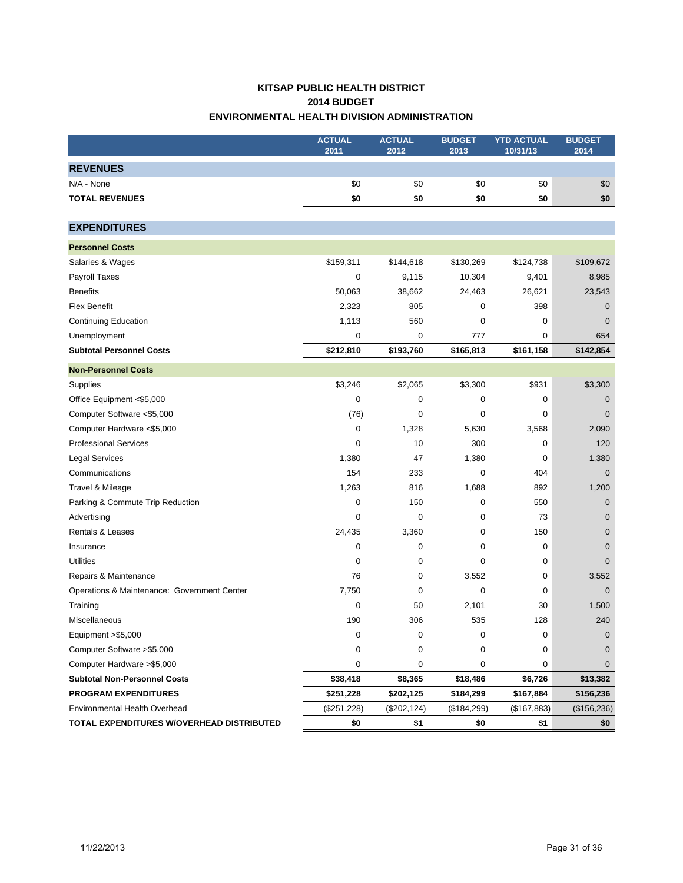# KITSAP PUBLIC HEALTH DISTRICT
## 2014 BUDGET
## ENVIRONMENTAL HEALTH DIVISION ADMINISTRATION

| | ACTUAL 2011 | ACTUAL 2012 | BUDGET 2013 | YTD ACTUAL 10/31/13 | BUDGET 2014 |
|---|---|---|---|---|---|
| **REVENUES** | | | | | |
| N/A - None | $0 | $0 | $0 | $0 | $0 |
| **TOTAL REVENUES** | **$0** | **$0** | **$0** | **$0** | **$0** |
| **EXPENDITURES** | | | | | |
| **Personnel Costs** | | | | | |
| Salaries & Wages | $159,311 | $144,618 | $130,269 | $124,738 | $109,672 |
| Payroll Taxes | 0 | 9,115 | 10,304 | 9,401 | 8,985 |
| Benefits | 50,063 | 38,662 | 24,463 | 26,621 | 23,543 |
| Flex Benefit | 2,323 | 805 | 0 | 398 | 0 |
| Continuing Education | 1,113 | 560 | 0 | 0 | 0 |
| Unemployment | 0 | 0 | 777 | 0 | 654 |
| **Subtotal Personnel Costs** | **$212,810** | **$193,760** | **$165,813** | **$161,158** | **$142,854** |
| **Non-Personnel Costs** | | | | | |
| Supplies | $3,246 | $2,065 | $3,300 | $931 | $3,300 |
| Office Equipment <$5,000 | 0 | 0 | 0 | 0 | 0 |
| Computer Software <$5,000 | (76) | 0 | 0 | 0 | 0 |
| Computer Hardware <$5,000 | 0 | 1,328 | 5,630 | 3,568 | 2,090 |
| Professional Services | 0 | 10 | 300 | 0 | 120 |
| Legal Services | 1,380 | 47 | 1,380 | 0 | 1,380 |
| Communications | 154 | 233 | 0 | 404 | 0 |
| Travel & Mileage | 1,263 | 816 | 1,688 | 892 | 1,200 |
| Parking & Commute Trip Reduction | 0 | 150 | 0 | 550 | 0 |
| Advertising | 0 | 0 | 0 | 73 | 0 |
| Rentals & Leases | 24,435 | 3,360 | 0 | 150 | 0 |
| Insurance | 0 | 0 | 0 | 0 | 0 |
| Utilities | 0 | 0 | 0 | 0 | 0 |
| Repairs & Maintenance | 76 | 0 | 3,552 | 0 | 3,552 |
| Operations & Maintenance: Government Center | 7,750 | 0 | 0 | 0 | 0 |
| Training | 0 | 50 | 2,101 | 30 | 1,500 |
| Miscellaneous | 190 | 306 | 535 | 128 | 240 |
| Equipment >$5,000 | 0 | 0 | 0 | 0 | 0 |
| Computer Software >$5,000 | 0 | 0 | 0 | 0 | 0 |
| Computer Hardware >$5,000 | 0 | 0 | 0 | 0 | 0 |
| **Subtotal Non-Personnel Costs** | **$38,418** | **$8,365** | **$18,486** | **$6,726** | **$13,382** |
| **PROGRAM EXPENDITURES** | **$251,228** | **$202,125** | **$184,299** | **$167,884** | **$156,236** |
| Environmental Health Overhead | ($251,228) | ($202,124) | ($184,299) | ($167,883) | ($156,236) |
| **TOTAL EXPENDITURES W/OVERHEAD DISTRIBUTED** | **$0** | **$1** | **$0** | **$1** | **$0** |

11/22/2013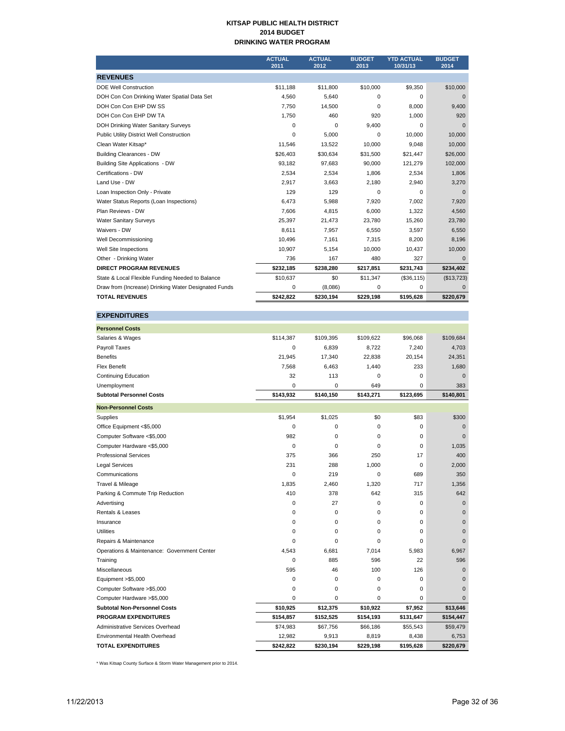# KITSAP PUBLIC HEALTH DISTRICT
## 2014 BUDGET
## DRINKING WATER PROGRAM

| | ACTUAL 2011 | ACTUAL 2012 | BUDGET 2013 | YTD ACTUAL 10/31/13 | BUDGET 2014 |
|---|---|---|---|---|---|
| **REVENUES** | | | | | |
| DOE Well Construction | $11,188 | $11,800 | $10,000 | $9,350 | $10,000 |
| DOH Con Con Drinking Water Spatial Data Set | 4,560 | 5,640 | 0 | 0 | 0 |
| DOH Con Con EHP DW SS | 7,750 | 14,500 | 0 | 8,000 | 9,400 |
| DOH Con Con EHP DW TA | 1,750 | 460 | 920 | 1,000 | 920 |
| DOH Drinking Water Sanitary Surveys | 0 | 0 | 9,400 | 0 | 0 |
| Public Utility District Well Construction | 0 | 5,000 | 0 | 10,000 | 10,000 |
| Clean Water Kitsap* | 11,546 | 13,522 | 10,000 | 9,048 | 10,000 |
| Building Clearances - DW | $26,403 | $30,634 | $31,500 | $21,447 | $26,000 |
| Building Site Applications - DW | 93,182 | 97,683 | 90,000 | 121,279 | 102,000 |
| Certifications - DW | 2,534 | 2,534 | 1,806 | 2,534 | 1,806 |
| Land Use - DW | 2,917 | 3,663 | 2,180 | 2,940 | 3,270 |
| Loan Inspection Only - Private | 129 | 129 | 0 | 0 | 0 |
| Water Status Reports (Loan Inspections) | 6,473 | 5,988 | 7,920 | 7,002 | 7,920 |
| Plan Reviews - DW | 7,606 | 4,815 | 6,000 | 1,322 | 4,560 |
| Water Sanitary Surveys | 25,397 | 21,473 | 23,780 | 15,260 | 23,780 |
| Waivers - DW | 8,611 | 7,957 | 6,550 | 3,597 | 6,550 |
| Well Decommissioning | 10,496 | 7,161 | 7,315 | 8,200 | 8,196 |
| Well Site Inspections | 10,907 | 5,154 | 10,000 | 10,437 | 10,000 |
| Other - Drinking Water | 736 | 167 | 480 | 327 | 0 |
| **DIRECT PROGRAM REVENUES** | **$232,185** | **$238,280** | **$217,851** | **$231,743** | **$234,402** |
| State & Local Flexible Funding Needed to Balance | $10,637 | $0 | $11,347 | ($36,115) | ($13,723) |
| Draw from (Increase) Drinking Water Designated Funds | 0 | (8,086) | 0 | 0 | 0 |
| **TOTAL REVENUES** | **$242,822** | **$230,194** | **$229,198** | **$195,628** | **$220,679** |
| **EXPENDITURES** | | | | | |
| **Personnel Costs** | | | | | |
| Salaries & Wages | $114,387 | $109,395 | $109,622 | $96,068 | $109,684 |
| Payroll Taxes | 0 | 6,839 | 8,722 | 7,240 | 4,703 |
| Benefits | 21,945 | 17,340 | 22,838 | 20,154 | 24,351 |
| Flex Benefit | 7,568 | 6,463 | 1,440 | 233 | 1,680 |
| Continuing Education | 32 | 113 | 0 | 0 | 0 |
| Unemployment | 0 | 0 | 649 | 0 | 383 |
| **Subtotal Personnel Costs** | **$143,932** | **$140,150** | **$143,271** | **$123,695** | **$140,801** |
| **Non-Personnel Costs** | | | | | |
| Supplies | $1,954 | $1,025 | $0 | $83 | $300 |
| Office Equipment <$5,000 | 0 | 0 | 0 | 0 | 0 |
| Computer Software <$5,000 | 982 | 0 | 0 | 0 | 0 |
| Computer Hardware <$5,000 | 0 | 0 | 0 | 0 | 1,035 |
| Professional Services | 375 | 366 | 250 | 17 | 400 |
| Legal Services | 231 | 288 | 1,000 | 0 | 2,000 |
| Communications | 0 | 219 | 0 | 689 | 350 |
| Travel & Mileage | 1,835 | 2,460 | 1,320 | 717 | 1,356 |
| Parking & Commute Trip Reduction | 410 | 378 | 642 | 315 | 642 |
| Advertising | 0 | 27 | 0 | 0 | 0 |
| Rentals & Leases | 0 | 0 | 0 | 0 | 0 |
| Insurance | 0 | 0 | 0 | 0 | 0 |
| Utilities | 0 | 0 | 0 | 0 | 0 |
| Repairs & Maintenance | 0 | 0 | 0 | 0 | 0 |
| Operations & Maintenance: Government Center | 4,543 | 6,681 | 7,014 | 5,983 | 6,967 |
| Training | 0 | 885 | 596 | 22 | 596 |
| Miscellaneous | 595 | 46 | 100 | 126 | 0 |
| Equipment >$5,000 | 0 | 0 | 0 | 0 | 0 |
| Computer Software >$5,000 | 0 | 0 | 0 | 0 | 0 |
| Computer Hardware >$5,000 | 0 | 0 | 0 | 0 | 0 |
| **Subtotal Non-Personnel Costs** | **$10,925** | **$12,375** | **$10,922** | **$7,952** | **$13,646** |
| **PROGRAM EXPENDITURES** | **$154,857** | **$152,525** | **$154,193** | **$131,647** | **$154,447** |
| Administrative Services Overhead | $74,983 | $67,756 | $66,186 | $55,543 | $59,479 |
| Environmental Health Overhead | 12,982 | 9,913 | 8,819 | 8,438 | 6,753 |
| **TOTAL EXPENDITURES** | **$242,822** | **$230,194** | **$229,198** | **$195,628** | **$220,679** |

* Was Kitsap County Surface & Storm Water Management prior to 2014.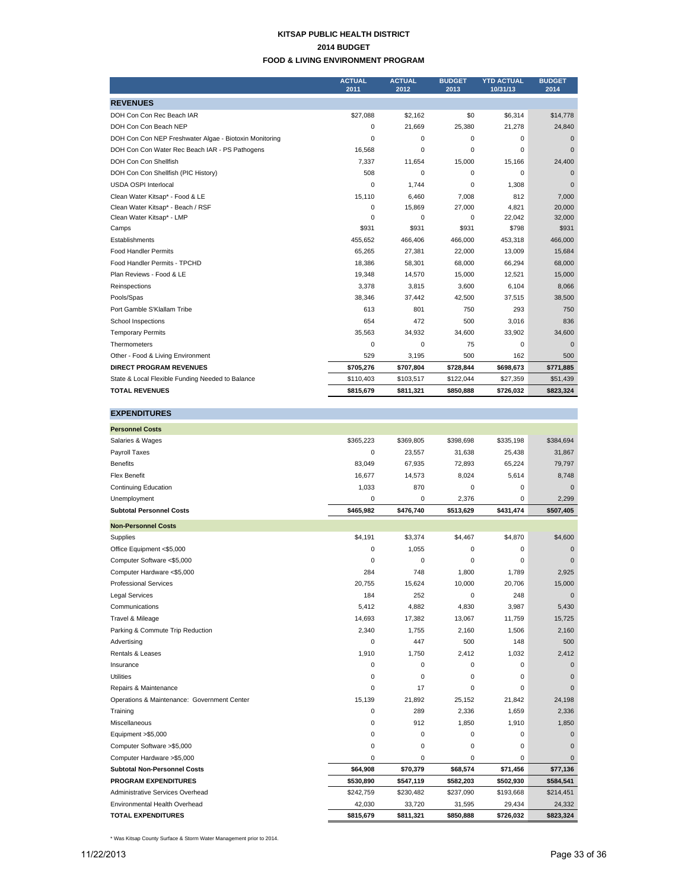# KITSAP PUBLIC HEALTH DISTRICT
## 2014 BUDGET
## FOOD & LIVING ENVIRONMENT PROGRAM

| | ACTUAL 2011 | ACTUAL 2012 | BUDGET 2013 | YTD ACTUAL 10/31/13 | BUDGET 2014 |
|---|---|---|---|---|---|
| **REVENUES** | | | | | |
| DOH Con Con Rec Beach IAR | $27,088 | $2,162 | $0 | $6,314 | $14,778 |
| DOH Con Con Beach NEP | 0 | 21,669 | 25,380 | 21,278 | 24,840 |
| DOH Con Con NEP Freshwater Algae - Biotoxin Monitoring | 0 | 0 | 0 | 0 | 0 |
| DOH Con Con Water Rec Beach IAR - PS Pathogens | 16,568 | 0 | 0 | 0 | 0 |
| DOH Con Con Shellfish | 7,337 | 11,654 | 15,000 | 15,166 | 24,400 |
| DOH Con Con Shellfish (PIC History) | 508 | 0 | 0 | 0 | 0 |
| USDA OSPI Interlocal | 0 | 1,744 | 0 | 1,308 | 0 |
| Clean Water Kitsap* - Food & LE | 15,110 | 6,460 | 7,008 | 812 | 7,000 |
| Clean Water Kitsap* - Beach / RSF | 0 | 15,869 | 27,000 | 4,821 | 20,000 |
| Clean Water Kitsap* - LMP | 0 | 0 | 0 | 22,042 | 32,000 |
| Camps | $931 | $931 | $931 | $798 | $931 |
| Establishments | 455,652 | 466,406 | 466,000 | 453,318 | 466,000 |
| Food Handler Permits | 65,265 | 27,381 | 22,000 | 13,009 | 15,684 |
| Food Handler Permits - TPCHD | 18,386 | 58,301 | 68,000 | 66,294 | 68,000 |
| Plan Reviews - Food & LE | 19,348 | 14,570 | 15,000 | 12,521 | 15,000 |
| Reinspections | 3,378 | 3,815 | 3,600 | 6,104 | 8,066 |
| Pools/Spas | 38,346 | 37,442 | 42,500 | 37,515 | 38,500 |
| Port Gamble S'Klallam Tribe | 613 | 801 | 750 | 293 | 750 |
| School Inspections | 654 | 472 | 500 | 3,016 | 836 |
| Temporary Permits | 35,563 | 34,932 | 34,600 | 33,902 | 34,600 |
| Thermometers | 0 | 0 | 75 | 0 | 0 |
| Other - Food & Living Environment | 529 | 3,195 | 500 | 162 | 500 |
| **DIRECT PROGRAM REVENUES** | **$705,276** | **$707,804** | **$728,844** | **$698,673** | **$771,885** |
| State & Local Flexible Funding Needed to Balance | $110,403 | $103,517 | $122,044 | $27,359 | $51,439 |
| **TOTAL REVENUES** | **$815,679** | **$811,321** | **$850,888** | **$726,032** | **$823,324** |
| | | | | | |
| **EXPENDITURES** | | | | | |
| **Personnel Costs** | | | | | |
| Salaries & Wages | $365,223 | $369,805 | $398,698 | $335,198 | $384,694 |
| Payroll Taxes | 0 | 23,557 | 31,638 | 25,438 | 31,867 |
| Benefits | 83,049 | 67,935 | 72,893 | 65,224 | 79,797 |
| Flex Benefit | 16,677 | 14,573 | 8,024 | 5,614 | 8,748 |
| Continuing Education | 1,033 | 870 | 0 | 0 | 0 |
| Unemployment | 0 | 0 | 2,376 | 0 | 2,299 |
| **Subtotal Personnel Costs** | **$465,982** | **$476,740** | **$513,629** | **$431,474** | **$507,405** |
| **Non-Personnel Costs** | | | | | |
| Supplies | $4,191 | $3,374 | $4,467 | $4,870 | $4,600 |
| Office Equipment <$5,000 | 0 | 1,055 | 0 | 0 | 0 |
| Computer Software <$5,000 | 0 | 0 | 0 | 0 | 0 |
| Computer Hardware <$5,000 | 284 | 748 | 1,800 | 1,789 | 2,925 |
| Professional Services | 20,755 | 15,624 | 10,000 | 20,706 | 15,000 |
| Legal Services | 184 | 252 | 0 | 248 | 0 |
| Communications | 5,412 | 4,882 | 4,830 | 3,987 | 5,430 |
| Travel & Mileage | 14,693 | 17,382 | 13,067 | 11,759 | 15,725 |
| Parking & Commute Trip Reduction | 2,340 | 1,755 | 2,160 | 1,506 | 2,160 |
| Advertising | 0 | 447 | 500 | 148 | 500 |
| Rentals & Leases | 1,910 | 1,750 | 2,412 | 1,032 | 2,412 |
| Insurance | 0 | 0 | 0 | 0 | 0 |
| Utilities | 0 | 0 | 0 | 0 | 0 |
| Repairs & Maintenance | 0 | 17 | 0 | 0 | 0 |
| Operations & Maintenance: Government Center | 15,139 | 21,892 | 25,152 | 21,842 | 24,198 |
| Training | 0 | 289 | 2,336 | 1,659 | 2,336 |
| Miscellaneous | 0 | 912 | 1,850 | 1,910 | 1,850 |
| Equipment >$5,000 | 0 | 0 | 0 | 0 | 0 |
| Computer Software >$5,000 | 0 | 0 | 0 | 0 | 0 |
| Computer Hardware >$5,000 | 0 | 0 | 0 | 0 | 0 |
| **Subtotal Non-Personnel Costs** | **$64,908** | **$70,379** | **$68,574** | **$71,456** | **$77,136** |
| **PROGRAM EXPENDITURES** | **$530,890** | **$547,119** | **$582,203** | **$502,930** | **$584,541** |
| Administrative Services Overhead | $242,759 | $230,482 | $237,090 | $193,668 | $214,451 |
| Environmental Health Overhead | 42,030 | 33,720 | 31,595 | 29,434 | 24,332 |
| **TOTAL EXPENDITURES** | **$815,679** | **$811,321** | **$850,888** | **$726,032** | **$823,324** |

* Was Kitsap County Surface & Storm Water Management prior to 2014.

11/22/2013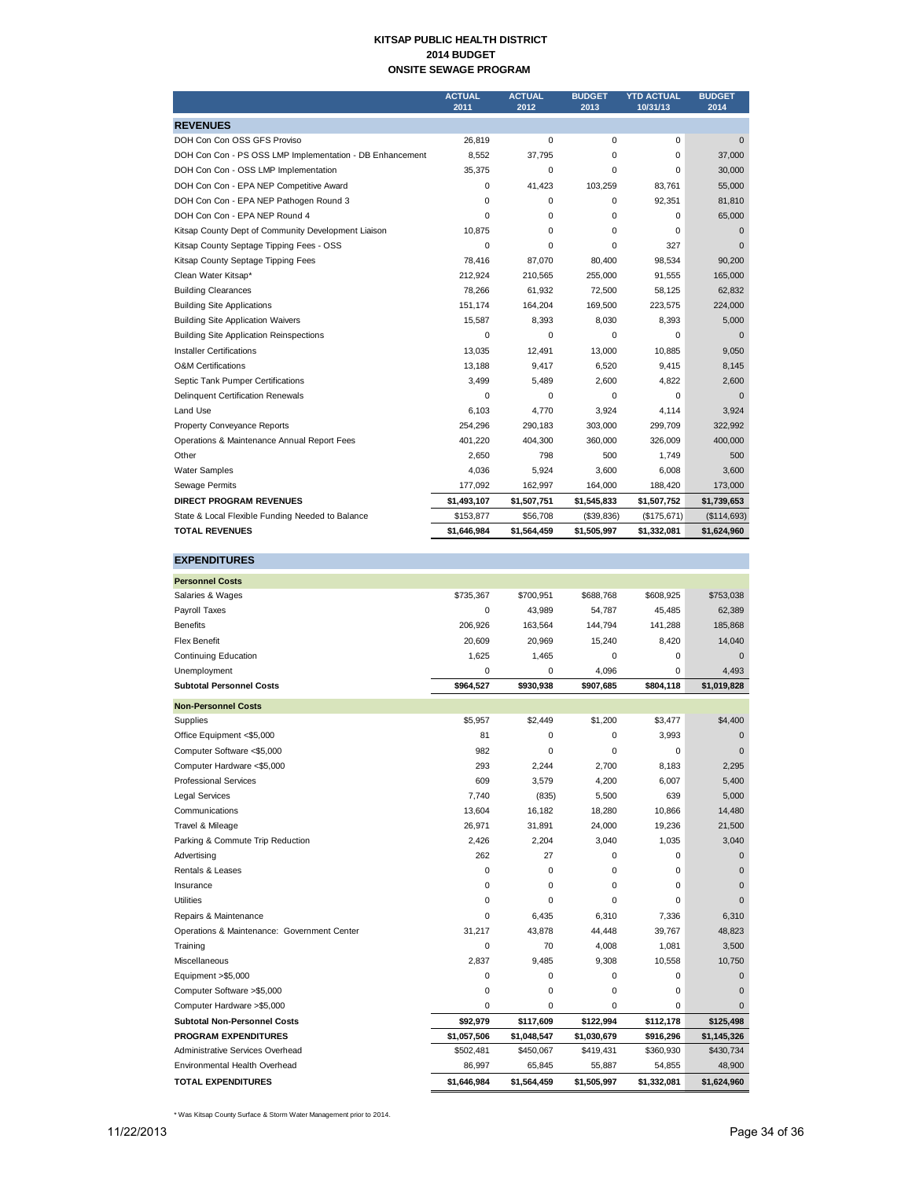# KITSAP PUBLIC HEALTH DISTRICT
## 2014 BUDGET
## ONSITE SEWAGE PROGRAM

| | ACTUAL 2011 | ACTUAL 2012 | BUDGET 2013 | YTD ACTUAL 10/31/13 | BUDGET 2014 |
|---|---|---|---|---|---|
| **REVENUES** | | | | | |
| DOH Con Con OSS GFS Proviso | 26,819 | 0 | 0 | 0 | 0 |
| DOH Con Con - PS OSS LMP Implementation - DB Enhancement | 8,552 | 37,795 | 0 | 0 | 37,000 |
| DOH Con Con - OSS LMP Implementation | 35,375 | 0 | 0 | 0 | 30,000 |
| DOH Con Con - EPA NEP Competitive Award | 0 | 41,423 | 103,259 | 83,761 | 55,000 |
| DOH Con Con - EPA NEP Pathogen Round 3 | 0 | 0 | 0 | 92,351 | 81,810 |
| DOH Con Con - EPA NEP Round 4 | 0 | 0 | 0 | 0 | 65,000 |
| Kitsap County Dept of Community Development Liaison | 10,875 | 0 | 0 | 0 | 0 |
| Kitsap County Septage Tipping Fees - OSS | 0 | 0 | 0 | 327 | 0 |
| Kitsap County Septage Tipping Fees | 78,416 | 87,070 | 80,400 | 98,534 | 90,200 |
| Clean Water Kitsap* | 212,924 | 210,565 | 255,000 | 91,555 | 165,000 |
| Building Clearances | 78,266 | 61,932 | 72,500 | 58,125 | 62,832 |
| Building Site Applications | 151,174 | 164,204 | 169,500 | 223,575 | 224,000 |
| Building Site Application Waivers | 15,587 | 8,393 | 8,030 | 8,393 | 5,000 |
| Building Site Application Reinspections | 0 | 0 | 0 | 0 | 0 |
| Installer Certifications | 13,035 | 12,491 | 13,000 | 10,885 | 9,050 |
| O&M Certifications | 13,188 | 9,417 | 6,520 | 9,415 | 8,145 |
| Septic Tank Pumper Certifications | 3,499 | 5,489 | 2,600 | 4,822 | 2,600 |
| Delinquent Certification Renewals | 0 | 0 | 0 | 0 | 0 |
| Land Use | 6,103 | 4,770 | 3,924 | 4,114 | 3,924 |
| Property Conveyance Reports | 254,296 | 290,183 | 303,000 | 299,709 | 322,992 |
| Operations & Maintenance Annual Report Fees | 401,220 | 404,300 | 360,000 | 326,009 | 400,000 |
| Other | 2,650 | 798 | 500 | 1,749 | 500 |
| Water Samples | 4,036 | 5,924 | 3,600 | 6,008 | 3,600 |
| Sewage Permits | 177,092 | 162,997 | 164,000 | 188,420 | 173,000 |
| **DIRECT PROGRAM REVENUES** | **$1,493,107** | **$1,507,751** | **$1,545,833** | **$1,507,752** | **$1,739,653** |
| State & Local Flexible Funding Needed to Balance | $153,877 | $56,708 | ($39,836) | ($175,671) | ($114,693) |
| **TOTAL REVENUES** | **$1,646,984** | **$1,564,459** | **$1,505,997** | **$1,332,081** | **$1,624,960** |
| **EXPENDITURES** | | | | | |
| **Personnel Costs** | | | | | |
| Salaries & Wages | $735,367 | $700,951 | $688,768 | $608,925 | $753,038 |
| Payroll Taxes | 0 | 43,989 | 54,787 | 45,485 | 62,389 |
| Benefits | 206,926 | 163,564 | 144,794 | 141,288 | 185,868 |
| Flex Benefit | 20,609 | 20,969 | 15,240 | 8,420 | 14,040 |
| Continuing Education | 1,625 | 1,465 | 0 | 0 | 0 |
| Unemployment | 0 | 0 | 4,096 | 0 | 4,493 |
| **Subtotal Personnel Costs** | **$964,527** | **$930,938** | **$907,685** | **$804,118** | **$1,019,828** |
| **Non-Personnel Costs** | | | | | |
| Supplies | $5,957 | $2,449 | $1,200 | $3,477 | $4,400 |
| Office Equipment <$5,000 | 81 | 0 | 0 | 3,993 | 0 |
| Computer Software <$5,000 | 982 | 0 | 0 | 0 | 0 |
| Computer Hardware <$5,000 | 293 | 2,244 | 2,700 | 8,183 | 2,295 |
| Professional Services | 609 | 3,579 | 4,200 | 6,007 | 5,400 |
| Legal Services | 7,740 | (835) | 5,500 | 639 | 5,000 |
| Communications | 13,604 | 16,182 | 18,280 | 10,866 | 14,480 |
| Travel & Mileage | 26,971 | 31,891 | 24,000 | 19,236 | 21,500 |
| Parking & Commute Trip Reduction | 2,426 | 2,204 | 3,040 | 1,035 | 3,040 |
| Advertising | 262 | 27 | 0 | 0 | 0 |
| Rentals & Leases | 0 | 0 | 0 | 0 | 0 |
| Insurance | 0 | 0 | 0 | 0 | 0 |
| Utilities | 0 | 0 | 0 | 0 | 0 |
| Repairs & Maintenance | 0 | 6,435 | 6,310 | 7,336 | 6,310 |
| Operations & Maintenance: Government Center | 31,217 | 43,878 | 44,448 | 39,767 | 48,823 |
| Training | 0 | 70 | 4,008 | 1,081 | 3,500 |
| Miscellaneous | 2,837 | 9,485 | 9,308 | 10,558 | 10,750 |
| Equipment >$5,000 | 0 | 0 | 0 | 0 | 0 |
| Computer Software >$5,000 | 0 | 0 | 0 | 0 | 0 |
| Computer Hardware >$5,000 | 0 | 0 | 0 | 0 | 0 |
| **Subtotal Non-Personnel Costs** | **$92,979** | **$117,609** | **$122,994** | **$112,178** | **$125,498** |
| **PROGRAM EXPENDITURES** | **$1,057,506** | **$1,048,547** | **$1,030,679** | **$916,296** | **$1,145,326** |
| Administrative Services Overhead | $502,481 | $450,067 | $419,431 | $360,930 | $430,734 |
| Environmental Health Overhead | 86,997 | 65,845 | 55,887 | 54,855 | 48,900 |
| **TOTAL EXPENDITURES** | **$1,646,984** | **$1,564,459** | **$1,505,997** | **$1,332,081** | **$1,624,960** |

\* Was Kitsap County Surface & Storm Water Management prior to 2014.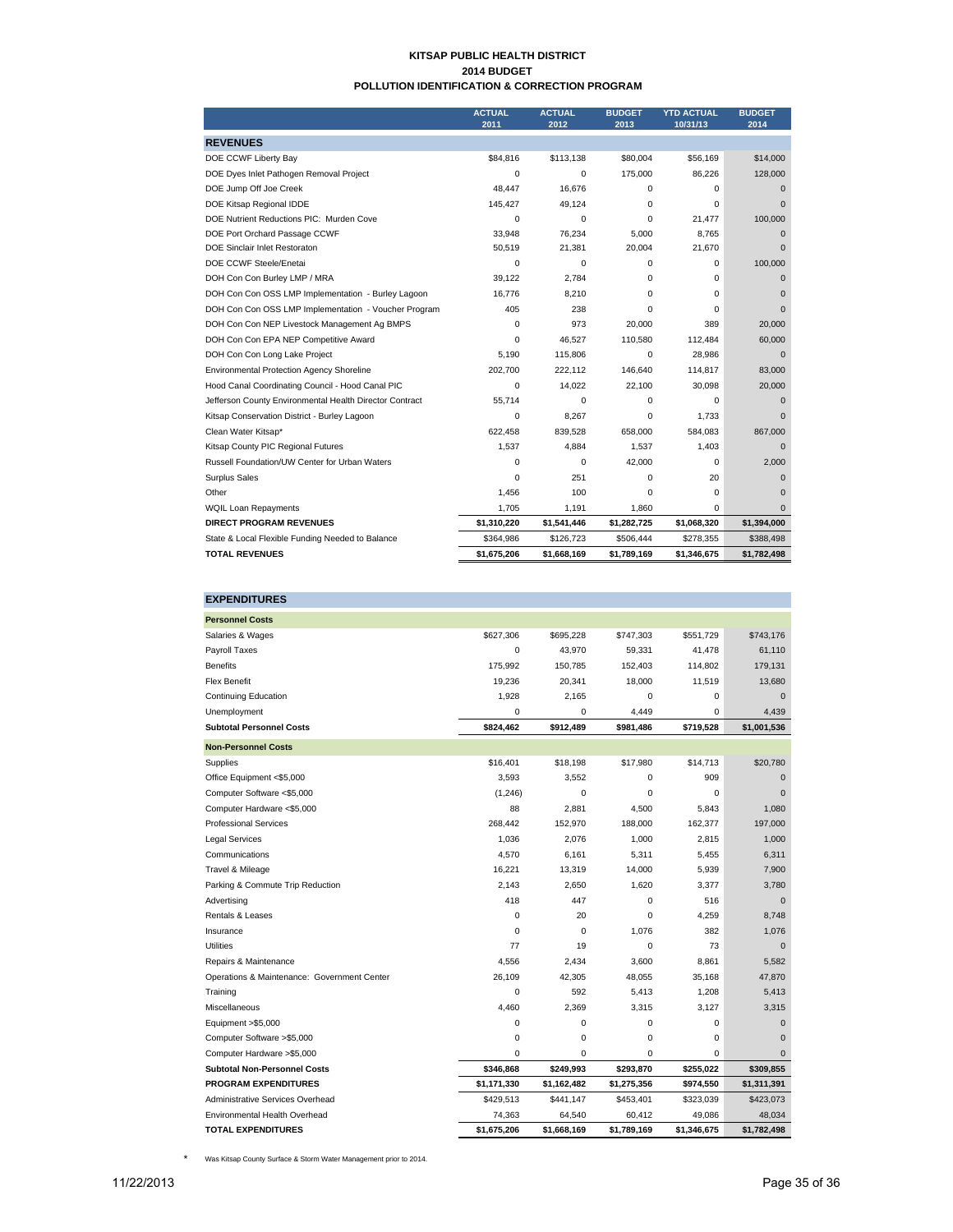# KITSAP PUBLIC HEALTH DISTRICT
## 2014 BUDGET
## POLLUTION IDENTIFICATION & CORRECTION PROGRAM

| | ACTUAL 2011 | ACTUAL 2012 | BUDGET 2013 | YTD ACTUAL 10/31/13 | BUDGET 2014 |
|---|---|---|---|---|---|
| **REVENUES** | | | | | |
| DOE CCWF Liberty Bay | $84,816 | $113,138 | $80,004 | $56,169 | $14,000 |
| DOE Dyes Inlet Pathogen Removal Project | 0 | 0 | 175,000 | 86,226 | 128,000 |
| DOE Jump Off Joe Creek | 48,447 | 16,676 | 0 | 0 | 0 |
| DOE Kitsap Regional IDDE | 145,427 | 49,124 | 0 | 0 | 0 |
| DOE Nutrient Reductions PIC: Murden Cove | 0 | 0 | 0 | 21,477 | 100,000 |
| DOE Port Orchard Passage CCWF | 33,948 | 76,234 | 5,000 | 8,765 | 0 |
| DOE Sinclair Inlet Restoraton | 50,519 | 21,381 | 20,004 | 21,670 | 0 |
| DOE CCWF Steele/Enetai | 0 | 0 | 0 | 0 | 100,000 |
| DOH Con Con Burley LMP / MRA | 39,122 | 2,784 | 0 | 0 | 0 |
| DOH Con Con OSS LMP Implementation - Burley Lagoon | 16,776 | 8,210 | 0 | 0 | 0 |
| DOH Con Con OSS LMP Implementation - Voucher Program | 405 | 238 | 0 | 0 | 0 |
| DOH Con Con NEP Livestock Management Ag BMPS | 0 | 973 | 20,000 | 389 | 20,000 |
| DOH Con Con EPA NEP Competitive Award | 0 | 46,527 | 110,580 | 112,484 | 60,000 |
| DOH Con Con Long Lake Project | 5,190 | 115,806 | 0 | 28,986 | 0 |
| Environmental Protection Agency Shoreline | 202,700 | 222,112 | 146,640 | 114,817 | 83,000 |
| Hood Canal Coordinating Council - Hood Canal PIC | 0 | 14,022 | 22,100 | 30,098 | 20,000 |
| Jefferson County Environmental Health Director Contract | 55,714 | 0 | 0 | 0 | 0 |
| Kitsap Conservation District - Burley Lagoon | 0 | 8,267 | 0 | 1,733 | 0 |
| Clean Water Kitsap* | 622,458 | 839,528 | 658,000 | 584,083 | 867,000 |
| Kitsap County PIC Regional Futures | 1,537 | 4,884 | 1,537 | 1,403 | 0 |
| Russell Foundation/UW Center for Urban Waters | 0 | 0 | 42,000 | 0 | 2,000 |
| Surplus Sales | 0 | 251 | 0 | 20 | 0 |
| Other | 1,456 | 100 | 0 | 0 | 0 |
| WQIL Loan Repayments | 1,705 | 1,191 | 1,860 | 0 | 0 |
| **DIRECT PROGRAM REVENUES** | **$1,310,220** | **$1,541,446** | **$1,282,725** | **$1,068,320** | **$1,394,000** |
| State & Local Flexible Funding Needed to Balance | $364,986 | $126,723 | $506,444 | $278,355 | $388,498 |
| **TOTAL REVENUES** | **$1,675,206** | **$1,668,169** | **$1,789,169** | **$1,346,675** | **$1,782,498** |

| | ACTUAL 2011 | ACTUAL 2012 | BUDGET 2013 | YTD ACTUAL 10/31/13 | BUDGET 2014 |
|---|---|---|---|---|---|
| **EXPENDITURES** | | | | | |
| **Personnel Costs** | | | | | |
| Salaries & Wages | $627,306 | $695,228 | $747,303 | $551,729 | $743,176 |
| Payroll Taxes | 0 | 43,970 | 59,331 | 41,478 | 61,110 |
| Benefits | 175,992 | 150,785 | 152,403 | 114,802 | 179,131 |
| Flex Benefit | 19,236 | 20,341 | 18,000 | 11,519 | 13,680 |
| Continuing Education | 1,928 | 2,165 | 0 | 0 | 0 |
| Unemployment | 0 | 0 | 4,449 | 0 | 4,439 |
| **Subtotal Personnel Costs** | **$824,462** | **$912,489** | **$981,486** | **$719,528** | **$1,001,536** |
| **Non-Personnel Costs** | | | | | |
| Supplies | $16,401 | $18,198 | $17,980 | $14,713 | $20,780 |
| Office Equipment <$5,000 | 3,593 | 3,552 | 0 | 909 | 0 |
| Computer Software <$5,000 | (1,246) | 0 | 0 | 0 | 0 |
| Computer Hardware <$5,000 | 88 | 2,881 | 4,500 | 5,843 | 1,080 |
| Professional Services | 268,442 | 152,970 | 188,000 | 162,377 | 197,000 |
| Legal Services | 1,036 | 2,076 | 1,000 | 2,815 | 1,000 |
| Communications | 4,570 | 6,161 | 5,311 | 5,455 | 6,311 |
| Travel & Mileage | 16,221 | 13,319 | 14,000 | 5,939 | 7,900 |
| Parking & Commute Trip Reduction | 2,143 | 2,650 | 1,620 | 3,377 | 3,780 |
| Advertising | 418 | 447 | 0 | 516 | 0 |
| Rentals & Leases | 0 | 20 | 0 | 4,259 | 8,748 |
| Insurance | 0 | 0 | 1,076 | 382 | 1,076 |
| Utilities | 77 | 19 | 0 | 73 | 0 |
| Repairs & Maintenance | 4,556 | 2,434 | 3,600 | 8,861 | 5,582 |
| Operations & Maintenance: Government Center | 26,109 | 42,305 | 48,055 | 35,168 | 47,870 |
| Training | 0 | 592 | 5,413 | 1,208 | 5,413 |
| Miscellaneous | 4,460 | 2,369 | 3,315 | 3,127 | 3,315 |
| Equipment >$5,000 | 0 | 0 | 0 | 0 | 0 |
| Computer Software >$5,000 | 0 | 0 | 0 | 0 | 0 |
| Computer Hardware >$5,000 | 0 | 0 | 0 | 0 | 0 |
| **Subtotal Non-Personnel Costs** | **$346,868** | **$249,993** | **$293,870** | **$255,022** | **$309,855** |
| **PROGRAM EXPENDITURES** | **$1,171,330** | **$1,162,482** | **$1,275,356** | **$974,550** | **$1,311,391** |
| Administrative Services Overhead | $429,513 | $441,147 | $453,401 | $323,039 | $423,073 |
| Environmental Health Overhead | 74,363 | 64,540 | 60,412 | 49,086 | 48,034 |
| **TOTAL EXPENDITURES** | **$1,675,206** | **$1,668,169** | **$1,789,169** | **$1,346,675** | **$1,782,498** |

\* Was Kitsap County Surface & Storm Water Management prior to 2014.

11/22/2013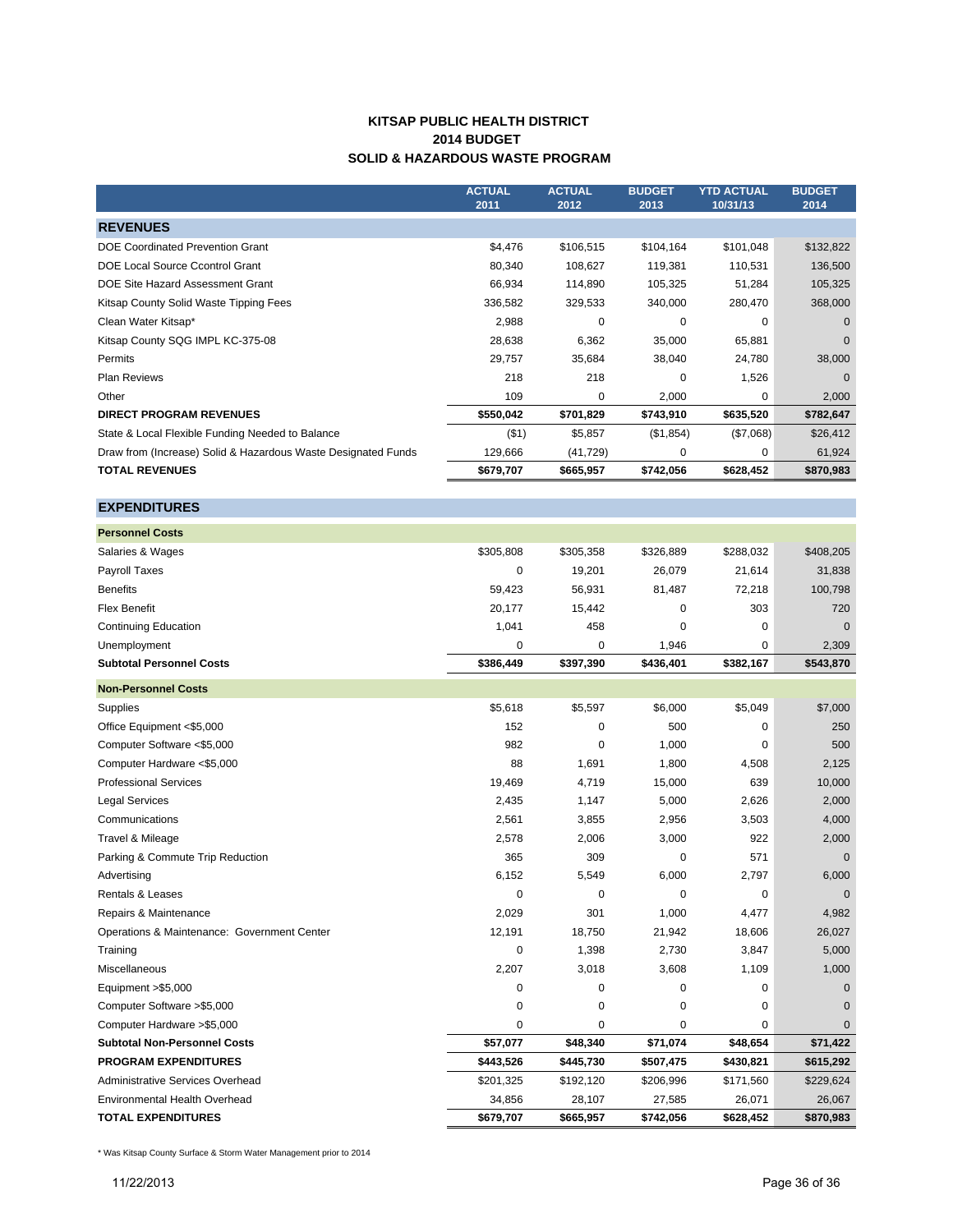# KITSAP PUBLIC HEALTH DISTRICT
## 2014 BUDGET
## SOLID & HAZARDOUS WASTE PROGRAM

| | ACTUAL 2011 | ACTUAL 2012 | BUDGET 2013 | YTD ACTUAL 10/31/13 | BUDGET 2014 |
|---|---|---|---|---|---|
| **REVENUES** | | | | | |
| DOE Coordinated Prevention Grant | $4,476 | $106,515 | $104,164 | $101,048 | $132,822 |
| DOE Local Source Ccontrol Grant | 80,340 | 108,627 | 119,381 | 110,531 | 136,500 |
| DOE Site Hazard Assessment Grant | 66,934 | 114,890 | 105,325 | 51,284 | 105,325 |
| Kitsap County Solid Waste Tipping Fees | 336,582 | 329,533 | 340,000 | 280,470 | 368,000 |
| Clean Water Kitsap* | 2,988 | 0 | 0 | 0 | 0 |
| Kitsap County SQG IMPL KC-375-08 | 28,638 | 6,362 | 35,000 | 65,881 | 0 |
| Permits | 29,757 | 35,684 | 38,040 | 24,780 | 38,000 |
| Plan Reviews | 218 | 218 | 0 | 1,526 | 0 |
| Other | 109 | 0 | 2,000 | 0 | 2,000 |
| **DIRECT PROGRAM REVENUES** | **$550,042** | **$701,829** | **$743,910** | **$635,520** | **$782,647** |
| State & Local Flexible Funding Needed to Balance | ($1) | $5,857 | ($1,854) | ($7,068) | $26,412 |
| Draw from (Increase) Solid & Hazardous Waste Designated Funds | 129,666 | (41,729) | 0 | 0 | 61,924 |
| **TOTAL REVENUES** | **$679,707** | **$665,957** | **$742,056** | **$628,452** | **$870,983** |
| **EXPENDITURES** | | | | | |
| **Personnel Costs** | | | | | |
| Salaries & Wages | $305,808 | $305,358 | $326,889 | $288,032 | $408,205 |
| Payroll Taxes | 0 | 19,201 | 26,079 | 21,614 | 31,838 |
| Benefits | 59,423 | 56,931 | 81,487 | 72,218 | 100,798 |
| Flex Benefit | 20,177 | 15,442 | 0 | 303 | 720 |
| Continuing Education | 1,041 | 458 | 0 | 0 | 0 |
| Unemployment | 0 | 0 | 1,946 | 0 | 2,309 |
| **Subtotal Personnel Costs** | **$386,449** | **$397,390** | **$436,401** | **$382,167** | **$543,870** |
| **Non-Personnel Costs** | | | | | |
| Supplies | $5,618 | $5,597 | $6,000 | $5,049 | $7,000 |
| Office Equipment <$5,000 | 152 | 0 | 500 | 0 | 250 |
| Computer Software <$5,000 | 982 | 0 | 1,000 | 0 | 500 |
| Computer Hardware <$5,000 | 88 | 1,691 | 1,800 | 4,508 | 2,125 |
| Professional Services | 19,469 | 4,719 | 15,000 | 639 | 10,000 |
| Legal Services | 2,435 | 1,147 | 5,000 | 2,626 | 2,000 |
| Communications | 2,561 | 3,855 | 2,956 | 3,503 | 4,000 |
| Travel & Mileage | 2,578 | 2,006 | 3,000 | 922 | 2,000 |
| Parking & Commute Trip Reduction | 365 | 309 | 0 | 571 | 0 |
| Advertising | 6,152 | 5,549 | 6,000 | 2,797 | 6,000 |
| Rentals & Leases | 0 | 0 | 0 | 0 | 0 |
| Repairs & Maintenance | 2,029 | 301 | 1,000 | 4,477 | 4,982 |
| Operations & Maintenance: Government Center | 12,191 | 18,750 | 21,942 | 18,606 | 26,027 |
| Training | 0 | 1,398 | 2,730 | 3,847 | 5,000 |
| Miscellaneous | 2,207 | 3,018 | 3,608 | 1,109 | 1,000 |
| Equipment >$5,000 | 0 | 0 | 0 | 0 | 0 |
| Computer Software >$5,000 | 0 | 0 | 0 | 0 | 0 |
| Computer Hardware >$5,000 | 0 | 0 | 0 | 0 | 0 |
| **Subtotal Non-Personnel Costs** | **$57,077** | **$48,340** | **$71,074** | **$48,654** | **$71,422** |
| **PROGRAM EXPENDITURES** | **$443,526** | **$445,730** | **$507,475** | **$430,821** | **$615,292** |
| Administrative Services Overhead | $201,325 | $192,120 | $206,996 | $171,560 | $229,624 |
| Environmental Health Overhead | 34,856 | 28,107 | 27,585 | 26,071 | 26,067 |
| **TOTAL EXPENDITURES** | **$679,707** | **$665,957** | **$742,056** | **$628,452** | **$870,983** |

* Was Kitsap County Surface & Storm Water Management prior to 2014

11/22/2013